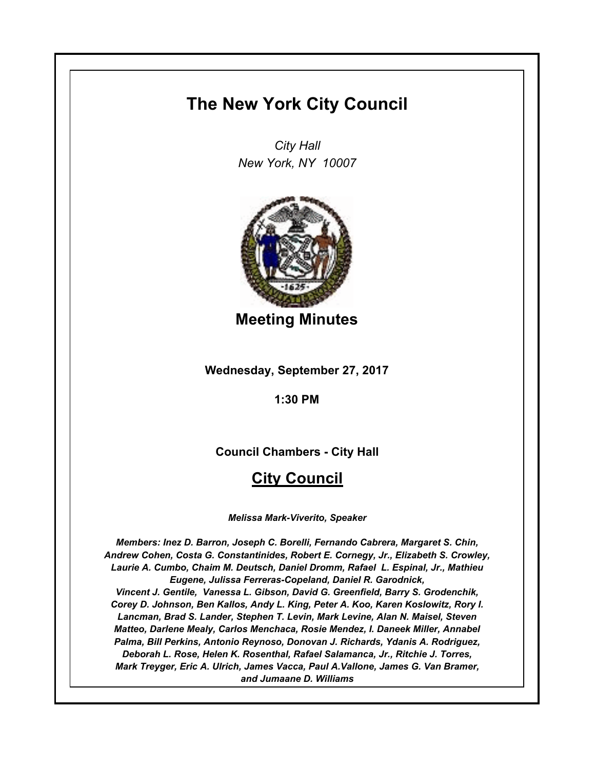# The New York City Council

*City Hall*
*New York, NY 10007*

## Meeting Minutes

**Wednesday, September 27, 2017**

**1:30 PM**

**Council Chambers - City Hall**

## City Council

***Melissa Mark-Viverito, Speaker***

***Members: Inez D. Barron, Joseph C. Borelli, Fernando Cabrera, Margaret S. Chin, Andrew Cohen, Costa G. Constantinides, Robert E. Cornegy, Jr., Elizabeth S. Crowley, Laurie A. Cumbo, Chaim M. Deutsch, Daniel Dromm, Rafael L. Espinal, Jr., Mathieu Eugene, Julissa Ferreras-Copeland, Daniel R. Garodnick, Vincent J. Gentile, Vanessa L. Gibson, David G. Greenfield, Barry S. Grodenchik, Corey D. Johnson, Ben Kallos, Andy L. King, Peter A. Koo, Karen Koslowitz, Rory I. Lancman, Brad S. Lander, Stephen T. Levin, Mark Levine, Alan N. Maisel, Steven Matteo, Darlene Mealy, Carlos Menchaca, Rosie Mendez, I. Daneek Miller, Annabel Palma, Bill Perkins, Antonio Reynoso, Donovan J. Richards, Ydanis A. Rodriguez, Deborah L. Rose, Helen K. Rosenthal, Rafael Salamanca, Jr., Ritchie J. Torres, Mark Treyger, Eric A. Ulrich, James Vacca, Paul A.Vallone, James G. Van Bramer, and Jumaane D. Williams***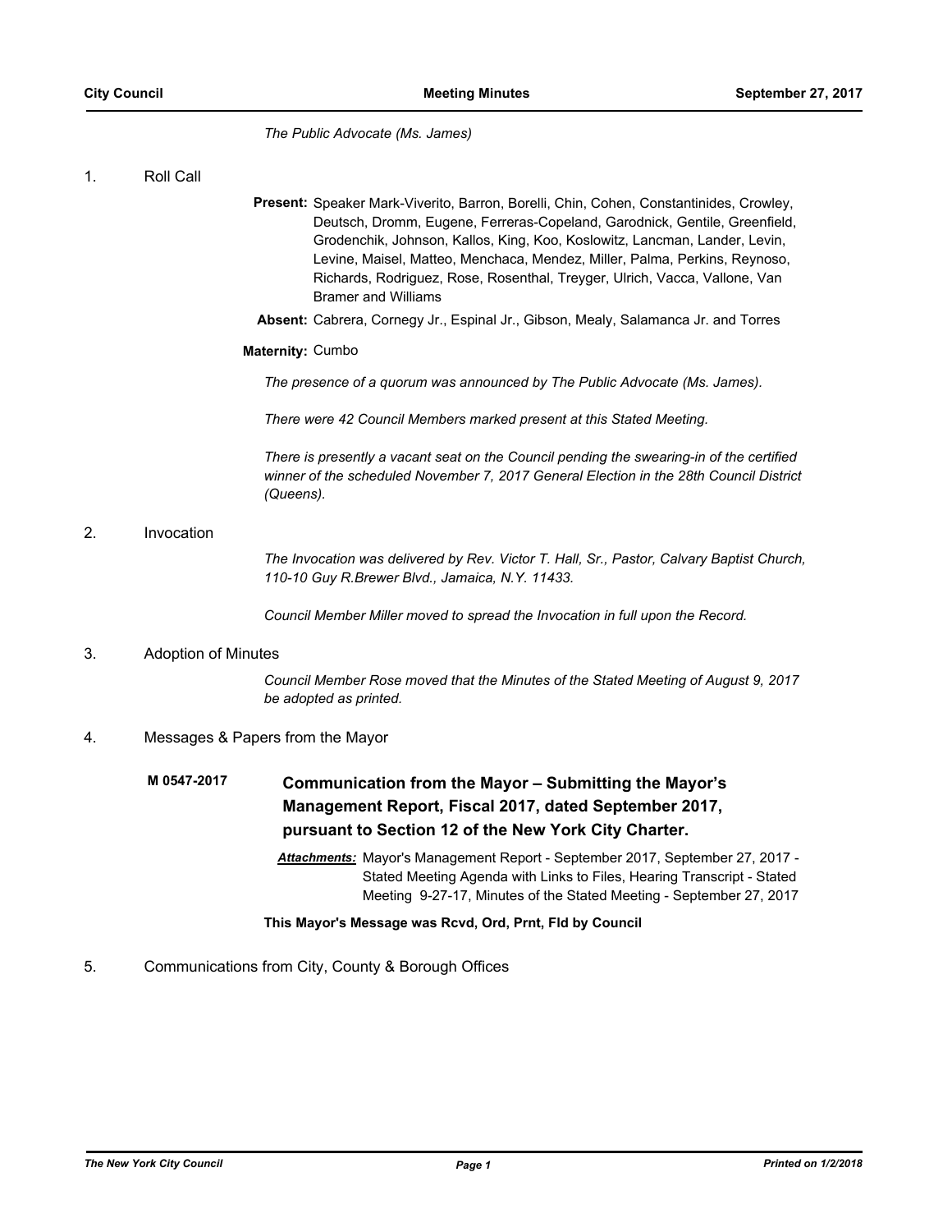*The Public Advocate (Ms. James)*

1. Roll Call

**Present:** Speaker Mark-Viverito, Barron, Borelli, Chin, Cohen, Constantinides, Crowley, Deutsch, Dromm, Eugene, Ferreras-Copeland, Garodnick, Gentile, Greenfield, Grodenchik, Johnson, Kallos, King, Koo, Koslowitz, Lancman, Lander, Levin, Levine, Maisel, Matteo, Menchaca, Mendez, Miller, Palma, Perkins, Reynoso, Richards, Rodriguez, Rose, Rosenthal, Treyger, Ulrich, Vacca, Vallone, Van Bramer and Williams

**Absent:** Cabrera, Cornegy Jr., Espinal Jr., Gibson, Mealy, Salamanca Jr. and Torres

**Maternity:** Cumbo

*The presence of a quorum was announced by The Public Advocate (Ms. James).*

*There were 42 Council Members marked present at this Stated Meeting.*

*There is presently a vacant seat on the Council pending the swearing-in of the certified winner of the scheduled November 7, 2017 General Election in the 28th Council District (Queens).*

2. Invocation

*The Invocation was delivered by Rev. Victor T. Hall, Sr., Pastor, Calvary Baptist Church, 110-10 Guy R.Brewer Blvd., Jamaica, N.Y. 11433.*

*Council Member Miller moved to spread the Invocation in full upon the Record.*

3. Adoption of Minutes

*Council Member Rose moved that the Minutes of the Stated Meeting of August 9, 2017 be adopted as printed.*

4. Messages & Papers from the Mayor

**M 0547-2017** **Communication from the Mayor – Submitting the Mayor's Management Report, Fiscal 2017, dated September 2017, pursuant to Section 12 of the New York City Charter.**

***Attachments:*** Mayor's Management Report - September 2017, September 27, 2017 - Stated Meeting Agenda with Links to Files, Hearing Transcript - Stated Meeting 9-27-17, Minutes of the Stated Meeting - September 27, 2017

**This Mayor's Message was Rcvd, Ord, Prnt, Fld by Council**

5. Communications from City, County & Borough Offices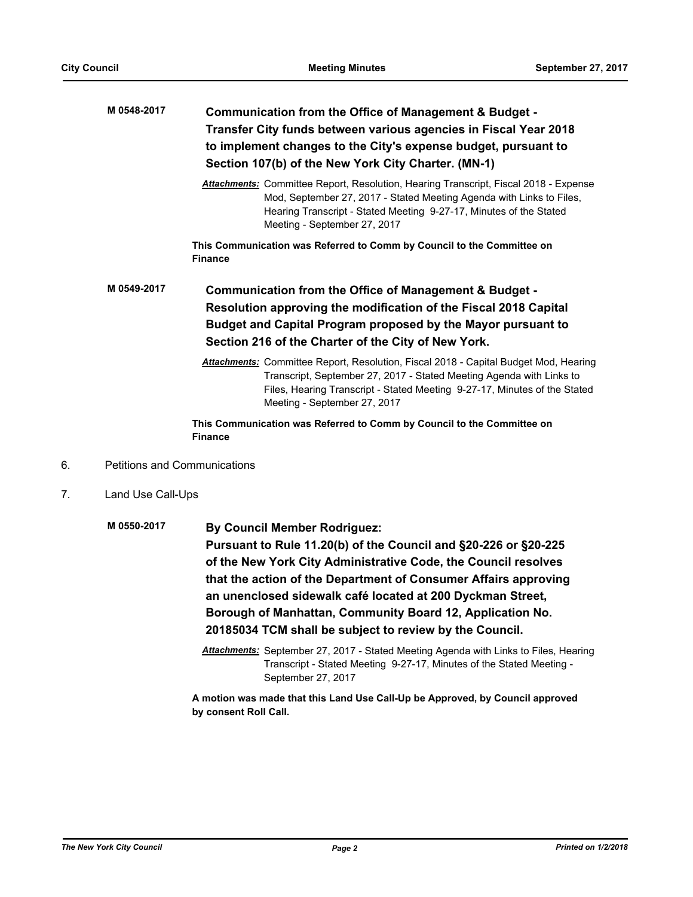**M 0548-2017** **Communication from the Office of Management & Budget - Transfer City funds between various agencies in Fiscal Year 2018 to implement changes to the City's expense budget, pursuant to Section 107(b) of the New York City Charter. (MN-1)**

*Attachments:* Committee Report, Resolution, Hearing Transcript, Fiscal 2018 - Expense Mod, September 27, 2017 - Stated Meeting Agenda with Links to Files, Hearing Transcript - Stated Meeting 9-27-17, Minutes of the Stated Meeting - September 27, 2017

**This Communication was Referred to Comm by Council to the Committee on Finance**

**M 0549-2017** **Communication from the Office of Management & Budget - Resolution approving the modification of the Fiscal 2018 Capital Budget and Capital Program proposed by the Mayor pursuant to Section 216 of the Charter of the City of New York.**

*Attachments:* Committee Report, Resolution, Fiscal 2018 - Capital Budget Mod, Hearing Transcript, September 27, 2017 - Stated Meeting Agenda with Links to Files, Hearing Transcript - Stated Meeting 9-27-17, Minutes of the Stated Meeting - September 27, 2017

**This Communication was Referred to Comm by Council to the Committee on Finance**

6. Petitions and Communications

7. Land Use Call-Ups

**M 0550-2017** **By Council Member Rodriguez:**
**Pursuant to Rule 11.20(b) of the Council and §20-226 or §20-225 of the New York City Administrative Code, the Council resolves that the action of the Department of Consumer Affairs approving an unenclosed sidewalk café located at 200 Dyckman Street, Borough of Manhattan, Community Board 12, Application No. 20185034 TCM shall be subject to review by the Council.**

*Attachments:* September 27, 2017 - Stated Meeting Agenda with Links to Files, Hearing Transcript - Stated Meeting 9-27-17, Minutes of the Stated Meeting - September 27, 2017

**A motion was made that this Land Use Call-Up be Approved, by Council approved by consent Roll Call.**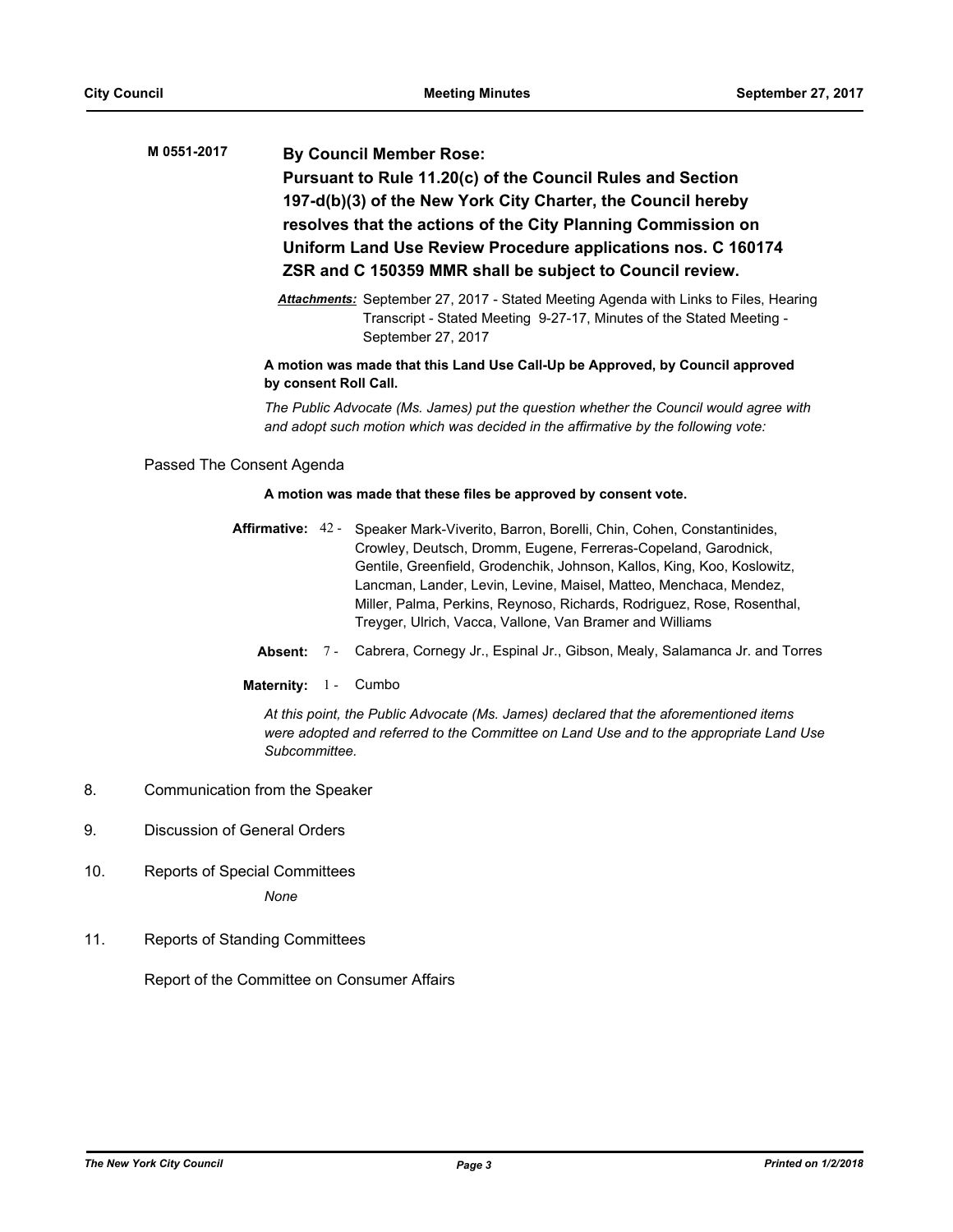**M 0551-2017** **By Council Member Rose:**

**Pursuant to Rule 11.20(c) of the Council Rules and Section 197-d(b)(3) of the New York City Charter, the Council hereby resolves that the actions of the City Planning Commission on Uniform Land Use Review Procedure applications nos. C 160174 ZSR and C 150359 MMR shall be subject to Council review.**

***Attachments:*** September 27, 2017 - Stated Meeting Agenda with Links to Files, Hearing Transcript - Stated Meeting 9-27-17, Minutes of the Stated Meeting - September 27, 2017

**A motion was made that this Land Use Call-Up be Approved, by Council approved by consent Roll Call.**

*The Public Advocate (Ms. James) put the question whether the Council would agree with and adopt such motion which was decided in the affirmative by the following vote:*

Passed The Consent Agenda

**A motion was made that these files be approved by consent vote.**

**Affirmative:** 42 - Speaker Mark-Viverito, Barron, Borelli, Chin, Cohen, Constantinides, Crowley, Deutsch, Dromm, Eugene, Ferreras-Copeland, Garodnick, Gentile, Greenfield, Grodenchik, Johnson, Kallos, King, Koo, Koslowitz, Lancman, Lander, Levin, Levine, Maisel, Matteo, Menchaca, Mendez, Miller, Palma, Perkins, Reynoso, Richards, Rodriguez, Rose, Rosenthal, Treyger, Ulrich, Vacca, Vallone, Van Bramer and Williams

**Absent:** 7 - Cabrera, Cornegy Jr., Espinal Jr., Gibson, Mealy, Salamanca Jr. and Torres

**Maternity:** 1 - Cumbo

*At this point, the Public Advocate (Ms. James) declared that the aforementioned items were adopted and referred to the Committee on Land Use and to the appropriate Land Use Subcommittee.*

8. Communication from the Speaker

9. Discussion of General Orders

10. Reports of Special Committees

*None*

11. Reports of Standing Committees

Report of the Committee on Consumer Affairs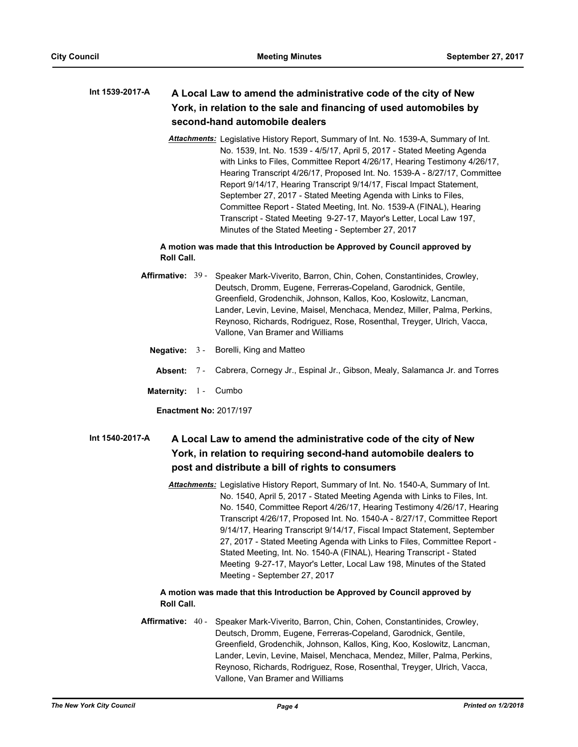**Int 1539-2017-A** **A Local Law to amend the administrative code of the city of New York, in relation to the sale and financing of used automobiles by second-hand automobile dealers**

*Attachments:* Legislative History Report, Summary of Int. No. 1539-A, Summary of Int. No. 1539, Int. No. 1539 - 4/5/17, April 5, 2017 - Stated Meeting Agenda with Links to Files, Committee Report 4/26/17, Hearing Testimony 4/26/17, Hearing Transcript 4/26/17, Proposed Int. No. 1539-A - 8/27/17, Committee Report 9/14/17, Hearing Transcript 9/14/17, Fiscal Impact Statement, September 27, 2017 - Stated Meeting Agenda with Links to Files, Committee Report - Stated Meeting, Int. No. 1539-A (FINAL), Hearing Transcript - Stated Meeting 9-27-17, Mayor's Letter, Local Law 197, Minutes of the Stated Meeting - September 27, 2017

**A motion was made that this Introduction be Approved by Council approved by Roll Call.**

**Affirmative:** 39 - Speaker Mark-Viverito, Barron, Chin, Cohen, Constantinides, Crowley, Deutsch, Dromm, Eugene, Ferreras-Copeland, Garodnick, Gentile, Greenfield, Grodenchik, Johnson, Kallos, Koo, Koslowitz, Lancman, Lander, Levin, Levine, Maisel, Menchaca, Mendez, Miller, Palma, Perkins, Reynoso, Richards, Rodriguez, Rose, Rosenthal, Treyger, Ulrich, Vacca, Vallone, Van Bramer and Williams

**Negative:** 3 - Borelli, King and Matteo

**Absent:** 7 - Cabrera, Cornegy Jr., Espinal Jr., Gibson, Mealy, Salamanca Jr. and Torres

**Maternity:** 1 - Cumbo

**Enactment No:** 2017/197

**Int 1540-2017-A** **A Local Law to amend the administrative code of the city of New York, in relation to requiring second-hand automobile dealers to post and distribute a bill of rights to consumers**

*Attachments:* Legislative History Report, Summary of Int. No. 1540-A, Summary of Int. No. 1540, April 5, 2017 - Stated Meeting Agenda with Links to Files, Int. No. 1540, Committee Report 4/26/17, Hearing Testimony 4/26/17, Hearing Transcript 4/26/17, Proposed Int. No. 1540-A - 8/27/17, Committee Report 9/14/17, Hearing Transcript 9/14/17, Fiscal Impact Statement, September 27, 2017 - Stated Meeting Agenda with Links to Files, Committee Report - Stated Meeting, Int. No. 1540-A (FINAL), Hearing Transcript - Stated Meeting 9-27-17, Mayor's Letter, Local Law 198, Minutes of the Stated Meeting - September 27, 2017

**A motion was made that this Introduction be Approved by Council approved by Roll Call.**

**Affirmative:** 40 - Speaker Mark-Viverito, Barron, Chin, Cohen, Constantinides, Crowley, Deutsch, Dromm, Eugene, Ferreras-Copeland, Garodnick, Gentile, Greenfield, Grodenchik, Johnson, Kallos, King, Koo, Koslowitz, Lancman, Lander, Levin, Levine, Maisel, Menchaca, Mendez, Miller, Palma, Perkins, Reynoso, Richards, Rodriguez, Rose, Rosenthal, Treyger, Ulrich, Vacca, Vallone, Van Bramer and Williams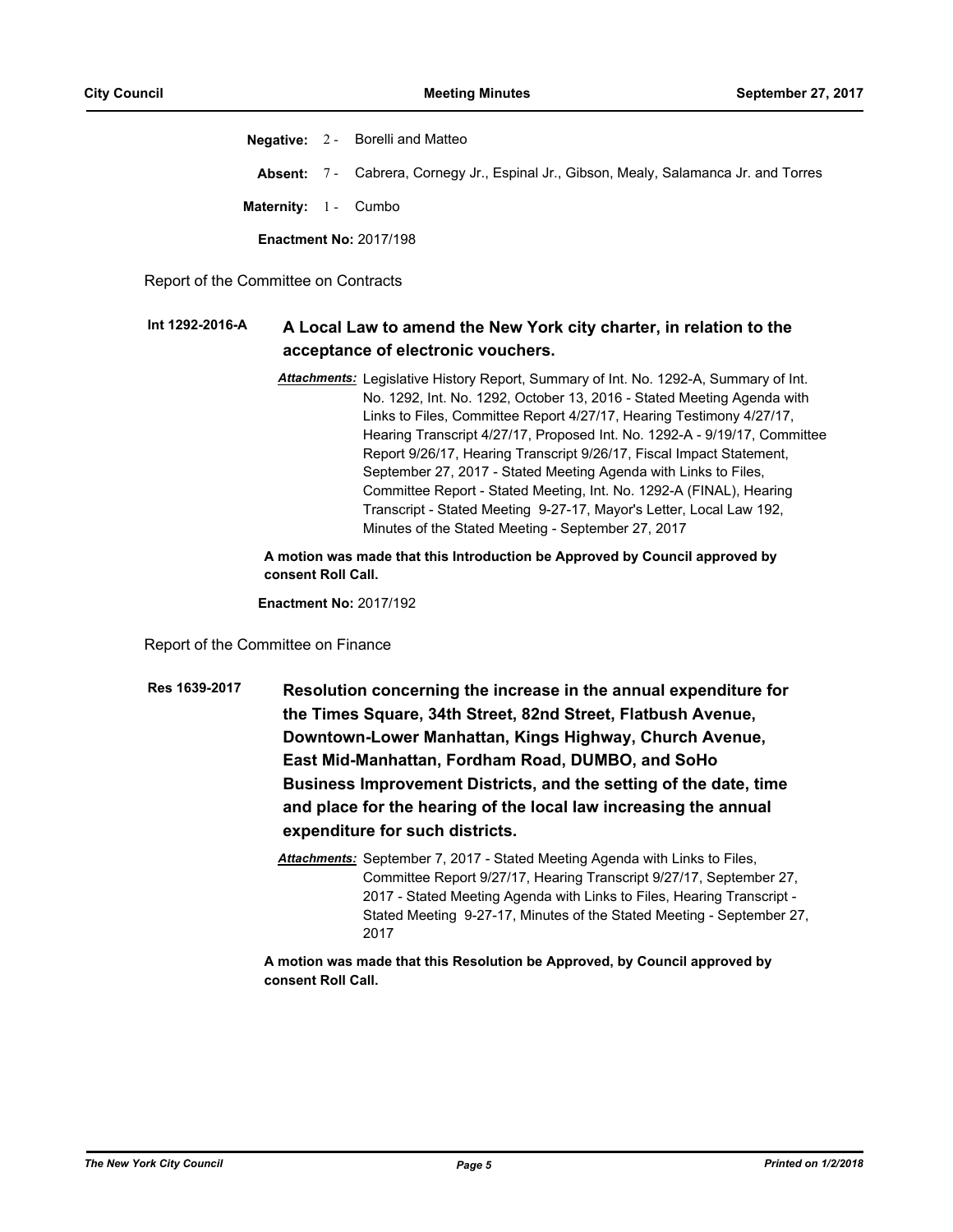**Negative:** 2 - Borelli and Matteo

**Absent:** 7 - Cabrera, Cornegy Jr., Espinal Jr., Gibson, Mealy, Salamanca Jr. and Torres

**Maternity:** 1 - Cumbo

**Enactment No:** 2017/198

Report of the Committee on Contracts

**Int 1292-2016-A** **A Local Law to amend the New York city charter, in relation to the acceptance of electronic vouchers.**

***Attachments:*** Legislative History Report, Summary of Int. No. 1292-A, Summary of Int. No. 1292, Int. No. 1292, October 13, 2016 - Stated Meeting Agenda with Links to Files, Committee Report 4/27/17, Hearing Testimony 4/27/17, Hearing Transcript 4/27/17, Proposed Int. No. 1292-A - 9/19/17, Committee Report 9/26/17, Hearing Transcript 9/26/17, Fiscal Impact Statement, September 27, 2017 - Stated Meeting Agenda with Links to Files, Committee Report - Stated Meeting, Int. No. 1292-A (FINAL), Hearing Transcript - Stated Meeting 9-27-17, Mayor's Letter, Local Law 192, Minutes of the Stated Meeting - September 27, 2017

**A motion was made that this Introduction be Approved by Council approved by consent Roll Call.**

**Enactment No:** 2017/192

Report of the Committee on Finance

**Res 1639-2017** **Resolution concerning the increase in the annual expenditure for the Times Square, 34th Street, 82nd Street, Flatbush Avenue, Downtown-Lower Manhattan, Kings Highway, Church Avenue, East Mid-Manhattan, Fordham Road, DUMBO, and SoHo Business Improvement Districts, and the setting of the date, time and place for the hearing of the local law increasing the annual expenditure for such districts.**

***Attachments:*** September 7, 2017 - Stated Meeting Agenda with Links to Files, Committee Report 9/27/17, Hearing Transcript 9/27/17, September 27, 2017 - Stated Meeting Agenda with Links to Files, Hearing Transcript - Stated Meeting 9-27-17, Minutes of the Stated Meeting - September 27, 2017

**A motion was made that this Resolution be Approved, by Council approved by consent Roll Call.**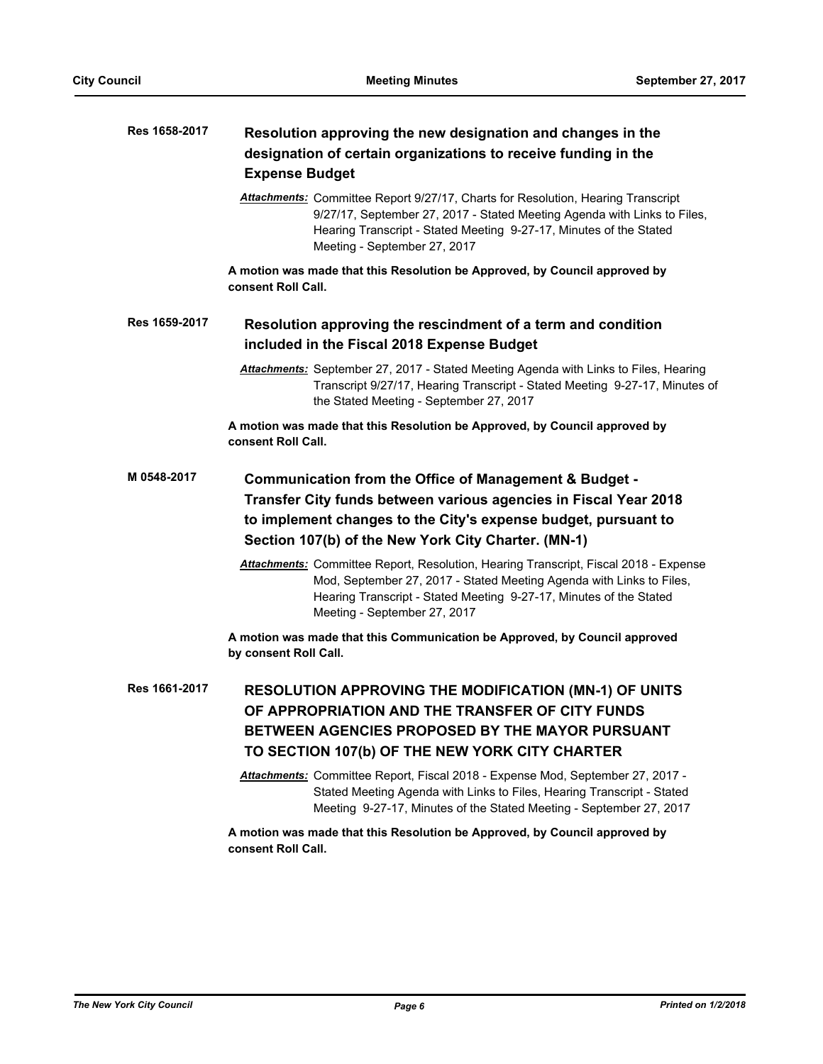**Res 1658-2017** **Resolution approving the new designation and changes in the designation of certain organizations to receive funding in the Expense Budget**

***Attachments:*** Committee Report 9/27/17, Charts for Resolution, Hearing Transcript 9/27/17, September 27, 2017 - Stated Meeting Agenda with Links to Files, Hearing Transcript - Stated Meeting 9-27-17, Minutes of the Stated Meeting - September 27, 2017

**A motion was made that this Resolution be Approved, by Council approved by consent Roll Call.**

**Res 1659-2017** **Resolution approving the rescindment of a term and condition included in the Fiscal 2018 Expense Budget**

***Attachments:*** September 27, 2017 - Stated Meeting Agenda with Links to Files, Hearing Transcript 9/27/17, Hearing Transcript - Stated Meeting 9-27-17, Minutes of the Stated Meeting - September 27, 2017

**A motion was made that this Resolution be Approved, by Council approved by consent Roll Call.**

**M 0548-2017** **Communication from the Office of Management & Budget - Transfer City funds between various agencies in Fiscal Year 2018 to implement changes to the City's expense budget, pursuant to Section 107(b) of the New York City Charter. (MN-1)**

***Attachments:*** Committee Report, Resolution, Hearing Transcript, Fiscal 2018 - Expense Mod, September 27, 2017 - Stated Meeting Agenda with Links to Files, Hearing Transcript - Stated Meeting 9-27-17, Minutes of the Stated Meeting - September 27, 2017

**A motion was made that this Communication be Approved, by Council approved by consent Roll Call.**

**Res 1661-2017** **RESOLUTION APPROVING THE MODIFICATION (MN-1) OF UNITS OF APPROPRIATION AND THE TRANSFER OF CITY FUNDS BETWEEN AGENCIES PROPOSED BY THE MAYOR PURSUANT TO SECTION 107(b) OF THE NEW YORK CITY CHARTER**

***Attachments:*** Committee Report, Fiscal 2018 - Expense Mod, September 27, 2017 - Stated Meeting Agenda with Links to Files, Hearing Transcript - Stated Meeting 9-27-17, Minutes of the Stated Meeting - September 27, 2017

**A motion was made that this Resolution be Approved, by Council approved by consent Roll Call.**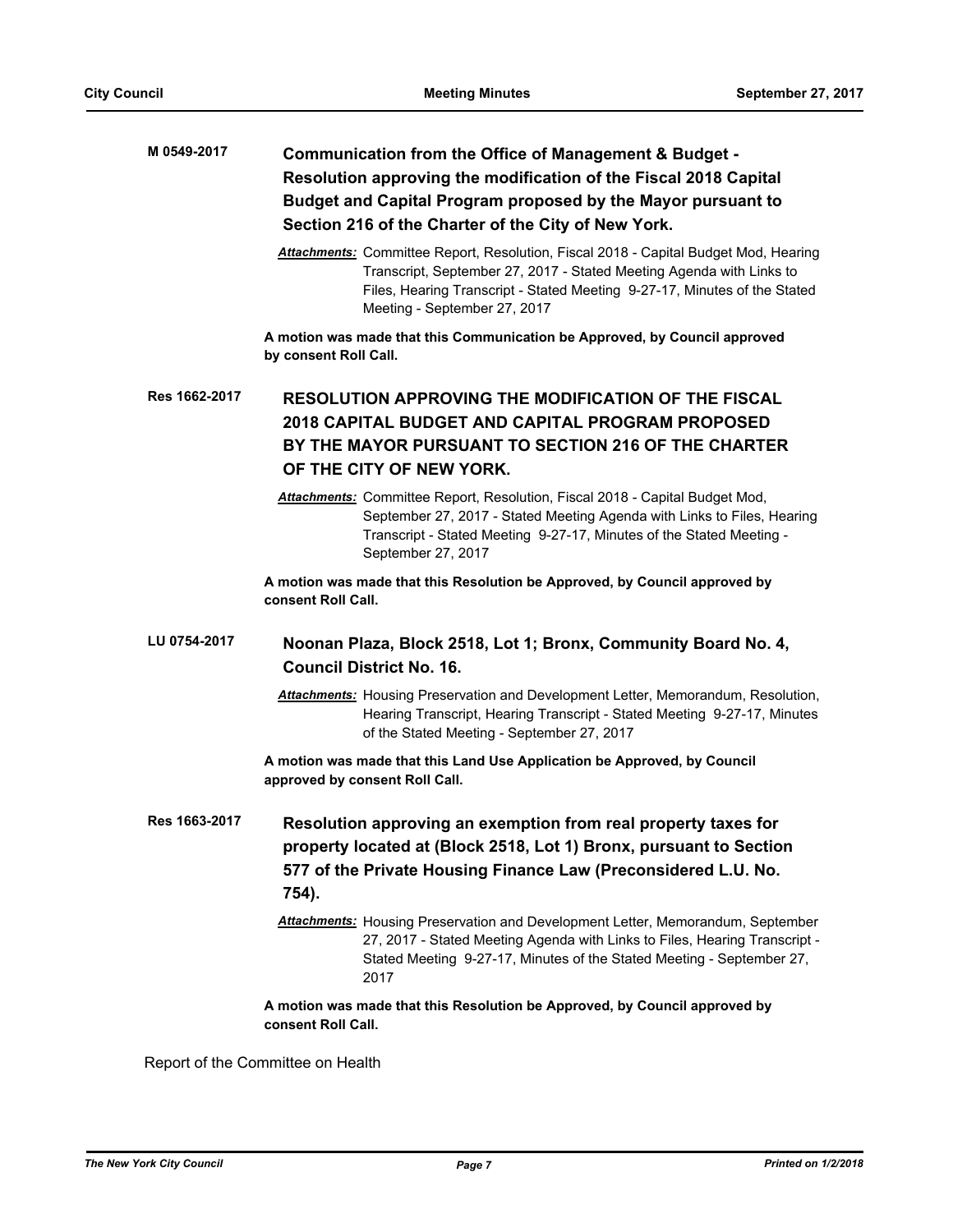**M 0549-2017** **Communication from the Office of Management & Budget - Resolution approving the modification of the Fiscal 2018 Capital Budget and Capital Program proposed by the Mayor pursuant to Section 216 of the Charter of the City of New York.**

***Attachments:*** Committee Report, Resolution, Fiscal 2018 - Capital Budget Mod, Hearing Transcript, September 27, 2017 - Stated Meeting Agenda with Links to Files, Hearing Transcript - Stated Meeting 9-27-17, Minutes of the Stated Meeting - September 27, 2017

**A motion was made that this Communication be Approved, by Council approved by consent Roll Call.**

**Res 1662-2017** **RESOLUTION APPROVING THE MODIFICATION OF THE FISCAL 2018 CAPITAL BUDGET AND CAPITAL PROGRAM PROPOSED BY THE MAYOR PURSUANT TO SECTION 216 OF THE CHARTER OF THE CITY OF NEW YORK.**

***Attachments:*** Committee Report, Resolution, Fiscal 2018 - Capital Budget Mod, September 27, 2017 - Stated Meeting Agenda with Links to Files, Hearing Transcript - Stated Meeting 9-27-17, Minutes of the Stated Meeting - September 27, 2017

**A motion was made that this Resolution be Approved, by Council approved by consent Roll Call.**

**LU 0754-2017** **Noonan Plaza, Block 2518, Lot 1; Bronx, Community Board No. 4, Council District No. 16.**

***Attachments:*** Housing Preservation and Development Letter, Memorandum, Resolution, Hearing Transcript, Hearing Transcript - Stated Meeting 9-27-17, Minutes of the Stated Meeting - September 27, 2017

**A motion was made that this Land Use Application be Approved, by Council approved by consent Roll Call.**

**Res 1663-2017** **Resolution approving an exemption from real property taxes for property located at (Block 2518, Lot 1) Bronx, pursuant to Section 577 of the Private Housing Finance Law (Preconsidered L.U. No. 754).**

***Attachments:*** Housing Preservation and Development Letter, Memorandum, September 27, 2017 - Stated Meeting Agenda with Links to Files, Hearing Transcript - Stated Meeting 9-27-17, Minutes of the Stated Meeting - September 27, 2017

**A motion was made that this Resolution be Approved, by Council approved by consent Roll Call.**

Report of the Committee on Health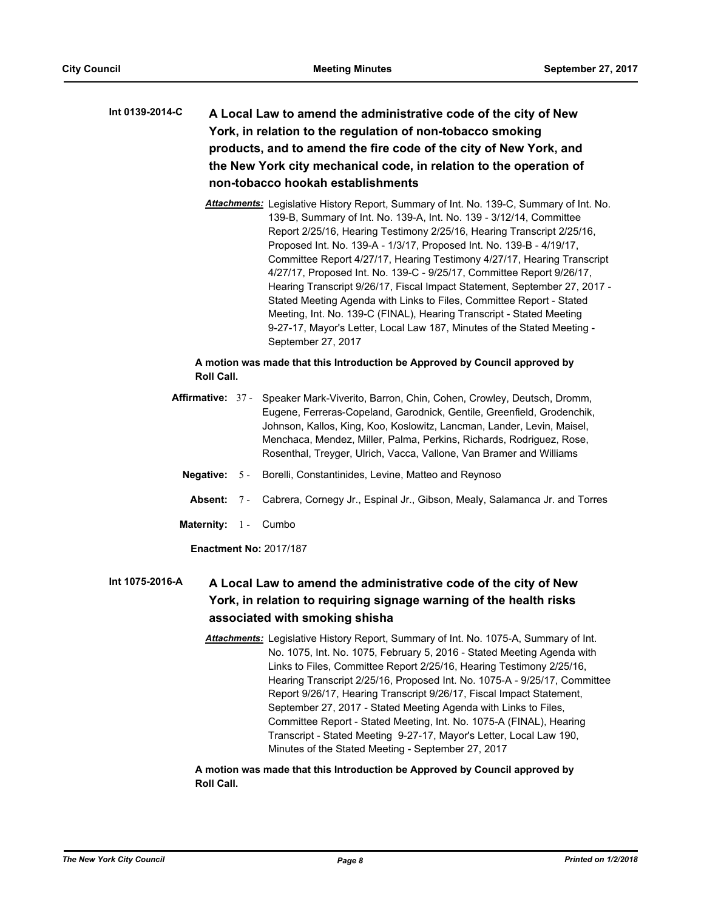**Int 0139-2014-C** **A Local Law to amend the administrative code of the city of New York, in relation to the regulation of non-tobacco smoking products, and to amend the fire code of the city of New York, and the New York city mechanical code, in relation to the operation of non-tobacco hookah establishments**

***Attachments:*** Legislative History Report, Summary of Int. No. 139-C, Summary of Int. No. 139-B, Summary of Int. No. 139-A, Int. No. 139 - 3/12/14, Committee Report 2/25/16, Hearing Testimony 2/25/16, Hearing Transcript 2/25/16, Proposed Int. No. 139-A - 1/3/17, Proposed Int. No. 139-B - 4/19/17, Committee Report 4/27/17, Hearing Testimony 4/27/17, Hearing Transcript 4/27/17, Proposed Int. No. 139-C - 9/25/17, Committee Report 9/26/17, Hearing Transcript 9/26/17, Fiscal Impact Statement, September 27, 2017 - Stated Meeting Agenda with Links to Files, Committee Report - Stated Meeting, Int. No. 139-C (FINAL), Hearing Transcript - Stated Meeting 9-27-17, Mayor's Letter, Local Law 187, Minutes of the Stated Meeting - September 27, 2017

**A motion was made that this Introduction be Approved by Council approved by Roll Call.**

**Affirmative:** 37 - Speaker Mark-Viverito, Barron, Chin, Cohen, Crowley, Deutsch, Dromm, Eugene, Ferreras-Copeland, Garodnick, Gentile, Greenfield, Grodenchik, Johnson, Kallos, King, Koo, Koslowitz, Lancman, Lander, Levin, Maisel, Menchaca, Mendez, Miller, Palma, Perkins, Richards, Rodriguez, Rose, Rosenthal, Treyger, Ulrich, Vacca, Vallone, Van Bramer and Williams

**Negative:** 5 - Borelli, Constantinides, Levine, Matteo and Reynoso

**Absent:** 7 - Cabrera, Cornegy Jr., Espinal Jr., Gibson, Mealy, Salamanca Jr. and Torres

**Maternity:** 1 - Cumbo

**Enactment No:** 2017/187

**Int 1075-2016-A** **A Local Law to amend the administrative code of the city of New York, in relation to requiring signage warning of the health risks associated with smoking shisha**

***Attachments:*** Legislative History Report, Summary of Int. No. 1075-A, Summary of Int. No. 1075, Int. No. 1075, February 5, 2016 - Stated Meeting Agenda with Links to Files, Committee Report 2/25/16, Hearing Testimony 2/25/16, Hearing Transcript 2/25/16, Proposed Int. No. 1075-A - 9/25/17, Committee Report 9/26/17, Hearing Transcript 9/26/17, Fiscal Impact Statement, September 27, 2017 - Stated Meeting Agenda with Links to Files, Committee Report - Stated Meeting, Int. No. 1075-A (FINAL), Hearing Transcript - Stated Meeting 9-27-17, Mayor's Letter, Local Law 190, Minutes of the Stated Meeting - September 27, 2017

**A motion was made that this Introduction be Approved by Council approved by Roll Call.**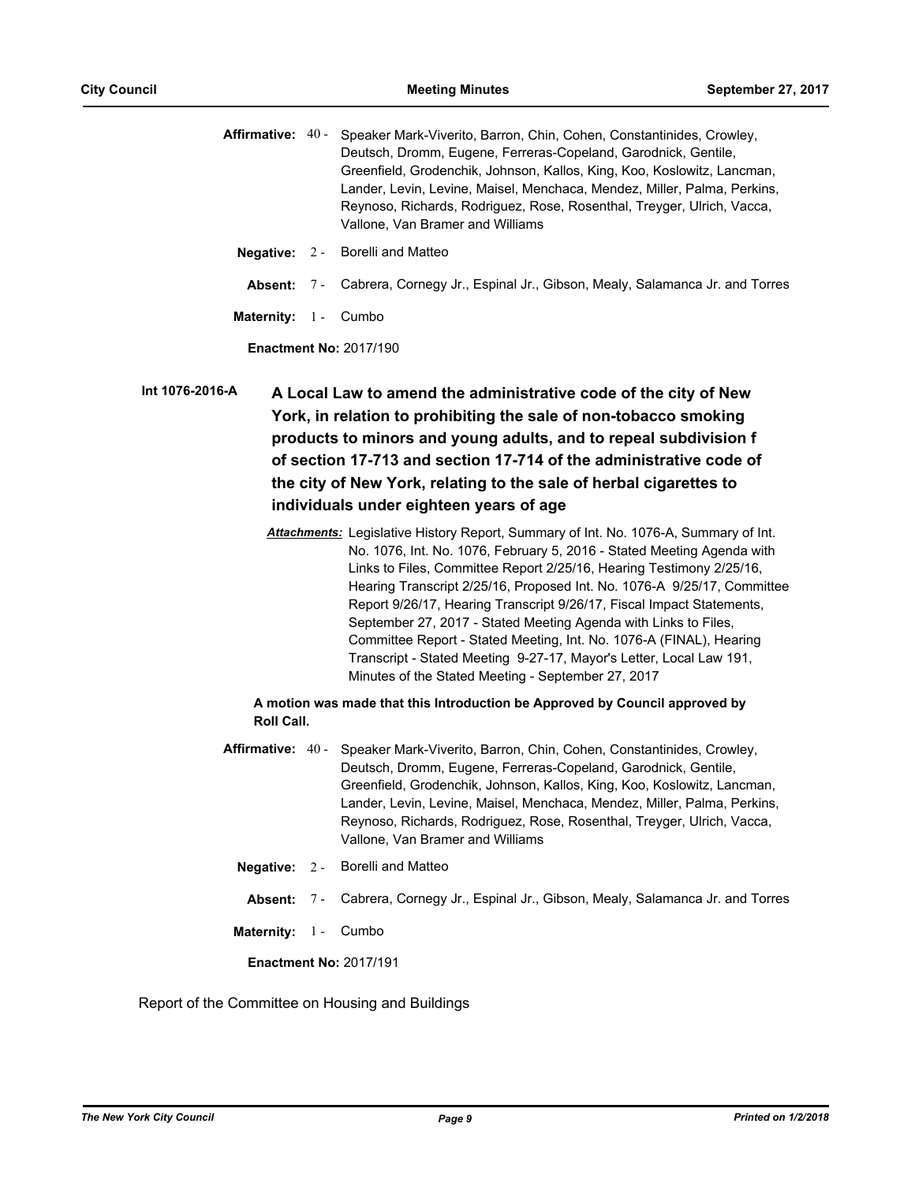**Affirmative:** 40 - Speaker Mark-Viverito, Barron, Chin, Cohen, Constantinides, Crowley, Deutsch, Dromm, Eugene, Ferreras-Copeland, Garodnick, Gentile, Greenfield, Grodenchik, Johnson, Kallos, King, Koo, Koslowitz, Lancman, Lander, Levin, Levine, Maisel, Menchaca, Mendez, Miller, Palma, Perkins, Reynoso, Richards, Rodriguez, Rose, Rosenthal, Treyger, Ulrich, Vacca, Vallone, Van Bramer and Williams

**Negative:** 2 - Borelli and Matteo

**Absent:** 7 - Cabrera, Cornegy Jr., Espinal Jr., Gibson, Mealy, Salamanca Jr. and Torres

**Maternity:** 1 - Cumbo

**Enactment No:** 2017/190

**Int 1076-2016-A** **A Local Law to amend the administrative code of the city of New York, in relation to prohibiting the sale of non-tobacco smoking products to minors and young adults, and to repeal subdivision f of section 17-713 and section 17-714 of the administrative code of the city of New York, relating to the sale of herbal cigarettes to individuals under eighteen years of age**

***Attachments:*** Legislative History Report, Summary of Int. No. 1076-A, Summary of Int. No. 1076, Int. No. 1076, February 5, 2016 - Stated Meeting Agenda with Links to Files, Committee Report 2/25/16, Hearing Testimony 2/25/16, Hearing Transcript 2/25/16, Proposed Int. No. 1076-A 9/25/17, Committee Report 9/26/17, Hearing Transcript 9/26/17, Fiscal Impact Statements, September 27, 2017 - Stated Meeting Agenda with Links to Files, Committee Report - Stated Meeting, Int. No. 1076-A (FINAL), Hearing Transcript - Stated Meeting 9-27-17, Mayor's Letter, Local Law 191, Minutes of the Stated Meeting - September 27, 2017

**A motion was made that this Introduction be Approved by Council approved by Roll Call.**

**Affirmative:** 40 - Speaker Mark-Viverito, Barron, Chin, Cohen, Constantinides, Crowley, Deutsch, Dromm, Eugene, Ferreras-Copeland, Garodnick, Gentile, Greenfield, Grodenchik, Johnson, Kallos, King, Koo, Koslowitz, Lancman, Lander, Levin, Levine, Maisel, Menchaca, Mendez, Miller, Palma, Perkins, Reynoso, Richards, Rodriguez, Rose, Rosenthal, Treyger, Ulrich, Vacca, Vallone, Van Bramer and Williams

**Negative:** 2 - Borelli and Matteo

**Absent:** 7 - Cabrera, Cornegy Jr., Espinal Jr., Gibson, Mealy, Salamanca Jr. and Torres

**Maternity:** 1 - Cumbo

**Enactment No:** 2017/191

Report of the Committee on Housing and Buildings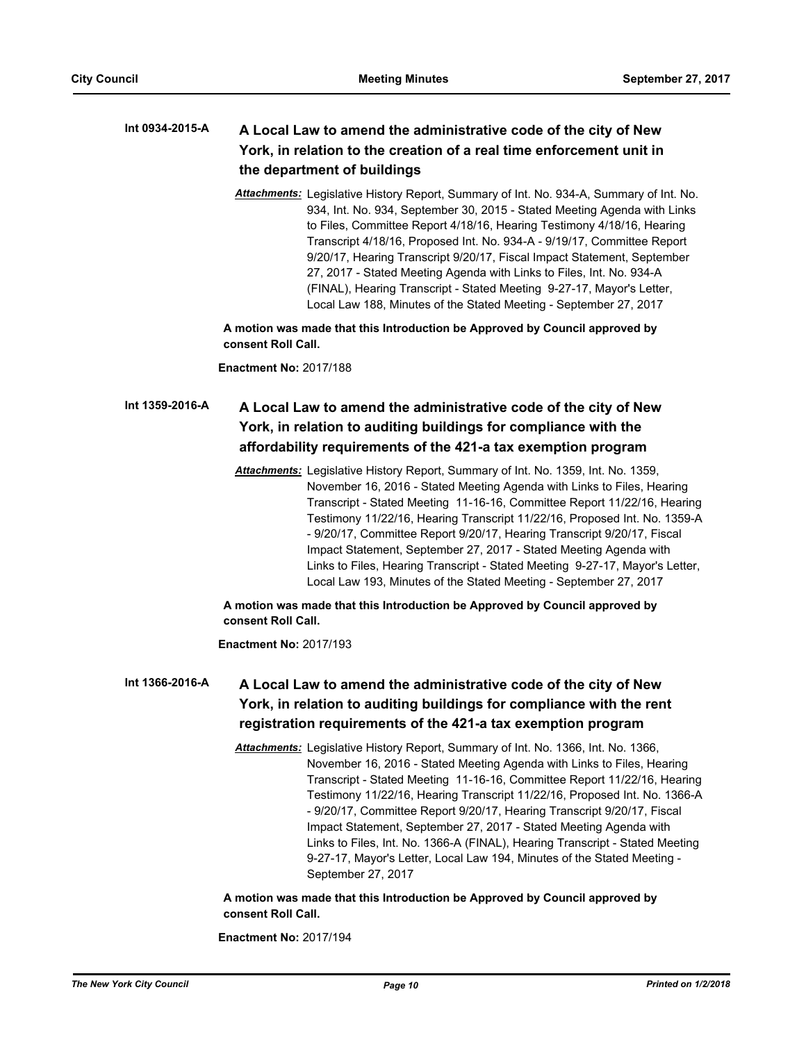**Int 0934-2015-A** **A Local Law to amend the administrative code of the city of New York, in relation to the creation of a real time enforcement unit in the department of buildings**

***Attachments:*** Legislative History Report, Summary of Int. No. 934-A, Summary of Int. No. 934, Int. No. 934, September 30, 2015 - Stated Meeting Agenda with Links to Files, Committee Report 4/18/16, Hearing Testimony 4/18/16, Hearing Transcript 4/18/16, Proposed Int. No. 934-A - 9/19/17, Committee Report 9/20/17, Hearing Transcript 9/20/17, Fiscal Impact Statement, September 27, 2017 - Stated Meeting Agenda with Links to Files, Int. No. 934-A (FINAL), Hearing Transcript - Stated Meeting 9-27-17, Mayor's Letter, Local Law 188, Minutes of the Stated Meeting - September 27, 2017

**A motion was made that this Introduction be Approved by Council approved by consent Roll Call.**

**Enactment No:** 2017/188

**Int 1359-2016-A** **A Local Law to amend the administrative code of the city of New York, in relation to auditing buildings for compliance with the affordability requirements of the 421-a tax exemption program**

***Attachments:*** Legislative History Report, Summary of Int. No. 1359, Int. No. 1359, November 16, 2016 - Stated Meeting Agenda with Links to Files, Hearing Transcript - Stated Meeting 11-16-16, Committee Report 11/22/16, Hearing Testimony 11/22/16, Hearing Transcript 11/22/16, Proposed Int. No. 1359-A - 9/20/17, Committee Report 9/20/17, Hearing Transcript 9/20/17, Fiscal Impact Statement, September 27, 2017 - Stated Meeting Agenda with Links to Files, Hearing Transcript - Stated Meeting 9-27-17, Mayor's Letter, Local Law 193, Minutes of the Stated Meeting - September 27, 2017

**A motion was made that this Introduction be Approved by Council approved by consent Roll Call.**

**Enactment No:** 2017/193

**Int 1366-2016-A** **A Local Law to amend the administrative code of the city of New York, in relation to auditing buildings for compliance with the rent registration requirements of the 421-a tax exemption program**

***Attachments:*** Legislative History Report, Summary of Int. No. 1366, Int. No. 1366, November 16, 2016 - Stated Meeting Agenda with Links to Files, Hearing Transcript - Stated Meeting 11-16-16, Committee Report 11/22/16, Hearing Testimony 11/22/16, Hearing Transcript 11/22/16, Proposed Int. No. 1366-A - 9/20/17, Committee Report 9/20/17, Hearing Transcript 9/20/17, Fiscal Impact Statement, September 27, 2017 - Stated Meeting Agenda with Links to Files, Int. No. 1366-A (FINAL), Hearing Transcript - Stated Meeting 9-27-17, Mayor's Letter, Local Law 194, Minutes of the Stated Meeting - September 27, 2017

**A motion was made that this Introduction be Approved by Council approved by consent Roll Call.**

**Enactment No:** 2017/194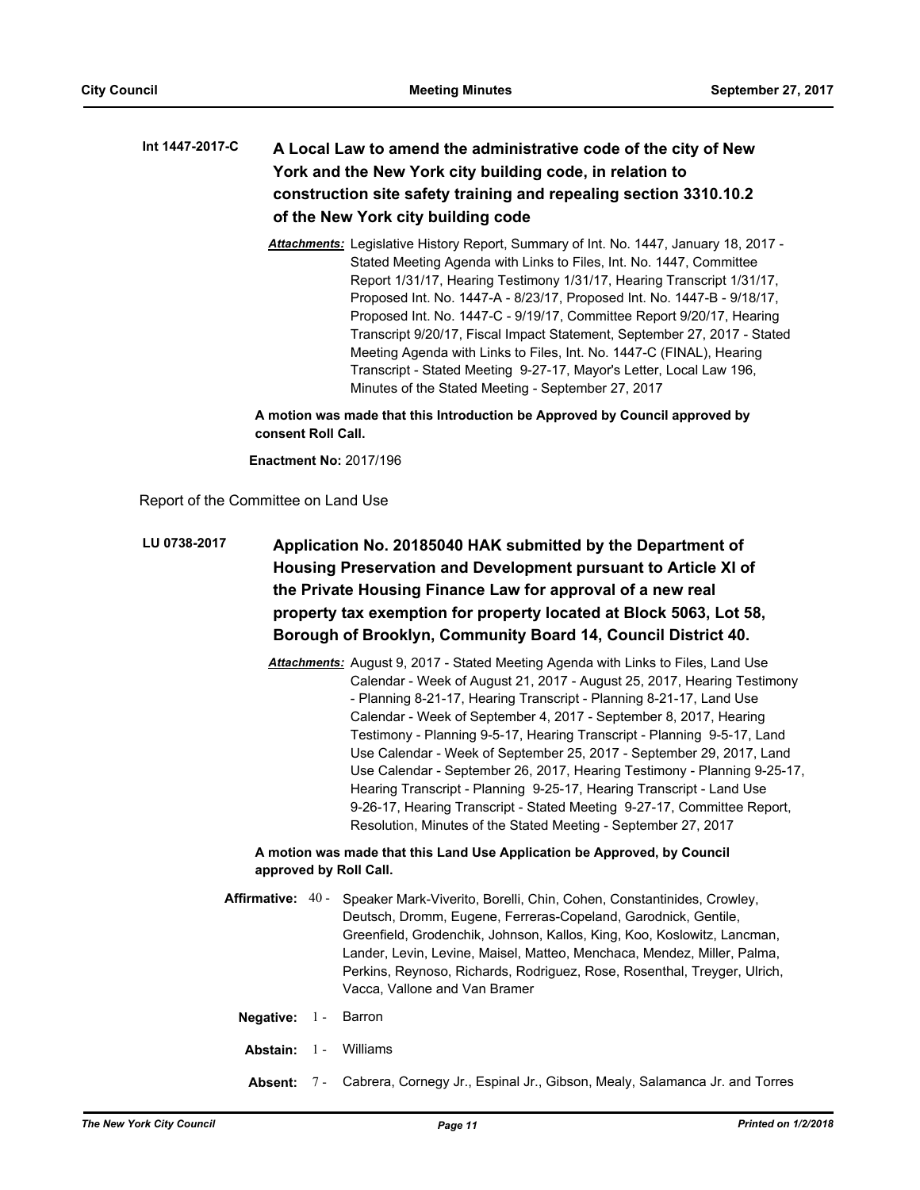**Int 1447-2017-C** **A Local Law to amend the administrative code of the city of New York and the New York city building code, in relation to construction site safety training and repealing section 3310.10.2 of the New York city building code**

***Attachments:*** Legislative History Report, Summary of Int. No. 1447, January 18, 2017 - Stated Meeting Agenda with Links to Files, Int. No. 1447, Committee Report 1/31/17, Hearing Testimony 1/31/17, Hearing Transcript 1/31/17, Proposed Int. No. 1447-A - 8/23/17, Proposed Int. No. 1447-B - 9/18/17, Proposed Int. No. 1447-C - 9/19/17, Committee Report 9/20/17, Hearing Transcript 9/20/17, Fiscal Impact Statement, September 27, 2017 - Stated Meeting Agenda with Links to Files, Int. No. 1447-C (FINAL), Hearing Transcript - Stated Meeting 9-27-17, Mayor's Letter, Local Law 196, Minutes of the Stated Meeting - September 27, 2017

**A motion was made that this Introduction be Approved by Council approved by consent Roll Call.**

**Enactment No:** 2017/196

Report of the Committee on Land Use

**LU 0738-2017** **Application No. 20185040 HAK submitted by the Department of Housing Preservation and Development pursuant to Article XI of the Private Housing Finance Law for approval of a new real property tax exemption for property located at Block 5063, Lot 58, Borough of Brooklyn, Community Board 14, Council District 40.**

***Attachments:*** August 9, 2017 - Stated Meeting Agenda with Links to Files, Land Use Calendar - Week of August 21, 2017 - August 25, 2017, Hearing Testimony - Planning 8-21-17, Hearing Transcript - Planning 8-21-17, Land Use Calendar - Week of September 4, 2017 - September 8, 2017, Hearing Testimony - Planning 9-5-17, Hearing Transcript - Planning 9-5-17, Land Use Calendar - Week of September 25, 2017 - September 29, 2017, Land Use Calendar - September 26, 2017, Hearing Testimony - Planning 9-25-17, Hearing Transcript - Planning 9-25-17, Hearing Transcript - Land Use 9-26-17, Hearing Transcript - Stated Meeting 9-27-17, Committee Report, Resolution, Minutes of the Stated Meeting - September 27, 2017

**A motion was made that this Land Use Application be Approved, by Council approved by Roll Call.**

**Affirmative:** 40 - Speaker Mark-Viverito, Borelli, Chin, Cohen, Constantinides, Crowley, Deutsch, Dromm, Eugene, Ferreras-Copeland, Garodnick, Gentile, Greenfield, Grodenchik, Johnson, Kallos, King, Koo, Koslowitz, Lancman, Lander, Levin, Levine, Maisel, Matteo, Menchaca, Mendez, Miller, Palma, Perkins, Reynoso, Richards, Rodriguez, Rose, Rosenthal, Treyger, Ulrich, Vacca, Vallone and Van Bramer

**Negative:** 1 - Barron

**Abstain:** 1 - Williams

**Absent:** 7 - Cabrera, Cornegy Jr., Espinal Jr., Gibson, Mealy, Salamanca Jr. and Torres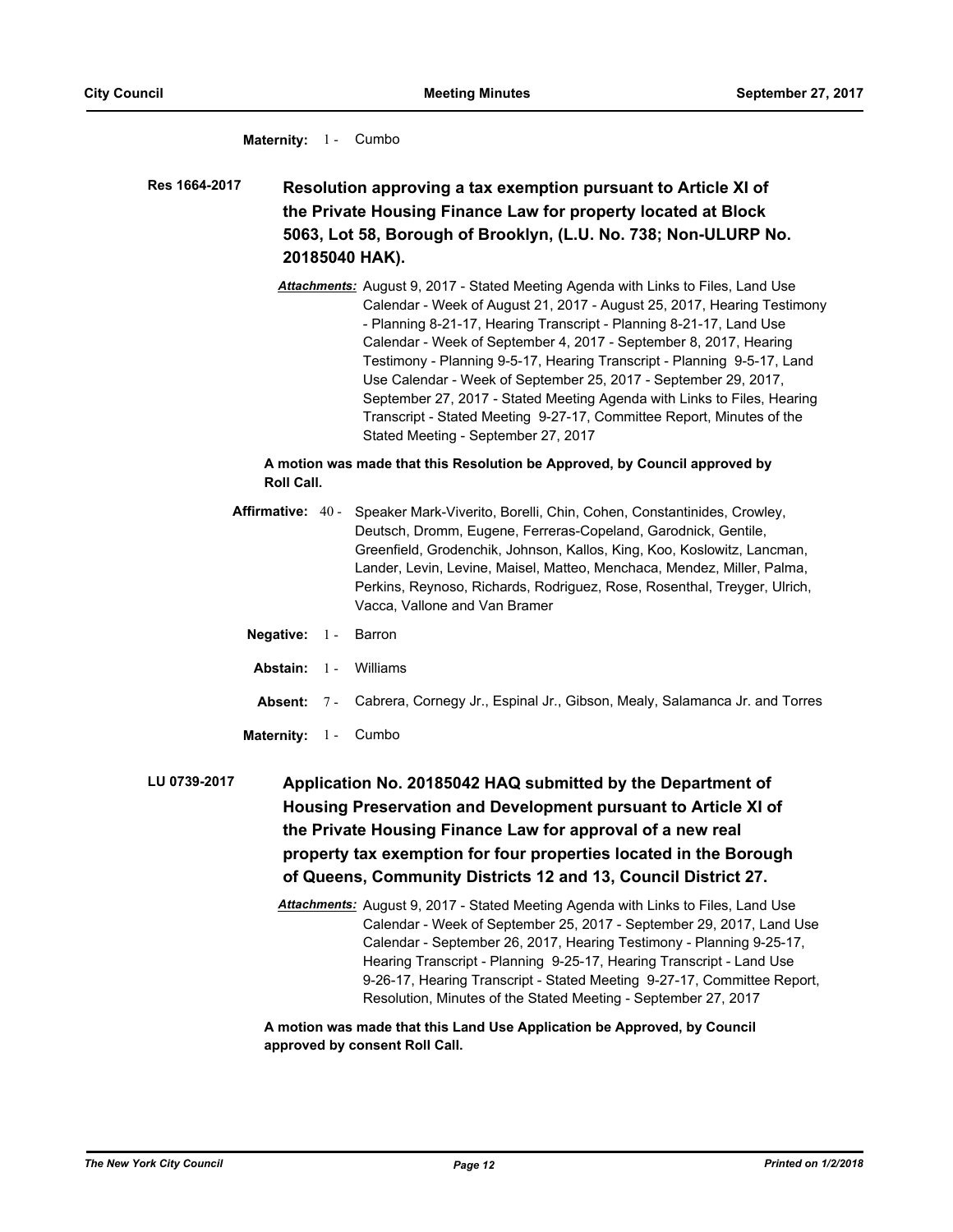**Maternity:** 1 - Cumbo

**Res 1664-2017** **Resolution approving a tax exemption pursuant to Article XI of the Private Housing Finance Law for property located at Block 5063, Lot 58, Borough of Brooklyn, (L.U. No. 738; Non-ULURP No. 20185040 HAK).**

***Attachments:*** August 9, 2017 - Stated Meeting Agenda with Links to Files, Land Use Calendar - Week of August 21, 2017 - August 25, 2017, Hearing Testimony - Planning 8-21-17, Hearing Transcript - Planning 8-21-17, Land Use Calendar - Week of September 4, 2017 - September 8, 2017, Hearing Testimony - Planning 9-5-17, Hearing Transcript - Planning 9-5-17, Land Use Calendar - Week of September 25, 2017 - September 29, 2017, September 27, 2017 - Stated Meeting Agenda with Links to Files, Hearing Transcript - Stated Meeting 9-27-17, Committee Report, Minutes of the Stated Meeting - September 27, 2017

**A motion was made that this Resolution be Approved, by Council approved by Roll Call.**

**Affirmative:** 40 - Speaker Mark-Viverito, Borelli, Chin, Cohen, Constantinides, Crowley, Deutsch, Dromm, Eugene, Ferreras-Copeland, Garodnick, Gentile, Greenfield, Grodenchik, Johnson, Kallos, King, Koo, Koslowitz, Lancman, Lander, Levin, Levine, Maisel, Matteo, Menchaca, Mendez, Miller, Palma, Perkins, Reynoso, Richards, Rodriguez, Rose, Rosenthal, Treyger, Ulrich, Vacca, Vallone and Van Bramer

**Negative:** 1 - Barron

**Abstain:** 1 - Williams

**Absent:** 7 - Cabrera, Cornegy Jr., Espinal Jr., Gibson, Mealy, Salamanca Jr. and Torres

**Maternity:** 1 - Cumbo

**LU 0739-2017** **Application No. 20185042 HAQ submitted by the Department of Housing Preservation and Development pursuant to Article XI of the Private Housing Finance Law for approval of a new real property tax exemption for four properties located in the Borough of Queens, Community Districts 12 and 13, Council District 27.**

***Attachments:*** August 9, 2017 - Stated Meeting Agenda with Links to Files, Land Use Calendar - Week of September 25, 2017 - September 29, 2017, Land Use Calendar - September 26, 2017, Hearing Testimony - Planning 9-25-17, Hearing Transcript - Planning 9-25-17, Hearing Transcript - Land Use 9-26-17, Hearing Transcript - Stated Meeting 9-27-17, Committee Report, Resolution, Minutes of the Stated Meeting - September 27, 2017

**A motion was made that this Land Use Application be Approved, by Council approved by consent Roll Call.**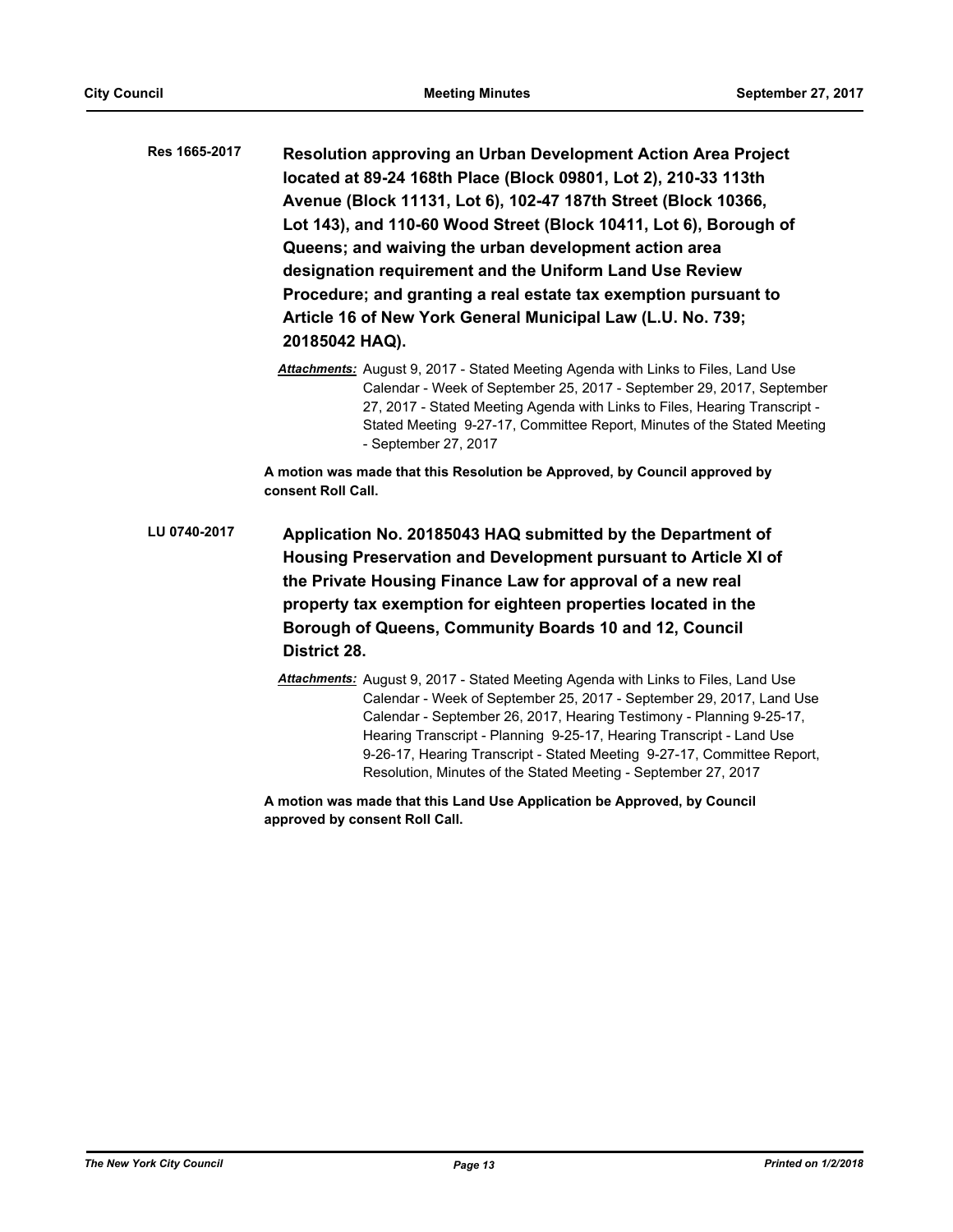**Res 1665-2017** **Resolution approving an Urban Development Action Area Project located at 89-24 168th Place (Block 09801, Lot 2), 210-33 113th Avenue (Block 11131, Lot 6), 102-47 187th Street (Block 10366, Lot 143), and 110-60 Wood Street (Block 10411, Lot 6), Borough of Queens; and waiving the urban development action area designation requirement and the Uniform Land Use Review Procedure; and granting a real estate tax exemption pursuant to Article 16 of New York General Municipal Law (L.U. No. 739; 20185042 HAQ).**

***Attachments:*** August 9, 2017 - Stated Meeting Agenda with Links to Files, Land Use Calendar - Week of September 25, 2017 - September 29, 2017, September 27, 2017 - Stated Meeting Agenda with Links to Files, Hearing Transcript - Stated Meeting 9-27-17, Committee Report, Minutes of the Stated Meeting - September 27, 2017

**A motion was made that this Resolution be Approved, by Council approved by consent Roll Call.**

**LU 0740-2017** **Application No. 20185043 HAQ submitted by the Department of Housing Preservation and Development pursuant to Article XI of the Private Housing Finance Law for approval of a new real property tax exemption for eighteen properties located in the Borough of Queens, Community Boards 10 and 12, Council District 28.**

***Attachments:*** August 9, 2017 - Stated Meeting Agenda with Links to Files, Land Use Calendar - Week of September 25, 2017 - September 29, 2017, Land Use Calendar - September 26, 2017, Hearing Testimony - Planning 9-25-17, Hearing Transcript - Planning 9-25-17, Hearing Transcript - Land Use 9-26-17, Hearing Transcript - Stated Meeting 9-27-17, Committee Report, Resolution, Minutes of the Stated Meeting - September 27, 2017

**A motion was made that this Land Use Application be Approved, by Council approved by consent Roll Call.**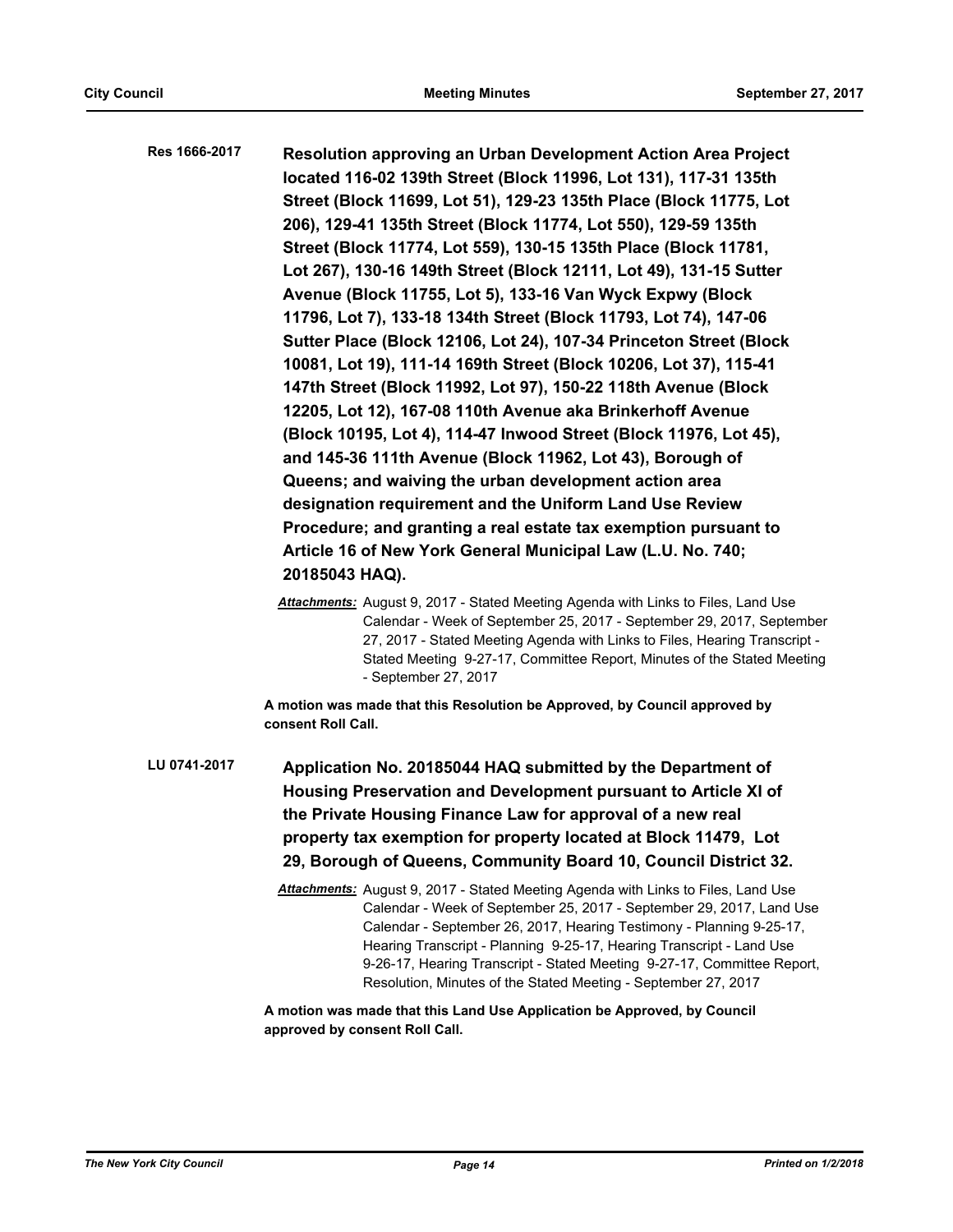**Res 1666-2017** **Resolution approving an Urban Development Action Area Project located 116-02 139th Street (Block 11996, Lot 131), 117-31 135th Street (Block 11699, Lot 51), 129-23 135th Place (Block 11775, Lot 206), 129-41 135th Street (Block 11774, Lot 550), 129-59 135th Street (Block 11774, Lot 559), 130-15 135th Place (Block 11781, Lot 267), 130-16 149th Street (Block 12111, Lot 49), 131-15 Sutter Avenue (Block 11755, Lot 5), 133-16 Van Wyck Expwy (Block 11796, Lot 7), 133-18 134th Street (Block 11793, Lot 74), 147-06 Sutter Place (Block 12106, Lot 24), 107-34 Princeton Street (Block 10081, Lot 19), 111-14 169th Street (Block 10206, Lot 37), 115-41 147th Street (Block 11992, Lot 97), 150-22 118th Avenue (Block 12205, Lot 12), 167-08 110th Avenue aka Brinkerhoff Avenue (Block 10195, Lot 4), 114-47 Inwood Street (Block 11976, Lot 45), and 145-36 111th Avenue (Block 11962, Lot 43), Borough of Queens; and waiving the urban development action area designation requirement and the Uniform Land Use Review Procedure; and granting a real estate tax exemption pursuant to Article 16 of New York General Municipal Law (L.U. No. 740; 20185043 HAQ).**

***Attachments:*** August 9, 2017 - Stated Meeting Agenda with Links to Files, Land Use Calendar - Week of September 25, 2017 - September 29, 2017, September 27, 2017 - Stated Meeting Agenda with Links to Files, Hearing Transcript - Stated Meeting 9-27-17, Committee Report, Minutes of the Stated Meeting - September 27, 2017

**A motion was made that this Resolution be Approved, by Council approved by consent Roll Call.**

**LU 0741-2017** **Application No. 20185044 HAQ submitted by the Department of Housing Preservation and Development pursuant to Article XI of the Private Housing Finance Law for approval of a new real property tax exemption for property located at Block 11479, Lot 29, Borough of Queens, Community Board 10, Council District 32.**

***Attachments:*** August 9, 2017 - Stated Meeting Agenda with Links to Files, Land Use Calendar - Week of September 25, 2017 - September 29, 2017, Land Use Calendar - September 26, 2017, Hearing Testimony - Planning 9-25-17, Hearing Transcript - Planning 9-25-17, Hearing Transcript - Land Use 9-26-17, Hearing Transcript - Stated Meeting 9-27-17, Committee Report, Resolution, Minutes of the Stated Meeting - September 27, 2017

**A motion was made that this Land Use Application be Approved, by Council approved by consent Roll Call.**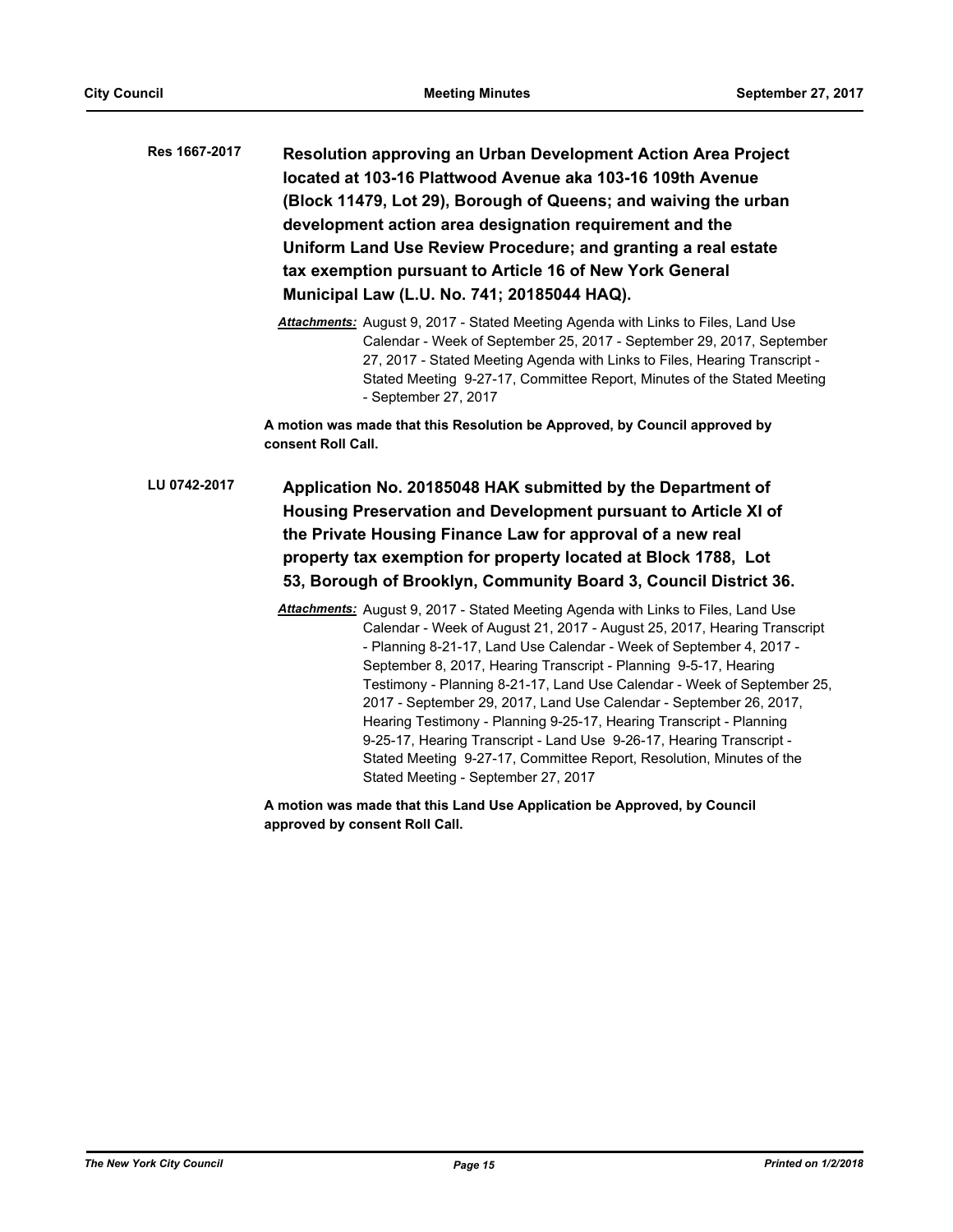**Res 1667-2017** **Resolution approving an Urban Development Action Area Project located at 103-16 Plattwood Avenue aka 103-16 109th Avenue (Block 11479, Lot 29), Borough of Queens; and waiving the urban development action area designation requirement and the Uniform Land Use Review Procedure; and granting a real estate tax exemption pursuant to Article 16 of New York General Municipal Law (L.U. No. 741; 20185044 HAQ).**

***Attachments:*** August 9, 2017 - Stated Meeting Agenda with Links to Files, Land Use Calendar - Week of September 25, 2017 - September 29, 2017, September 27, 2017 - Stated Meeting Agenda with Links to Files, Hearing Transcript - Stated Meeting 9-27-17, Committee Report, Minutes of the Stated Meeting - September 27, 2017

**A motion was made that this Resolution be Approved, by Council approved by consent Roll Call.**

**LU 0742-2017** **Application No. 20185048 HAK submitted by the Department of Housing Preservation and Development pursuant to Article XI of the Private Housing Finance Law for approval of a new real property tax exemption for property located at Block 1788, Lot 53, Borough of Brooklyn, Community Board 3, Council District 36.**

***Attachments:*** August 9, 2017 - Stated Meeting Agenda with Links to Files, Land Use Calendar - Week of August 21, 2017 - August 25, 2017, Hearing Transcript - Planning 8-21-17, Land Use Calendar - Week of September 4, 2017 - September 8, 2017, Hearing Transcript - Planning 9-5-17, Hearing Testimony - Planning 8-21-17, Land Use Calendar - Week of September 25, 2017 - September 29, 2017, Land Use Calendar - September 26, 2017, Hearing Testimony - Planning 9-25-17, Hearing Transcript - Planning 9-25-17, Hearing Transcript - Land Use 9-26-17, Hearing Transcript - Stated Meeting 9-27-17, Committee Report, Resolution, Minutes of the Stated Meeting - September 27, 2017

**A motion was made that this Land Use Application be Approved, by Council approved by consent Roll Call.**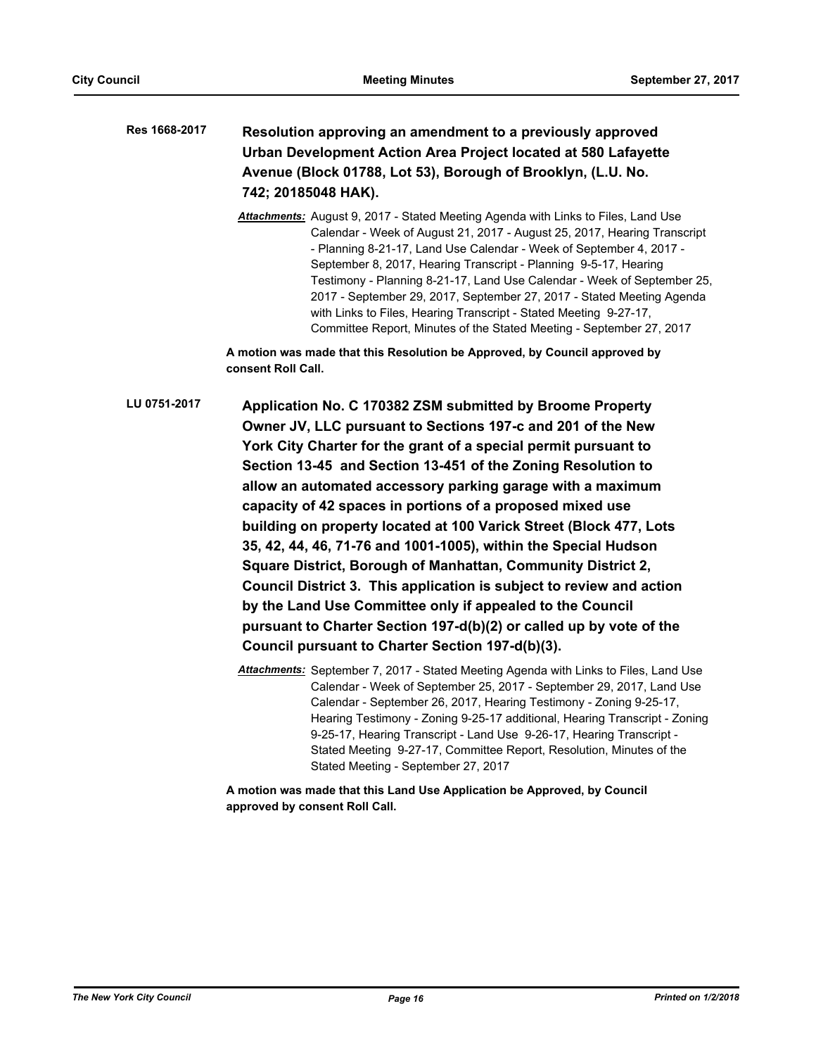**Res 1668-2017** **Resolution approving an amendment to a previously approved Urban Development Action Area Project located at 580 Lafayette Avenue (Block 01788, Lot 53), Borough of Brooklyn, (L.U. No. 742; 20185048 HAK).**

***Attachments:*** August 9, 2017 - Stated Meeting Agenda with Links to Files, Land Use Calendar - Week of August 21, 2017 - August 25, 2017, Hearing Transcript - Planning 8-21-17, Land Use Calendar - Week of September 4, 2017 - September 8, 2017, Hearing Transcript - Planning 9-5-17, Hearing Testimony - Planning 8-21-17, Land Use Calendar - Week of September 25, 2017 - September 29, 2017, September 27, 2017 - Stated Meeting Agenda with Links to Files, Hearing Transcript - Stated Meeting 9-27-17, Committee Report, Minutes of the Stated Meeting - September 27, 2017

**A motion was made that this Resolution be Approved, by Council approved by consent Roll Call.**

**LU 0751-2017** **Application No. C 170382 ZSM submitted by Broome Property Owner JV, LLC pursuant to Sections 197-c and 201 of the New York City Charter for the grant of a special permit pursuant to Section 13-45 and Section 13-451 of the Zoning Resolution to allow an automated accessory parking garage with a maximum capacity of 42 spaces in portions of a proposed mixed use building on property located at 100 Varick Street (Block 477, Lots 35, 42, 44, 46, 71-76 and 1001-1005), within the Special Hudson Square District, Borough of Manhattan, Community District 2, Council District 3. This application is subject to review and action by the Land Use Committee only if appealed to the Council pursuant to Charter Section 197-d(b)(2) or called up by vote of the Council pursuant to Charter Section 197-d(b)(3).**

***Attachments:*** September 7, 2017 - Stated Meeting Agenda with Links to Files, Land Use Calendar - Week of September 25, 2017 - September 29, 2017, Land Use Calendar - September 26, 2017, Hearing Testimony - Zoning 9-25-17, Hearing Testimony - Zoning 9-25-17 additional, Hearing Transcript - Zoning 9-25-17, Hearing Transcript - Land Use 9-26-17, Hearing Transcript - Stated Meeting 9-27-17, Committee Report, Resolution, Minutes of the Stated Meeting - September 27, 2017

**A motion was made that this Land Use Application be Approved, by Council approved by consent Roll Call.**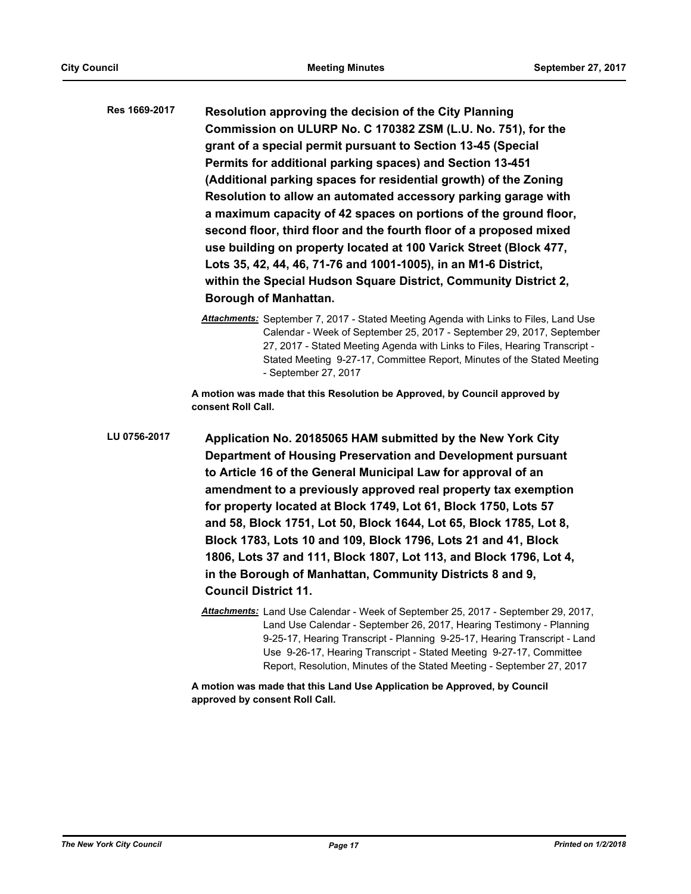**Res 1669-2017** **Resolution approving the decision of the City Planning Commission on ULURP No. C 170382 ZSM (L.U. No. 751), for the grant of a special permit pursuant to Section 13-45 (Special Permits for additional parking spaces) and Section 13-451 (Additional parking spaces for residential growth) of the Zoning Resolution to allow an automated accessory parking garage with a maximum capacity of 42 spaces on portions of the ground floor, second floor, third floor and the fourth floor of a proposed mixed use building on property located at 100 Varick Street (Block 477, Lots 35, 42, 44, 46, 71-76 and 1001-1005), in an M1-6 District, within the Special Hudson Square District, Community District 2, Borough of Manhattan.**

***Attachments:*** September 7, 2017 - Stated Meeting Agenda with Links to Files, Land Use Calendar - Week of September 25, 2017 - September 29, 2017, September 27, 2017 - Stated Meeting Agenda with Links to Files, Hearing Transcript - Stated Meeting 9-27-17, Committee Report, Minutes of the Stated Meeting - September 27, 2017

**A motion was made that this Resolution be Approved, by Council approved by consent Roll Call.**

**LU 0756-2017** **Application No. 20185065 HAM submitted by the New York City Department of Housing Preservation and Development pursuant to Article 16 of the General Municipal Law for approval of an amendment to a previously approved real property tax exemption for property located at Block 1749, Lot 61, Block 1750, Lots 57 and 58, Block 1751, Lot 50, Block 1644, Lot 65, Block 1785, Lot 8, Block 1783, Lots 10 and 109, Block 1796, Lots 21 and 41, Block 1806, Lots 37 and 111, Block 1807, Lot 113, and Block 1796, Lot 4, in the Borough of Manhattan, Community Districts 8 and 9, Council District 11.**

***Attachments:*** Land Use Calendar - Week of September 25, 2017 - September 29, 2017, Land Use Calendar - September 26, 2017, Hearing Testimony - Planning 9-25-17, Hearing Transcript - Planning 9-25-17, Hearing Transcript - Land Use 9-26-17, Hearing Transcript - Stated Meeting 9-27-17, Committee Report, Resolution, Minutes of the Stated Meeting - September 27, 2017

**A motion was made that this Land Use Application be Approved, by Council approved by consent Roll Call.**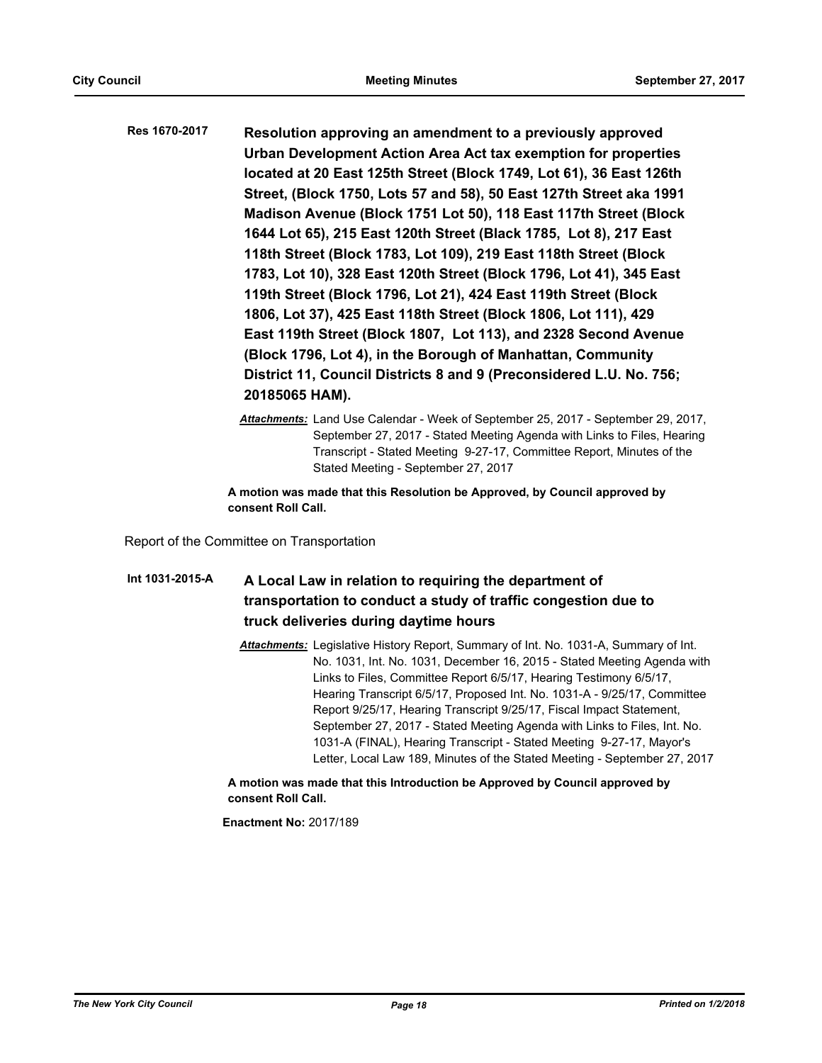**Res 1670-2017** **Resolution approving an amendment to a previously approved Urban Development Action Area Act tax exemption for properties located at 20 East 125th Street (Block 1749, Lot 61), 36 East 126th Street, (Block 1750, Lots 57 and 58), 50 East 127th Street aka 1991 Madison Avenue (Block 1751 Lot 50), 118 East 117th Street (Block 1644 Lot 65), 215 East 120th Street (Black 1785, Lot 8), 217 East 118th Street (Block 1783, Lot 109), 219 East 118th Street (Block 1783, Lot 10), 328 East 120th Street (Block 1796, Lot 41), 345 East 119th Street (Block 1796, Lot 21), 424 East 119th Street (Block 1806, Lot 37), 425 East 118th Street (Block 1806, Lot 111), 429 East 119th Street (Block 1807, Lot 113), and 2328 Second Avenue (Block 1796, Lot 4), in the Borough of Manhattan, Community District 11, Council Districts 8 and 9 (Preconsidered L.U. No. 756; 20185065 HAM).**

***Attachments:*** Land Use Calendar - Week of September 25, 2017 - September 29, 2017, September 27, 2017 - Stated Meeting Agenda with Links to Files, Hearing Transcript - Stated Meeting 9-27-17, Committee Report, Minutes of the Stated Meeting - September 27, 2017

**A motion was made that this Resolution be Approved, by Council approved by consent Roll Call.**

Report of the Committee on Transportation

**Int 1031-2015-A** **A Local Law in relation to requiring the department of transportation to conduct a study of traffic congestion due to truck deliveries during daytime hours**

***Attachments:*** Legislative History Report, Summary of Int. No. 1031-A, Summary of Int. No. 1031, Int. No. 1031, December 16, 2015 - Stated Meeting Agenda with Links to Files, Committee Report 6/5/17, Hearing Testimony 6/5/17, Hearing Transcript 6/5/17, Proposed Int. No. 1031-A - 9/25/17, Committee Report 9/25/17, Hearing Transcript 9/25/17, Fiscal Impact Statement, September 27, 2017 - Stated Meeting Agenda with Links to Files, Int. No. 1031-A (FINAL), Hearing Transcript - Stated Meeting 9-27-17, Mayor's Letter, Local Law 189, Minutes of the Stated Meeting - September 27, 2017

**A motion was made that this Introduction be Approved by Council approved by consent Roll Call.**

**Enactment No:** 2017/189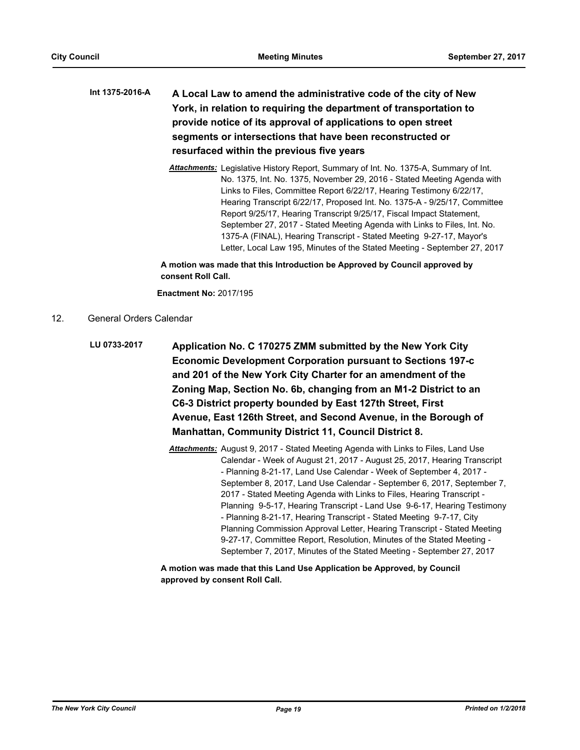**Int 1375-2016-A** **A Local Law to amend the administrative code of the city of New York, in relation to requiring the department of transportation to provide notice of its approval of applications to open street segments or intersections that have been reconstructed or resurfaced within the previous five years**

***Attachments:*** Legislative History Report, Summary of Int. No. 1375-A, Summary of Int. No. 1375, Int. No. 1375, November 29, 2016 - Stated Meeting Agenda with Links to Files, Committee Report 6/22/17, Hearing Testimony 6/22/17, Hearing Transcript 6/22/17, Proposed Int. No. 1375-A - 9/25/17, Committee Report 9/25/17, Hearing Transcript 9/25/17, Fiscal Impact Statement, September 27, 2017 - Stated Meeting Agenda with Links to Files, Int. No. 1375-A (FINAL), Hearing Transcript - Stated Meeting 9-27-17, Mayor's Letter, Local Law 195, Minutes of the Stated Meeting - September 27, 2017

**A motion was made that this Introduction be Approved by Council approved by consent Roll Call.**

**Enactment No:** 2017/195

12. General Orders Calendar

**LU 0733-2017** **Application No. C 170275 ZMM submitted by the New York City Economic Development Corporation pursuant to Sections 197-c and 201 of the New York City Charter for an amendment of the Zoning Map, Section No. 6b, changing from an M1-2 District to an C6-3 District property bounded by East 127th Street, First Avenue, East 126th Street, and Second Avenue, in the Borough of Manhattan, Community District 11, Council District 8.**

***Attachments:*** August 9, 2017 - Stated Meeting Agenda with Links to Files, Land Use Calendar - Week of August 21, 2017 - August 25, 2017, Hearing Transcript - Planning 8-21-17, Land Use Calendar - Week of September 4, 2017 - September 8, 2017, Land Use Calendar - September 6, 2017, September 7, 2017 - Stated Meeting Agenda with Links to Files, Hearing Transcript - Planning 9-5-17, Hearing Transcript - Land Use 9-6-17, Hearing Testimony - Planning 8-21-17, Hearing Transcript - Stated Meeting 9-7-17, City Planning Commission Approval Letter, Hearing Transcript - Stated Meeting 9-27-17, Committee Report, Resolution, Minutes of the Stated Meeting - September 7, 2017, Minutes of the Stated Meeting - September 27, 2017

**A motion was made that this Land Use Application be Approved, by Council approved by consent Roll Call.**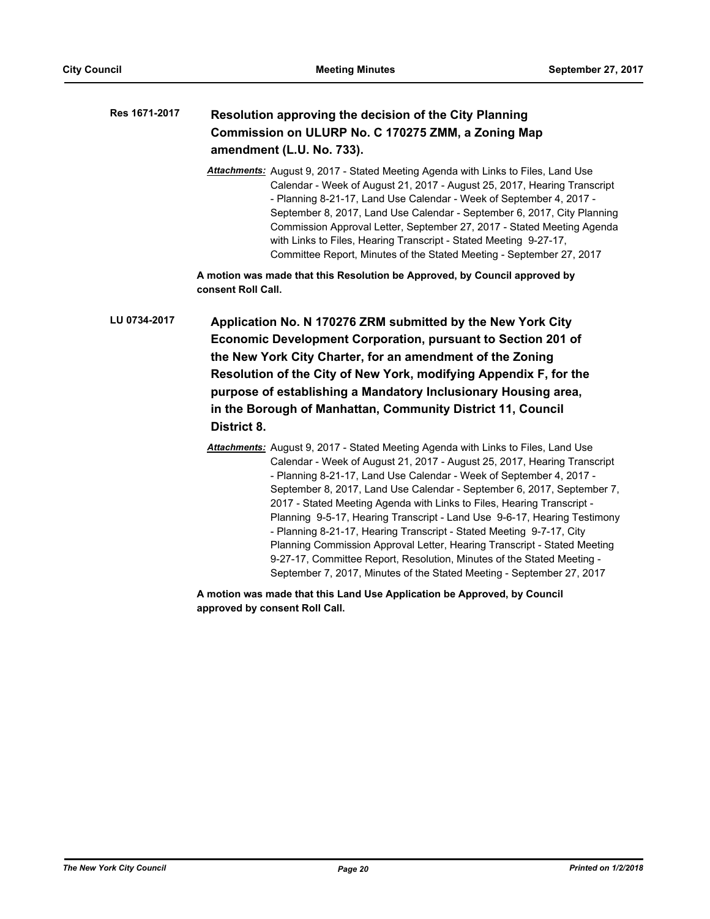**Res 1671-2017** **Resolution approving the decision of the City Planning Commission on ULURP No. C 170275 ZMM, a Zoning Map amendment (L.U. No. 733).**

***Attachments:*** August 9, 2017 - Stated Meeting Agenda with Links to Files, Land Use Calendar - Week of August 21, 2017 - August 25, 2017, Hearing Transcript - Planning 8-21-17, Land Use Calendar - Week of September 4, 2017 - September 8, 2017, Land Use Calendar - September 6, 2017, City Planning Commission Approval Letter, September 27, 2017 - Stated Meeting Agenda with Links to Files, Hearing Transcript - Stated Meeting 9-27-17, Committee Report, Minutes of the Stated Meeting - September 27, 2017

**A motion was made that this Resolution be Approved, by Council approved by consent Roll Call.**

**LU 0734-2017** **Application No. N 170276 ZRM submitted by the New York City Economic Development Corporation, pursuant to Section 201 of the New York City Charter, for an amendment of the Zoning Resolution of the City of New York, modifying Appendix F, for the purpose of establishing a Mandatory Inclusionary Housing area, in the Borough of Manhattan, Community District 11, Council District 8.**

***Attachments:*** August 9, 2017 - Stated Meeting Agenda with Links to Files, Land Use Calendar - Week of August 21, 2017 - August 25, 2017, Hearing Transcript - Planning 8-21-17, Land Use Calendar - Week of September 4, 2017 - September 8, 2017, Land Use Calendar - September 6, 2017, September 7, 2017 - Stated Meeting Agenda with Links to Files, Hearing Transcript - Planning 9-5-17, Hearing Transcript - Land Use 9-6-17, Hearing Testimony - Planning 8-21-17, Hearing Transcript - Stated Meeting 9-7-17, City Planning Commission Approval Letter, Hearing Transcript - Stated Meeting 9-27-17, Committee Report, Resolution, Minutes of the Stated Meeting - September 7, 2017, Minutes of the Stated Meeting - September 27, 2017

**A motion was made that this Land Use Application be Approved, by Council approved by consent Roll Call.**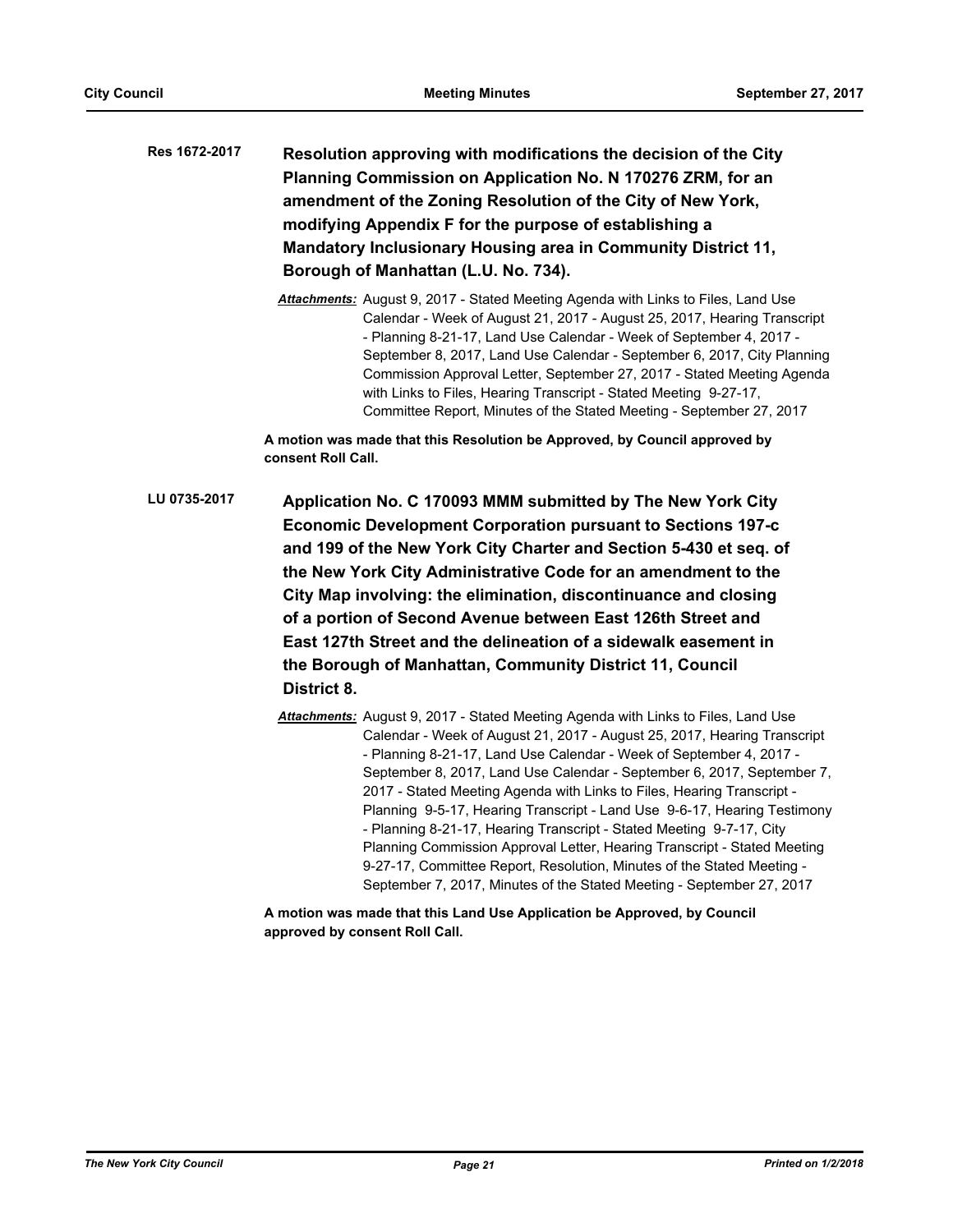**Res 1672-2017** **Resolution approving with modifications the decision of the City Planning Commission on Application No. N 170276 ZRM, for an amendment of the Zoning Resolution of the City of New York, modifying Appendix F for the purpose of establishing a Mandatory Inclusionary Housing area in Community District 11, Borough of Manhattan (L.U. No. 734).**

***Attachments:*** August 9, 2017 - Stated Meeting Agenda with Links to Files, Land Use Calendar - Week of August 21, 2017 - August 25, 2017, Hearing Transcript - Planning 8-21-17, Land Use Calendar - Week of September 4, 2017 - September 8, 2017, Land Use Calendar - September 6, 2017, City Planning Commission Approval Letter, September 27, 2017 - Stated Meeting Agenda with Links to Files, Hearing Transcript - Stated Meeting 9-27-17, Committee Report, Minutes of the Stated Meeting - September 27, 2017

**A motion was made that this Resolution be Approved, by Council approved by consent Roll Call.**

**LU 0735-2017** **Application No. C 170093 MMM submitted by The New York City Economic Development Corporation pursuant to Sections 197-c and 199 of the New York City Charter and Section 5-430 et seq. of the New York City Administrative Code for an amendment to the City Map involving: the elimination, discontinuance and closing of a portion of Second Avenue between East 126th Street and East 127th Street and the delineation of a sidewalk easement in the Borough of Manhattan, Community District 11, Council District 8.**

***Attachments:*** August 9, 2017 - Stated Meeting Agenda with Links to Files, Land Use Calendar - Week of August 21, 2017 - August 25, 2017, Hearing Transcript - Planning 8-21-17, Land Use Calendar - Week of September 4, 2017 - September 8, 2017, Land Use Calendar - September 6, 2017, September 7, 2017 - Stated Meeting Agenda with Links to Files, Hearing Transcript - Planning 9-5-17, Hearing Transcript - Land Use 9-6-17, Hearing Testimony - Planning 8-21-17, Hearing Transcript - Stated Meeting 9-7-17, City Planning Commission Approval Letter, Hearing Transcript - Stated Meeting 9-27-17, Committee Report, Resolution, Minutes of the Stated Meeting - September 7, 2017, Minutes of the Stated Meeting - September 27, 2017

**A motion was made that this Land Use Application be Approved, by Council approved by consent Roll Call.**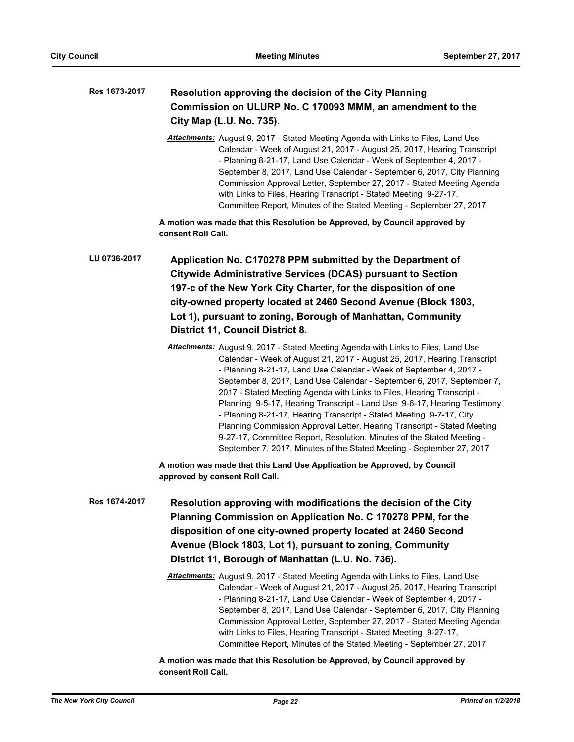**Res 1673-2017** **Resolution approving the decision of the City Planning Commission on ULURP No. C 170093 MMM, an amendment to the City Map (L.U. No. 735).**

*Attachments:* August 9, 2017 - Stated Meeting Agenda with Links to Files, Land Use Calendar - Week of August 21, 2017 - August 25, 2017, Hearing Transcript - Planning 8-21-17, Land Use Calendar - Week of September 4, 2017 - September 8, 2017, Land Use Calendar - September 6, 2017, City Planning Commission Approval Letter, September 27, 2017 - Stated Meeting Agenda with Links to Files, Hearing Transcript - Stated Meeting 9-27-17, Committee Report, Minutes of the Stated Meeting - September 27, 2017

**A motion was made that this Resolution be Approved, by Council approved by consent Roll Call.**

**LU 0736-2017** **Application No. C170278 PPM submitted by the Department of Citywide Administrative Services (DCAS) pursuant to Section 197-c of the New York City Charter, for the disposition of one city-owned property located at 2460 Second Avenue (Block 1803, Lot 1), pursuant to zoning, Borough of Manhattan, Community District 11, Council District 8.**

*Attachments:* August 9, 2017 - Stated Meeting Agenda with Links to Files, Land Use Calendar - Week of August 21, 2017 - August 25, 2017, Hearing Transcript - Planning 8-21-17, Land Use Calendar - Week of September 4, 2017 - September 8, 2017, Land Use Calendar - September 6, 2017, September 7, 2017 - Stated Meeting Agenda with Links to Files, Hearing Transcript - Planning 9-5-17, Hearing Transcript - Land Use 9-6-17, Hearing Testimony - Planning 8-21-17, Hearing Transcript - Stated Meeting 9-7-17, City Planning Commission Approval Letter, Hearing Transcript - Stated Meeting 9-27-17, Committee Report, Resolution, Minutes of the Stated Meeting - September 7, 2017, Minutes of the Stated Meeting - September 27, 2017

**A motion was made that this Land Use Application be Approved, by Council approved by consent Roll Call.**

**Res 1674-2017** **Resolution approving with modifications the decision of the City Planning Commission on Application No. C 170278 PPM, for the disposition of one city-owned property located at 2460 Second Avenue (Block 1803, Lot 1), pursuant to zoning, Community District 11, Borough of Manhattan (L.U. No. 736).**

*Attachments:* August 9, 2017 - Stated Meeting Agenda with Links to Files, Land Use Calendar - Week of August 21, 2017 - August 25, 2017, Hearing Transcript - Planning 8-21-17, Land Use Calendar - Week of September 4, 2017 - September 8, 2017, Land Use Calendar - September 6, 2017, City Planning Commission Approval Letter, September 27, 2017 - Stated Meeting Agenda with Links to Files, Hearing Transcript - Stated Meeting 9-27-17, Committee Report, Minutes of the Stated Meeting - September 27, 2017

**A motion was made that this Resolution be Approved, by Council approved by consent Roll Call.**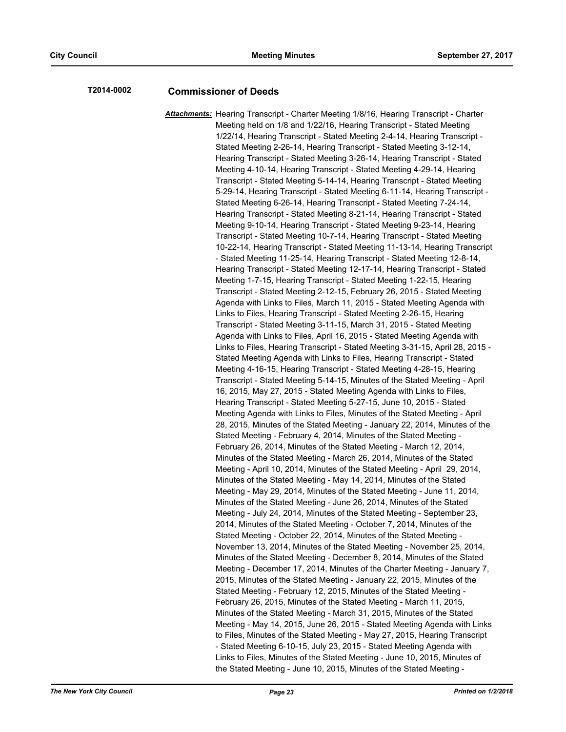**T2014-0002** **Commissioner of Deeds**

***Attachments:*** Hearing Transcript - Charter Meeting 1/8/16, Hearing Transcript - Charter Meeting held on 1/8 and 1/22/16, Hearing Transcript - Stated Meeting 1/22/14, Hearing Transcript - Stated Meeting 2-4-14, Hearing Transcript - Stated Meeting 2-26-14, Hearing Transcript - Stated Meeting 3-12-14, Hearing Transcript - Stated Meeting 3-26-14, Hearing Transcript - Stated Meeting 4-10-14, Hearing Transcript - Stated Meeting 4-29-14, Hearing Transcript - Stated Meeting 5-14-14, Hearing Transcript - Stated Meeting 5-29-14, Hearing Transcript - Stated Meeting 6-11-14, Hearing Transcript - Stated Meeting 6-26-14, Hearing Transcript - Stated Meeting 7-24-14, Hearing Transcript - Stated Meeting 8-21-14, Hearing Transcript - Stated Meeting 9-10-14, Hearing Transcript - Stated Meeting 9-23-14, Hearing Transcript - Stated Meeting 10-7-14, Hearing Transcript - Stated Meeting 10-22-14, Hearing Transcript - Stated Meeting 11-13-14, Hearing Transcript - Stated Meeting 11-25-14, Hearing Transcript - Stated Meeting 12-8-14, Hearing Transcript - Stated Meeting 12-17-14, Hearing Transcript - Stated Meeting 1-7-15, Hearing Transcript - Stated Meeting 1-22-15, Hearing Transcript - Stated Meeting 2-12-15, February 26, 2015 - Stated Meeting Agenda with Links to Files, March 11, 2015 - Stated Meeting Agenda with Links to Files, Hearing Transcript - Stated Meeting 2-26-15, Hearing Transcript - Stated Meeting 3-11-15, March 31, 2015 - Stated Meeting Agenda with Links to Files, April 16, 2015 - Stated Meeting Agenda with Links to Files, Hearing Transcript - Stated Meeting 3-31-15, April 28, 2015 - Stated Meeting Agenda with Links to Files, Hearing Transcript - Stated Meeting 4-16-15, Hearing Transcript - Stated Meeting 4-28-15, Hearing Transcript - Stated Meeting 5-14-15, Minutes of the Stated Meeting - April 16, 2015, May 27, 2015 - Stated Meeting Agenda with Links to Files, Hearing Transcript - Stated Meeting 5-27-15, June 10, 2015 - Stated Meeting Agenda with Links to Files, Minutes of the Stated Meeting - April 28, 2015, Minutes of the Stated Meeting - January 22, 2014, Minutes of the Stated Meeting - February 4, 2014, Minutes of the Stated Meeting - February 26, 2014, Minutes of the Stated Meeting - March 12, 2014, Minutes of the Stated Meeting - March 26, 2014, Minutes of the Stated Meeting - April 10, 2014, Minutes of the Stated Meeting - April 29, 2014, Minutes of the Stated Meeting - May 14, 2014, Minutes of the Stated Meeting - May 29, 2014, Minutes of the Stated Meeting - June 11, 2014, Minutes of the Stated Meeting - June 26, 2014, Minutes of the Stated Meeting - July 24, 2014, Minutes of the Stated Meeting - September 23, 2014, Minutes of the Stated Meeting - October 7, 2014, Minutes of the Stated Meeting - October 22, 2014, Minutes of the Stated Meeting - November 13, 2014, Minutes of the Stated Meeting - November 25, 2014, Minutes of the Stated Meeting - December 8, 2014, Minutes of the Stated Meeting - December 17, 2014, Minutes of the Charter Meeting - January 7, 2015, Minutes of the Stated Meeting - January 22, 2015, Minutes of the Stated Meeting - February 12, 2015, Minutes of the Stated Meeting - February 26, 2015, Minutes of the Stated Meeting - March 11, 2015, Minutes of the Stated Meeting - March 31, 2015, Minutes of the Stated Meeting - May 14, 2015, June 26, 2015 - Stated Meeting Agenda with Links to Files, Minutes of the Stated Meeting - May 27, 2015, Hearing Transcript - Stated Meeting 6-10-15, July 23, 2015 - Stated Meeting Agenda with Links to Files, Minutes of the Stated Meeting - June 10, 2015, Minutes of the Stated Meeting - June 10, 2015, Minutes of the Stated Meeting -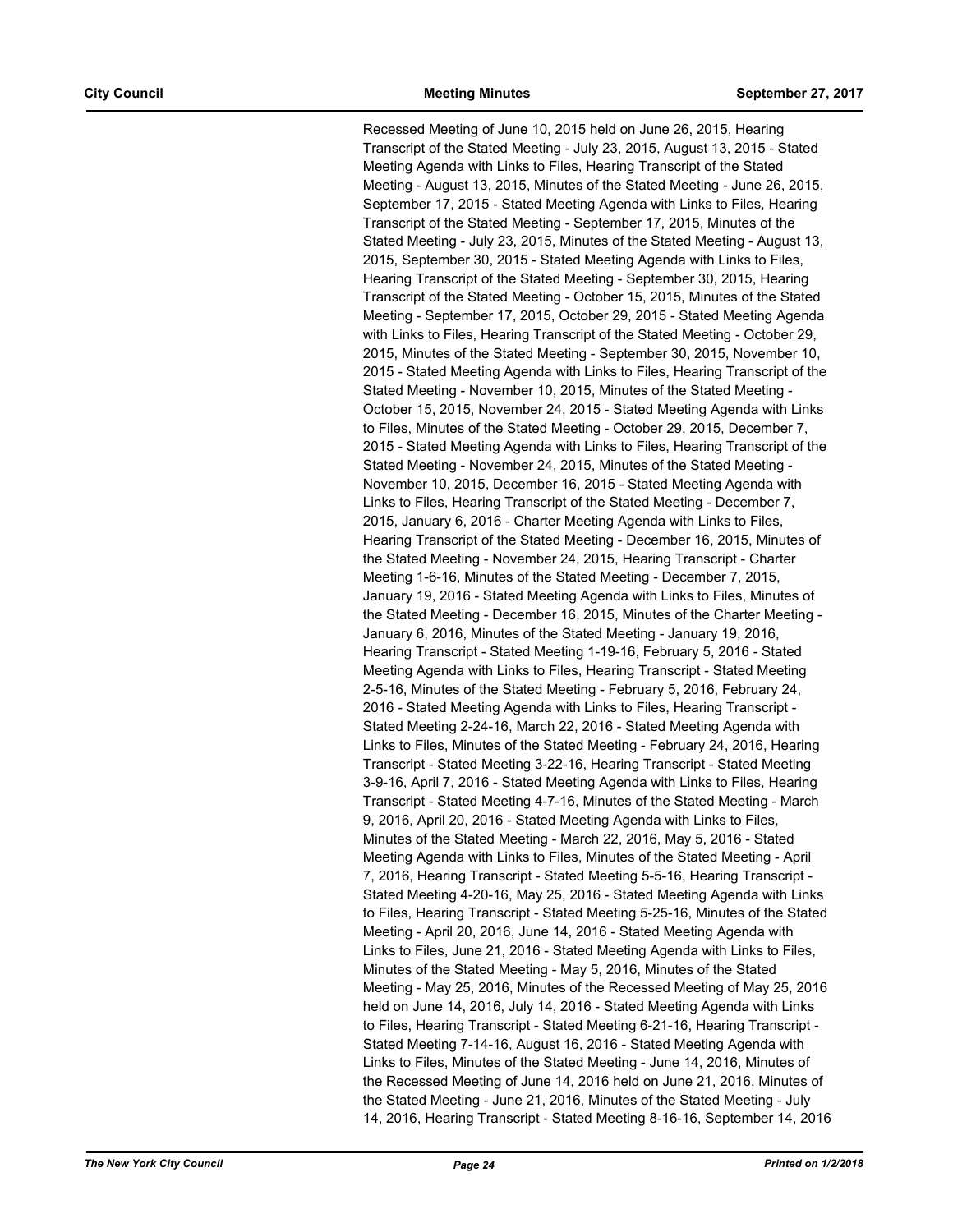Recessed Meeting of June 10, 2015 held on June 26, 2015, Hearing Transcript of the Stated Meeting - July 23, 2015, August 13, 2015 - Stated Meeting Agenda with Links to Files, Hearing Transcript of the Stated Meeting - August 13, 2015, Minutes of the Stated Meeting - June 26, 2015, September 17, 2015 - Stated Meeting Agenda with Links to Files, Hearing Transcript of the Stated Meeting - September 17, 2015, Minutes of the Stated Meeting - July 23, 2015, Minutes of the Stated Meeting - August 13, 2015, September 30, 2015 - Stated Meeting Agenda with Links to Files, Hearing Transcript of the Stated Meeting - September 30, 2015, Hearing Transcript of the Stated Meeting - October 15, 2015, Minutes of the Stated Meeting - September 17, 2015, October 29, 2015 - Stated Meeting Agenda with Links to Files, Hearing Transcript of the Stated Meeting - October 29, 2015, Minutes of the Stated Meeting - September 30, 2015, November 10, 2015 - Stated Meeting Agenda with Links to Files, Hearing Transcript of the Stated Meeting - November 10, 2015, Minutes of the Stated Meeting - October 15, 2015, November 24, 2015 - Stated Meeting Agenda with Links to Files, Minutes of the Stated Meeting - October 29, 2015, December 7, 2015 - Stated Meeting Agenda with Links to Files, Hearing Transcript of the Stated Meeting - November 24, 2015, Minutes of the Stated Meeting - November 10, 2015, December 16, 2015 - Stated Meeting Agenda with Links to Files, Hearing Transcript of the Stated Meeting - December 7, 2015, January 6, 2016 - Charter Meeting Agenda with Links to Files, Hearing Transcript of the Stated Meeting - December 16, 2015, Minutes of the Stated Meeting - November 24, 2015, Hearing Transcript - Charter Meeting 1-6-16, Minutes of the Stated Meeting - December 7, 2015, January 19, 2016 - Stated Meeting Agenda with Links to Files, Minutes of the Stated Meeting - December 16, 2015, Minutes of the Charter Meeting - January 6, 2016, Minutes of the Stated Meeting - January 19, 2016, Hearing Transcript - Stated Meeting 1-19-16, February 5, 2016 - Stated Meeting Agenda with Links to Files, Hearing Transcript - Stated Meeting 2-5-16, Minutes of the Stated Meeting - February 5, 2016, February 24, 2016 - Stated Meeting Agenda with Links to Files, Hearing Transcript - Stated Meeting 2-24-16, March 22, 2016 - Stated Meeting Agenda with Links to Files, Minutes of the Stated Meeting - February 24, 2016, Hearing Transcript - Stated Meeting 3-22-16, Hearing Transcript - Stated Meeting 3-9-16, April 7, 2016 - Stated Meeting Agenda with Links to Files, Hearing Transcript - Stated Meeting 4-7-16, Minutes of the Stated Meeting - March 9, 2016, April 20, 2016 - Stated Meeting Agenda with Links to Files, Minutes of the Stated Meeting - March 22, 2016, May 5, 2016 - Stated Meeting Agenda with Links to Files, Minutes of the Stated Meeting - April 7, 2016, Hearing Transcript - Stated Meeting 5-5-16, Hearing Transcript - Stated Meeting 4-20-16, May 25, 2016 - Stated Meeting Agenda with Links to Files, Hearing Transcript - Stated Meeting 5-25-16, Minutes of the Stated Meeting - April 20, 2016, June 14, 2016 - Stated Meeting Agenda with Links to Files, June 21, 2016 - Stated Meeting Agenda with Links to Files, Minutes of the Stated Meeting - May 5, 2016, Minutes of the Stated Meeting - May 25, 2016, Minutes of the Recessed Meeting of May 25, 2016 held on June 14, 2016, July 14, 2016 - Stated Meeting Agenda with Links to Files, Hearing Transcript - Stated Meeting 6-21-16, Hearing Transcript - Stated Meeting 7-14-16, August 16, 2016 - Stated Meeting Agenda with Links to Files, Minutes of the Stated Meeting - June 14, 2016, Minutes of the Recessed Meeting of June 14, 2016 held on June 21, 2016, Minutes of the Stated Meeting - June 21, 2016, Minutes of the Stated Meeting - July 14, 2016, Hearing Transcript - Stated Meeting 8-16-16, September 14, 2016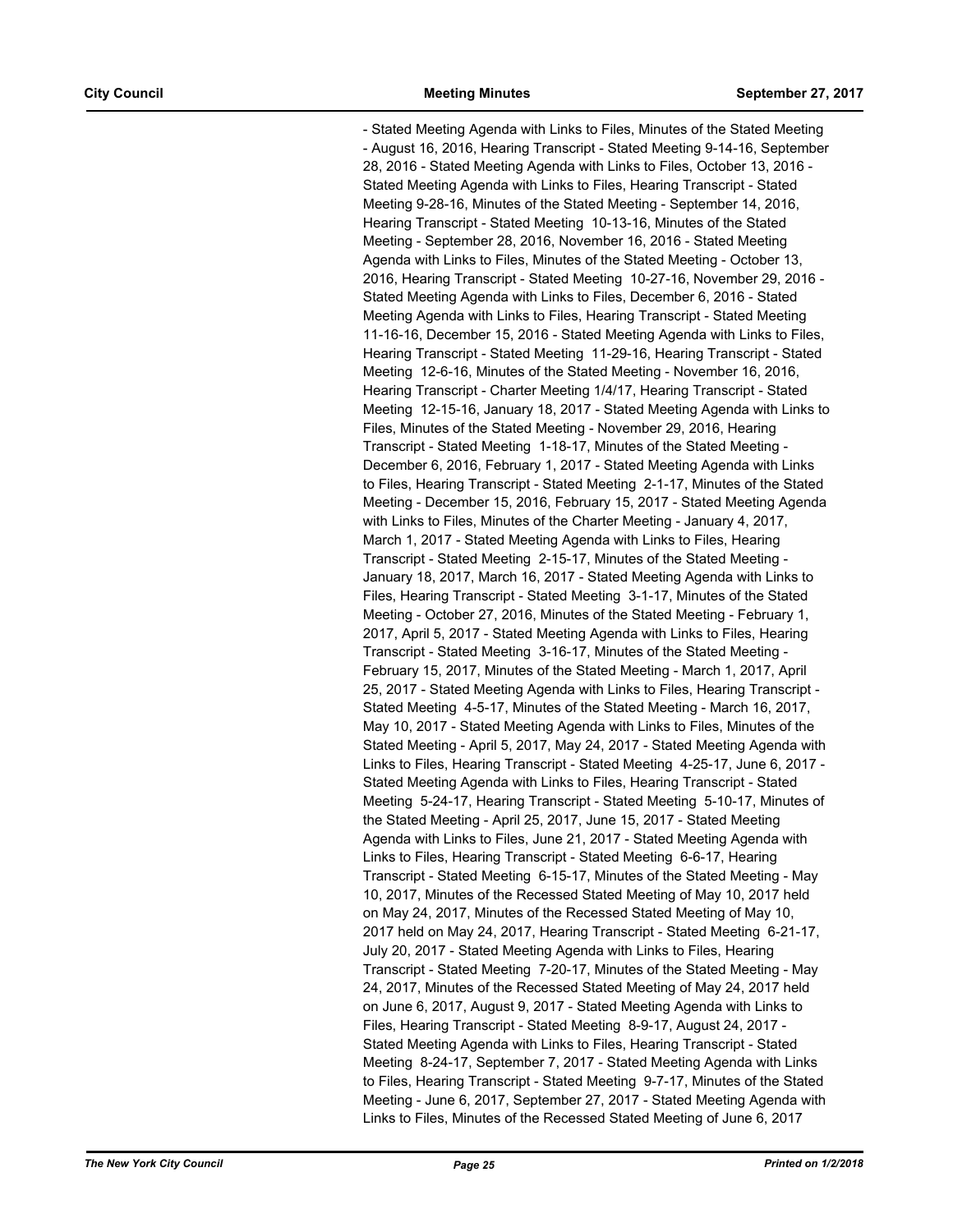- Stated Meeting Agenda with Links to Files, Minutes of the Stated Meeting - August 16, 2016, Hearing Transcript - Stated Meeting 9-14-16, September 28, 2016 - Stated Meeting Agenda with Links to Files, October 13, 2016 - Stated Meeting Agenda with Links to Files, Hearing Transcript - Stated Meeting 9-28-16, Minutes of the Stated Meeting - September 14, 2016, Hearing Transcript - Stated Meeting 10-13-16, Minutes of the Stated Meeting - September 28, 2016, November 16, 2016 - Stated Meeting Agenda with Links to Files, Minutes of the Stated Meeting - October 13, 2016, Hearing Transcript - Stated Meeting 10-27-16, November 29, 2016 - Stated Meeting Agenda with Links to Files, December 6, 2016 - Stated Meeting Agenda with Links to Files, Hearing Transcript - Stated Meeting 11-16-16, December 15, 2016 - Stated Meeting Agenda with Links to Files, Hearing Transcript - Stated Meeting 11-29-16, Hearing Transcript - Stated Meeting 12-6-16, Minutes of the Stated Meeting - November 16, 2016, Hearing Transcript - Charter Meeting 1/4/17, Hearing Transcript - Stated Meeting 12-15-16, January 18, 2017 - Stated Meeting Agenda with Links to Files, Minutes of the Stated Meeting - November 29, 2016, Hearing Transcript - Stated Meeting 1-18-17, Minutes of the Stated Meeting - December 6, 2016, February 1, 2017 - Stated Meeting Agenda with Links to Files, Hearing Transcript - Stated Meeting 2-1-17, Minutes of the Stated Meeting - December 15, 2016, February 15, 2017 - Stated Meeting Agenda with Links to Files, Minutes of the Charter Meeting - January 4, 2017, March 1, 2017 - Stated Meeting Agenda with Links to Files, Hearing Transcript - Stated Meeting 2-15-17, Minutes of the Stated Meeting - January 18, 2017, March 16, 2017 - Stated Meeting Agenda with Links to Files, Hearing Transcript - Stated Meeting 3-1-17, Minutes of the Stated Meeting - October 27, 2016, Minutes of the Stated Meeting - February 1, 2017, April 5, 2017 - Stated Meeting Agenda with Links to Files, Hearing Transcript - Stated Meeting 3-16-17, Minutes of the Stated Meeting - February 15, 2017, Minutes of the Stated Meeting - March 1, 2017, April 25, 2017 - Stated Meeting Agenda with Links to Files, Hearing Transcript - Stated Meeting 4-5-17, Minutes of the Stated Meeting - March 16, 2017, May 10, 2017 - Stated Meeting Agenda with Links to Files, Minutes of the Stated Meeting - April 5, 2017, May 24, 2017 - Stated Meeting Agenda with Links to Files, Hearing Transcript - Stated Meeting 4-25-17, June 6, 2017 - Stated Meeting Agenda with Links to Files, Hearing Transcript - Stated Meeting 5-24-17, Hearing Transcript - Stated Meeting 5-10-17, Minutes of the Stated Meeting - April 25, 2017, June 15, 2017 - Stated Meeting Agenda with Links to Files, June 21, 2017 - Stated Meeting Agenda with Links to Files, Hearing Transcript - Stated Meeting 6-6-17, Hearing Transcript - Stated Meeting 6-15-17, Minutes of the Stated Meeting - May 10, 2017, Minutes of the Recessed Stated Meeting of May 10, 2017 held on May 24, 2017, Minutes of the Recessed Stated Meeting of May 10, 2017 held on May 24, 2017, Hearing Transcript - Stated Meeting 6-21-17, July 20, 2017 - Stated Meeting Agenda with Links to Files, Hearing Transcript - Stated Meeting 7-20-17, Minutes of the Stated Meeting - May 24, 2017, Minutes of the Recessed Stated Meeting of May 24, 2017 held on June 6, 2017, August 9, 2017 - Stated Meeting Agenda with Links to Files, Hearing Transcript - Stated Meeting 8-9-17, August 24, 2017 - Stated Meeting Agenda with Links to Files, Hearing Transcript - Stated Meeting 8-24-17, September 7, 2017 - Stated Meeting Agenda with Links to Files, Hearing Transcript - Stated Meeting 9-7-17, Minutes of the Stated Meeting - June 6, 2017, September 27, 2017 - Stated Meeting Agenda with Links to Files, Minutes of the Recessed Stated Meeting of June 6, 2017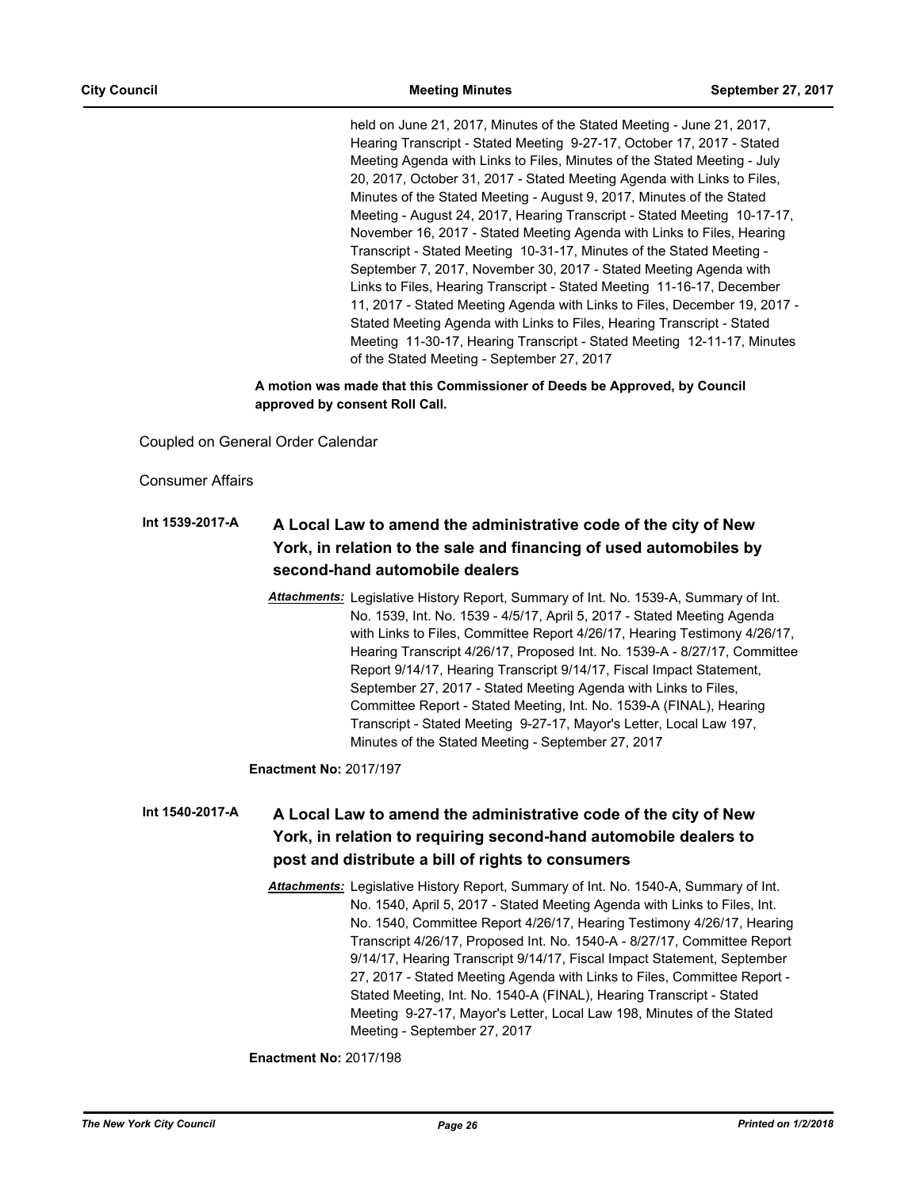held on June 21, 2017, Minutes of the Stated Meeting - June 21, 2017, Hearing Transcript - Stated Meeting 9-27-17, October 17, 2017 - Stated Meeting Agenda with Links to Files, Minutes of the Stated Meeting - July 20, 2017, October 31, 2017 - Stated Meeting Agenda with Links to Files, Minutes of the Stated Meeting - August 9, 2017, Minutes of the Stated Meeting - August 24, 2017, Hearing Transcript - Stated Meeting 10-17-17, November 16, 2017 - Stated Meeting Agenda with Links to Files, Hearing Transcript - Stated Meeting 10-31-17, Minutes of the Stated Meeting - September 7, 2017, November 30, 2017 - Stated Meeting Agenda with Links to Files, Hearing Transcript - Stated Meeting 11-16-17, December 11, 2017 - Stated Meeting Agenda with Links to Files, December 19, 2017 - Stated Meeting Agenda with Links to Files, Hearing Transcript - Stated Meeting 11-30-17, Hearing Transcript - Stated Meeting 12-11-17, Minutes of the Stated Meeting - September 27, 2017

**A motion was made that this Commissioner of Deeds be Approved, by Council approved by consent Roll Call.**

Coupled on General Order Calendar

Consumer Affairs

**Int 1539-2017-A** **A Local Law to amend the administrative code of the city of New York, in relation to the sale and financing of used automobiles by second-hand automobile dealers**

***Attachments:*** Legislative History Report, Summary of Int. No. 1539-A, Summary of Int. No. 1539, Int. No. 1539 - 4/5/17, April 5, 2017 - Stated Meeting Agenda with Links to Files, Committee Report 4/26/17, Hearing Testimony 4/26/17, Hearing Transcript 4/26/17, Proposed Int. No. 1539-A - 8/27/17, Committee Report 9/14/17, Hearing Transcript 9/14/17, Fiscal Impact Statement, September 27, 2017 - Stated Meeting Agenda with Links to Files, Committee Report - Stated Meeting, Int. No. 1539-A (FINAL), Hearing Transcript - Stated Meeting 9-27-17, Mayor's Letter, Local Law 197, Minutes of the Stated Meeting - September 27, 2017

**Enactment No:** 2017/197

**Int 1540-2017-A** **A Local Law to amend the administrative code of the city of New York, in relation to requiring second-hand automobile dealers to post and distribute a bill of rights to consumers**

***Attachments:*** Legislative History Report, Summary of Int. No. 1540-A, Summary of Int. No. 1540, April 5, 2017 - Stated Meeting Agenda with Links to Files, Int. No. 1540, Committee Report 4/26/17, Hearing Testimony 4/26/17, Hearing Transcript 4/26/17, Proposed Int. No. 1540-A - 8/27/17, Committee Report 9/14/17, Hearing Transcript 9/14/17, Fiscal Impact Statement, September 27, 2017 - Stated Meeting Agenda with Links to Files, Committee Report - Stated Meeting, Int. No. 1540-A (FINAL), Hearing Transcript - Stated Meeting 9-27-17, Mayor's Letter, Local Law 198, Minutes of the Stated Meeting - September 27, 2017

**Enactment No:** 2017/198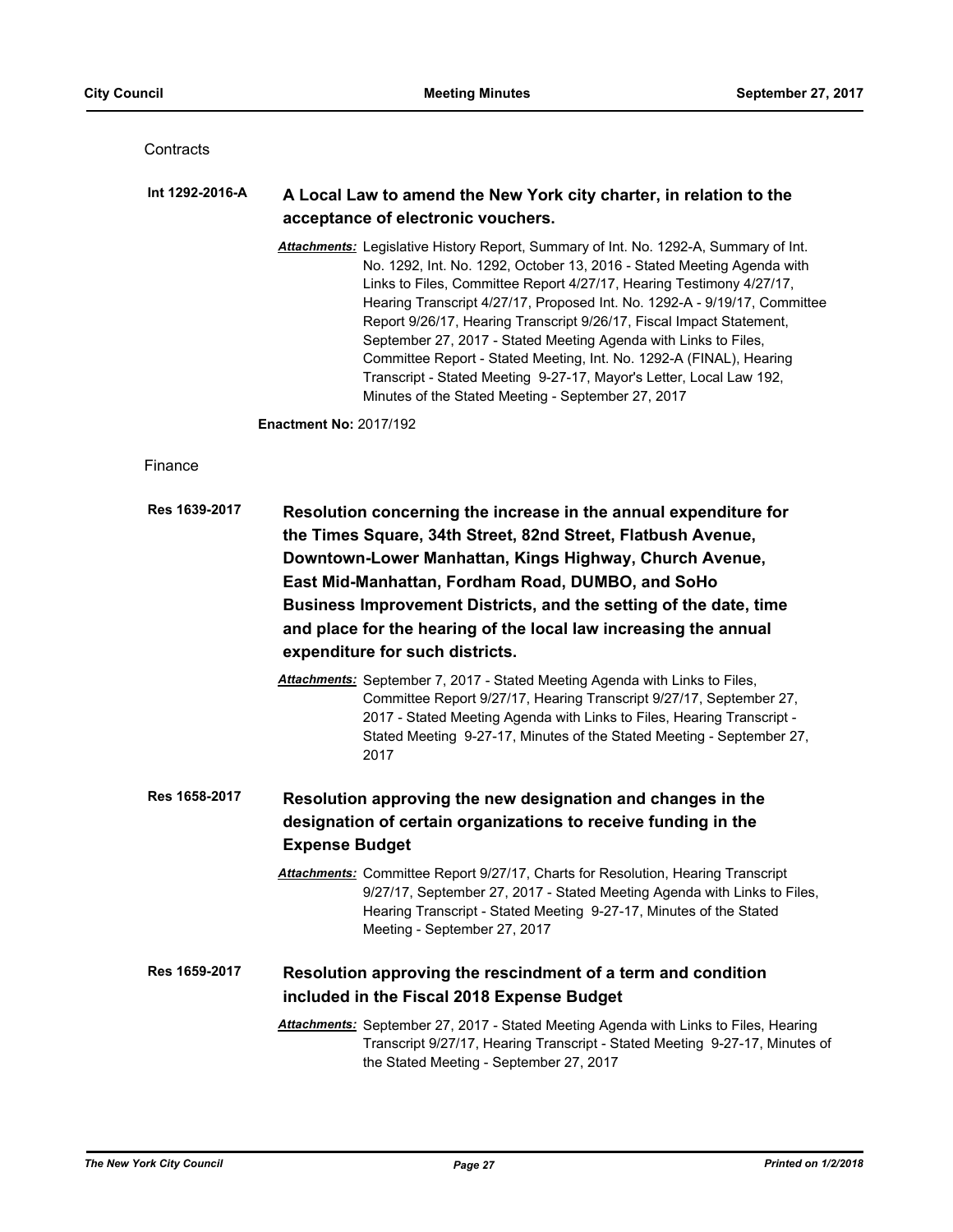Contracts

**Int 1292-2016-A** **A Local Law to amend the New York city charter, in relation to the acceptance of electronic vouchers.**

***Attachments:*** Legislative History Report, Summary of Int. No. 1292-A, Summary of Int. No. 1292, Int. No. 1292, October 13, 2016 - Stated Meeting Agenda with Links to Files, Committee Report 4/27/17, Hearing Testimony 4/27/17, Hearing Transcript 4/27/17, Proposed Int. No. 1292-A - 9/19/17, Committee Report 9/26/17, Hearing Transcript 9/26/17, Fiscal Impact Statement, September 27, 2017 - Stated Meeting Agenda with Links to Files, Committee Report - Stated Meeting, Int. No. 1292-A (FINAL), Hearing Transcript - Stated Meeting 9-27-17, Mayor's Letter, Local Law 192, Minutes of the Stated Meeting - September 27, 2017

**Enactment No:** 2017/192

Finance

**Res 1639-2017** **Resolution concerning the increase in the annual expenditure for the Times Square, 34th Street, 82nd Street, Flatbush Avenue, Downtown-Lower Manhattan, Kings Highway, Church Avenue, East Mid-Manhattan, Fordham Road, DUMBO, and SoHo Business Improvement Districts, and the setting of the date, time and place for the hearing of the local law increasing the annual expenditure for such districts.**

***Attachments:*** September 7, 2017 - Stated Meeting Agenda with Links to Files, Committee Report 9/27/17, Hearing Transcript 9/27/17, September 27, 2017 - Stated Meeting Agenda with Links to Files, Hearing Transcript - Stated Meeting 9-27-17, Minutes of the Stated Meeting - September 27, 2017

**Res 1658-2017** **Resolution approving the new designation and changes in the designation of certain organizations to receive funding in the Expense Budget**

***Attachments:*** Committee Report 9/27/17, Charts for Resolution, Hearing Transcript 9/27/17, September 27, 2017 - Stated Meeting Agenda with Links to Files, Hearing Transcript - Stated Meeting 9-27-17, Minutes of the Stated Meeting - September 27, 2017

**Res 1659-2017** **Resolution approving the rescindment of a term and condition included in the Fiscal 2018 Expense Budget**

***Attachments:*** September 27, 2017 - Stated Meeting Agenda with Links to Files, Hearing Transcript 9/27/17, Hearing Transcript - Stated Meeting 9-27-17, Minutes of the Stated Meeting - September 27, 2017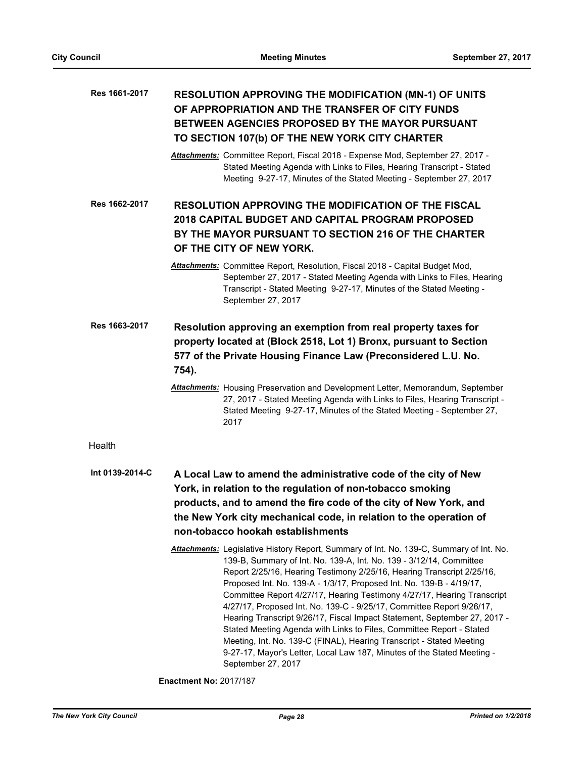**Res 1661-2017** **RESOLUTION APPROVING THE MODIFICATION (MN-1) OF UNITS OF APPROPRIATION AND THE TRANSFER OF CITY FUNDS BETWEEN AGENCIES PROPOSED BY THE MAYOR PURSUANT TO SECTION 107(b) OF THE NEW YORK CITY CHARTER**

*Attachments:* Committee Report, Fiscal 2018 - Expense Mod, September 27, 2017 - Stated Meeting Agenda with Links to Files, Hearing Transcript - Stated Meeting 9-27-17, Minutes of the Stated Meeting - September 27, 2017

**Res 1662-2017** **RESOLUTION APPROVING THE MODIFICATION OF THE FISCAL 2018 CAPITAL BUDGET AND CAPITAL PROGRAM PROPOSED BY THE MAYOR PURSUANT TO SECTION 216 OF THE CHARTER OF THE CITY OF NEW YORK.**

*Attachments:* Committee Report, Resolution, Fiscal 2018 - Capital Budget Mod, September 27, 2017 - Stated Meeting Agenda with Links to Files, Hearing Transcript - Stated Meeting 9-27-17, Minutes of the Stated Meeting - September 27, 2017

**Res 1663-2017** **Resolution approving an exemption from real property taxes for property located at (Block 2518, Lot 1) Bronx, pursuant to Section 577 of the Private Housing Finance Law (Preconsidered L.U. No. 754).**

*Attachments:* Housing Preservation and Development Letter, Memorandum, September 27, 2017 - Stated Meeting Agenda with Links to Files, Hearing Transcript - Stated Meeting 9-27-17, Minutes of the Stated Meeting - September 27, 2017

Health

**Int 0139-2014-C** **A Local Law to amend the administrative code of the city of New York, in relation to the regulation of non-tobacco smoking products, and to amend the fire code of the city of New York, and the New York city mechanical code, in relation to the operation of non-tobacco hookah establishments**

*Attachments:* Legislative History Report, Summary of Int. No. 139-C, Summary of Int. No. 139-B, Summary of Int. No. 139-A, Int. No. 139 - 3/12/14, Committee Report 2/25/16, Hearing Testimony 2/25/16, Hearing Transcript 2/25/16, Proposed Int. No. 139-A - 1/3/17, Proposed Int. No. 139-B - 4/19/17, Committee Report 4/27/17, Hearing Testimony 4/27/17, Hearing Transcript 4/27/17, Proposed Int. No. 139-C - 9/25/17, Committee Report 9/26/17, Hearing Transcript 9/26/17, Fiscal Impact Statement, September 27, 2017 - Stated Meeting Agenda with Links to Files, Committee Report - Stated Meeting, Int. No. 139-C (FINAL), Hearing Transcript - Stated Meeting 9-27-17, Mayor's Letter, Local Law 187, Minutes of the Stated Meeting - September 27, 2017

**Enactment No:** 2017/187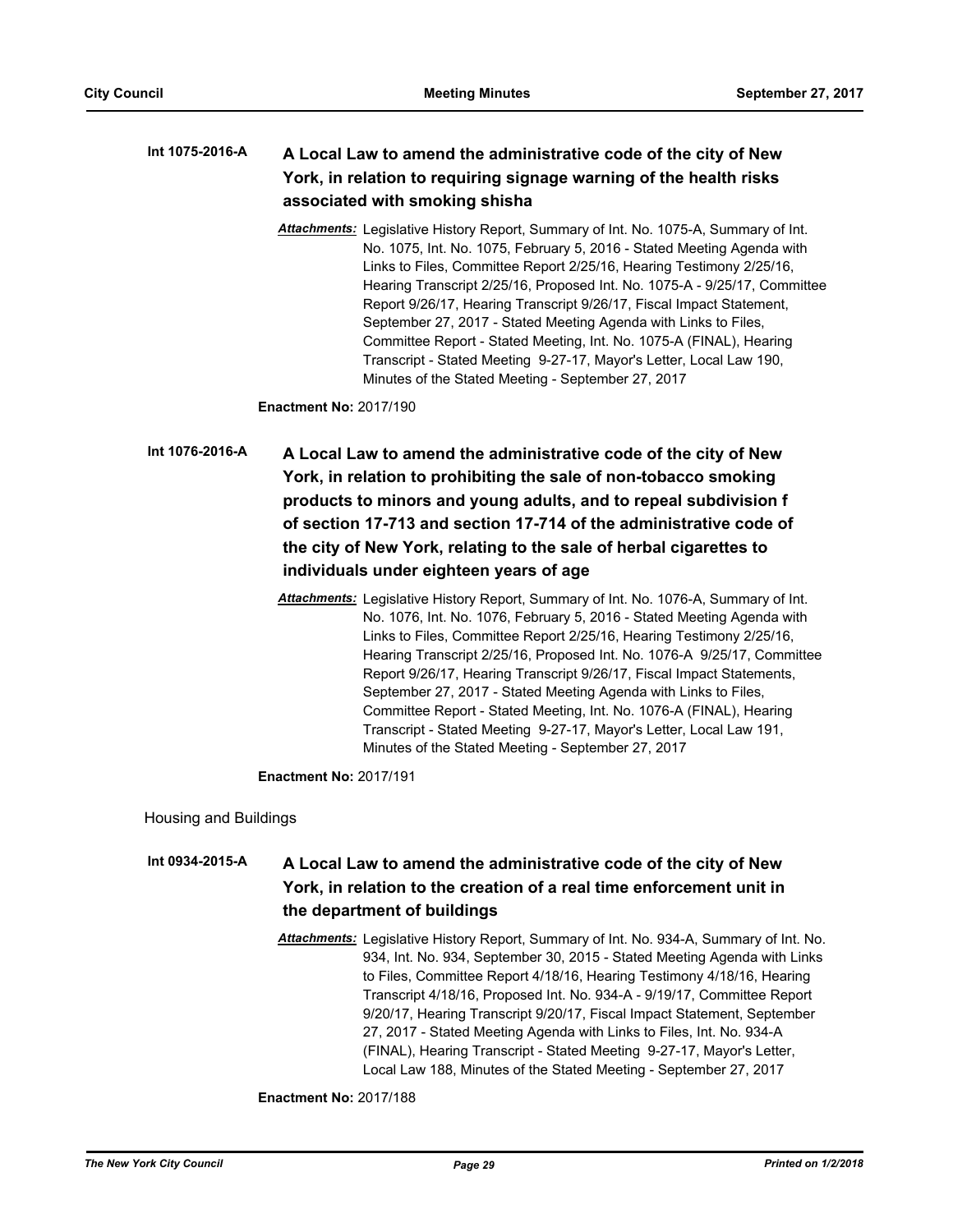**Int 1075-2016-A** **A Local Law to amend the administrative code of the city of New York, in relation to requiring signage warning of the health risks associated with smoking shisha**

***Attachments:*** Legislative History Report, Summary of Int. No. 1075-A, Summary of Int. No. 1075, Int. No. 1075, February 5, 2016 - Stated Meeting Agenda with Links to Files, Committee Report 2/25/16, Hearing Testimony 2/25/16, Hearing Transcript 2/25/16, Proposed Int. No. 1075-A - 9/25/17, Committee Report 9/26/17, Hearing Transcript 9/26/17, Fiscal Impact Statement, September 27, 2017 - Stated Meeting Agenda with Links to Files, Committee Report - Stated Meeting, Int. No. 1075-A (FINAL), Hearing Transcript - Stated Meeting 9-27-17, Mayor's Letter, Local Law 190, Minutes of the Stated Meeting - September 27, 2017

**Enactment No:** 2017/190

**Int 1076-2016-A** **A Local Law to amend the administrative code of the city of New York, in relation to prohibiting the sale of non-tobacco smoking products to minors and young adults, and to repeal subdivision f of section 17-713 and section 17-714 of the administrative code of the city of New York, relating to the sale of herbal cigarettes to individuals under eighteen years of age**

***Attachments:*** Legislative History Report, Summary of Int. No. 1076-A, Summary of Int. No. 1076, Int. No. 1076, February 5, 2016 - Stated Meeting Agenda with Links to Files, Committee Report 2/25/16, Hearing Testimony 2/25/16, Hearing Transcript 2/25/16, Proposed Int. No. 1076-A 9/25/17, Committee Report 9/26/17, Hearing Transcript 9/26/17, Fiscal Impact Statements, September 27, 2017 - Stated Meeting Agenda with Links to Files, Committee Report - Stated Meeting, Int. No. 1076-A (FINAL), Hearing Transcript - Stated Meeting 9-27-17, Mayor's Letter, Local Law 191, Minutes of the Stated Meeting - September 27, 2017

**Enactment No:** 2017/191

Housing and Buildings

**Int 0934-2015-A** **A Local Law to amend the administrative code of the city of New York, in relation to the creation of a real time enforcement unit in the department of buildings**

***Attachments:*** Legislative History Report, Summary of Int. No. 934-A, Summary of Int. No. 934, Int. No. 934, September 30, 2015 - Stated Meeting Agenda with Links to Files, Committee Report 4/18/16, Hearing Testimony 4/18/16, Hearing Transcript 4/18/16, Proposed Int. No. 934-A - 9/19/17, Committee Report 9/20/17, Hearing Transcript 9/20/17, Fiscal Impact Statement, September 27, 2017 - Stated Meeting Agenda with Links to Files, Int. No. 934-A (FINAL), Hearing Transcript - Stated Meeting 9-27-17, Mayor's Letter, Local Law 188, Minutes of the Stated Meeting - September 27, 2017

**Enactment No:** 2017/188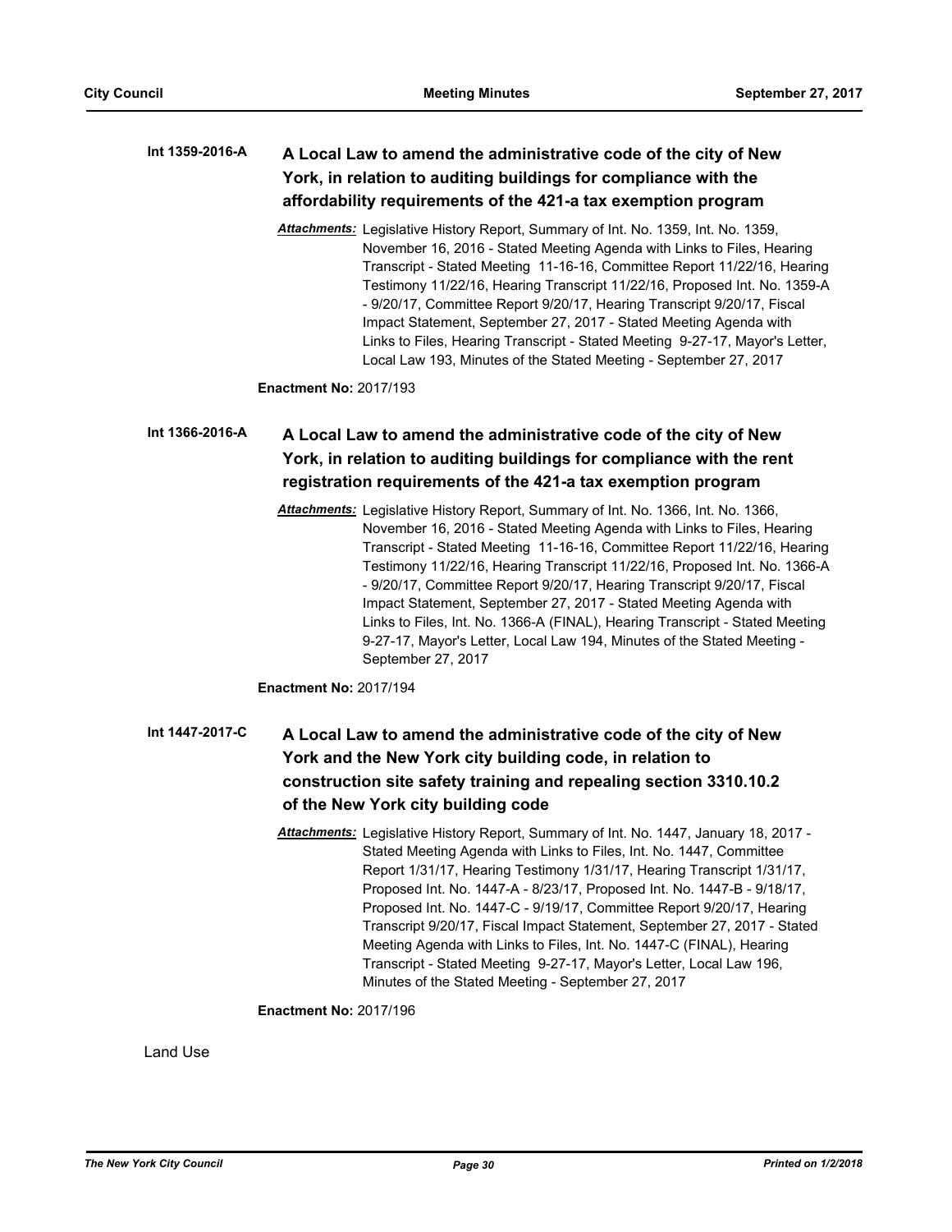**Int 1359-2016-A** **A Local Law to amend the administrative code of the city of New York, in relation to auditing buildings for compliance with the affordability requirements of the 421-a tax exemption program**

***Attachments:*** Legislative History Report, Summary of Int. No. 1359, Int. No. 1359, November 16, 2016 - Stated Meeting Agenda with Links to Files, Hearing Transcript - Stated Meeting 11-16-16, Committee Report 11/22/16, Hearing Testimony 11/22/16, Hearing Transcript 11/22/16, Proposed Int. No. 1359-A - 9/20/17, Committee Report 9/20/17, Hearing Transcript 9/20/17, Fiscal Impact Statement, September 27, 2017 - Stated Meeting Agenda with Links to Files, Hearing Transcript - Stated Meeting 9-27-17, Mayor's Letter, Local Law 193, Minutes of the Stated Meeting - September 27, 2017

**Enactment No:** 2017/193

**Int 1366-2016-A** **A Local Law to amend the administrative code of the city of New York, in relation to auditing buildings for compliance with the rent registration requirements of the 421-a tax exemption program**

***Attachments:*** Legislative History Report, Summary of Int. No. 1366, Int. No. 1366, November 16, 2016 - Stated Meeting Agenda with Links to Files, Hearing Transcript - Stated Meeting 11-16-16, Committee Report 11/22/16, Hearing Testimony 11/22/16, Hearing Transcript 11/22/16, Proposed Int. No. 1366-A - 9/20/17, Committee Report 9/20/17, Hearing Transcript 9/20/17, Fiscal Impact Statement, September 27, 2017 - Stated Meeting Agenda with Links to Files, Int. No. 1366-A (FINAL), Hearing Transcript - Stated Meeting 9-27-17, Mayor's Letter, Local Law 194, Minutes of the Stated Meeting - September 27, 2017

**Enactment No:** 2017/194

**Int 1447-2017-C** **A Local Law to amend the administrative code of the city of New York and the New York city building code, in relation to construction site safety training and repealing section 3310.10.2 of the New York city building code**

***Attachments:*** Legislative History Report, Summary of Int. No. 1447, January 18, 2017 - Stated Meeting Agenda with Links to Files, Int. No. 1447, Committee Report 1/31/17, Hearing Testimony 1/31/17, Hearing Transcript 1/31/17, Proposed Int. No. 1447-A - 8/23/17, Proposed Int. No. 1447-B - 9/18/17, Proposed Int. No. 1447-C - 9/19/17, Committee Report 9/20/17, Hearing Transcript 9/20/17, Fiscal Impact Statement, September 27, 2017 - Stated Meeting Agenda with Links to Files, Int. No. 1447-C (FINAL), Hearing Transcript - Stated Meeting 9-27-17, Mayor's Letter, Local Law 196, Minutes of the Stated Meeting - September 27, 2017

**Enactment No:** 2017/196

Land Use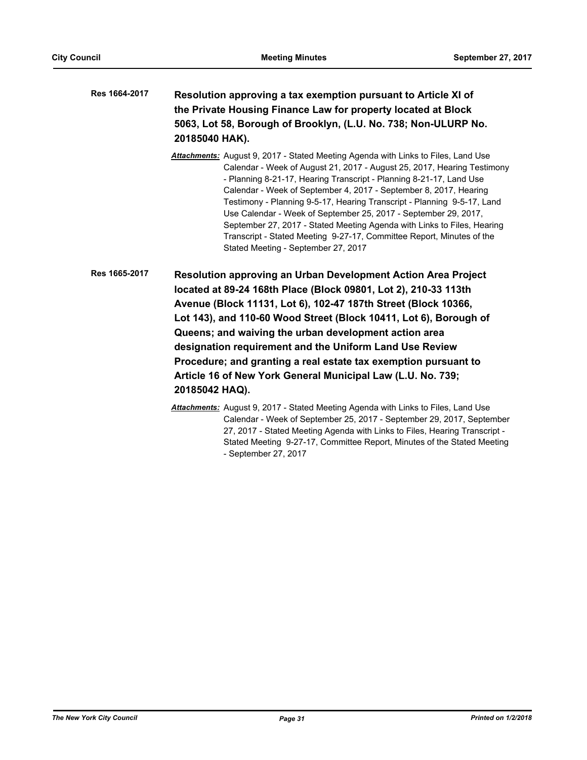**Res 1664-2017** **Resolution approving a tax exemption pursuant to Article XI of the Private Housing Finance Law for property located at Block 5063, Lot 58, Borough of Brooklyn, (L.U. No. 738; Non-ULURP No. 20185040 HAK).**

***Attachments:*** August 9, 2017 - Stated Meeting Agenda with Links to Files, Land Use Calendar - Week of August 21, 2017 - August 25, 2017, Hearing Testimony - Planning 8-21-17, Hearing Transcript - Planning 8-21-17, Land Use Calendar - Week of September 4, 2017 - September 8, 2017, Hearing Testimony - Planning 9-5-17, Hearing Transcript - Planning 9-5-17, Land Use Calendar - Week of September 25, 2017 - September 29, 2017, September 27, 2017 - Stated Meeting Agenda with Links to Files, Hearing Transcript - Stated Meeting 9-27-17, Committee Report, Minutes of the Stated Meeting - September 27, 2017

**Res 1665-2017** **Resolution approving an Urban Development Action Area Project located at 89-24 168th Place (Block 09801, Lot 2), 210-33 113th Avenue (Block 11131, Lot 6), 102-47 187th Street (Block 10366, Lot 143), and 110-60 Wood Street (Block 10411, Lot 6), Borough of Queens; and waiving the urban development action area designation requirement and the Uniform Land Use Review Procedure; and granting a real estate tax exemption pursuant to Article 16 of New York General Municipal Law (L.U. No. 739; 20185042 HAQ).**

***Attachments:*** August 9, 2017 - Stated Meeting Agenda with Links to Files, Land Use Calendar - Week of September 25, 2017 - September 29, 2017, September 27, 2017 - Stated Meeting Agenda with Links to Files, Hearing Transcript - Stated Meeting 9-27-17, Committee Report, Minutes of the Stated Meeting - September 27, 2017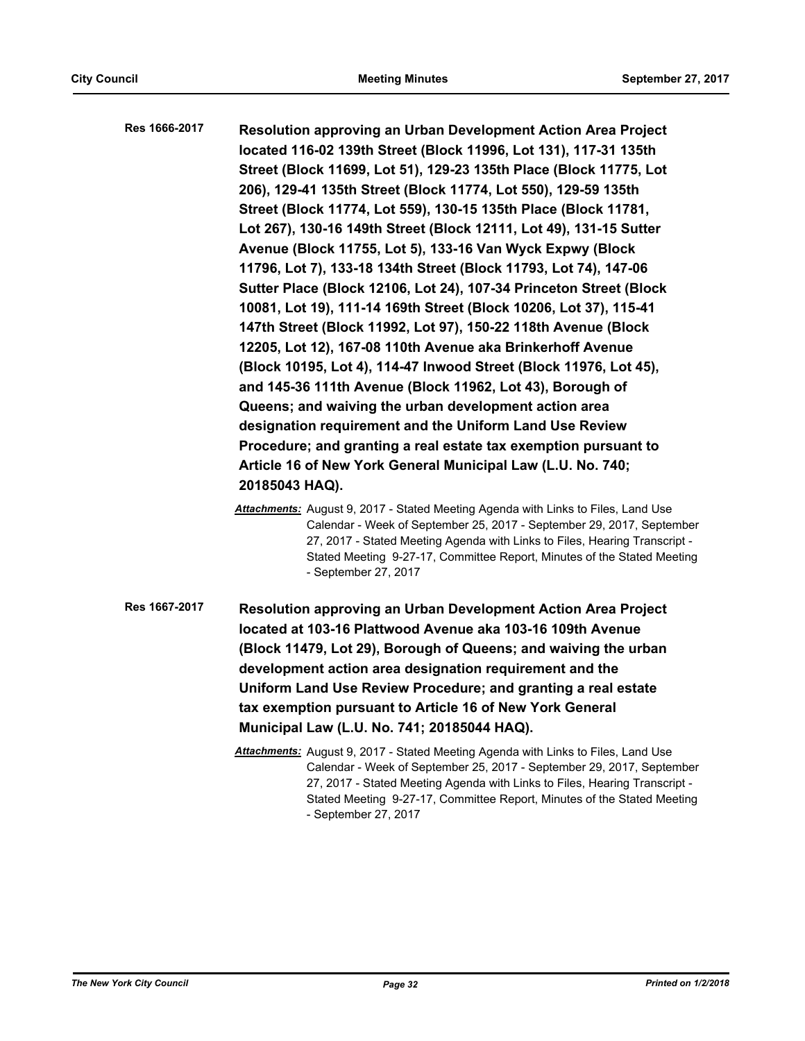**Res 1666-2017** **Resolution approving an Urban Development Action Area Project located 116-02 139th Street (Block 11996, Lot 131), 117-31 135th Street (Block 11699, Lot 51), 129-23 135th Place (Block 11775, Lot 206), 129-41 135th Street (Block 11774, Lot 550), 129-59 135th Street (Block 11774, Lot 559), 130-15 135th Place (Block 11781, Lot 267), 130-16 149th Street (Block 12111, Lot 49), 131-15 Sutter Avenue (Block 11755, Lot 5), 133-16 Van Wyck Expwy (Block 11796, Lot 7), 133-18 134th Street (Block 11793, Lot 74), 147-06 Sutter Place (Block 12106, Lot 24), 107-34 Princeton Street (Block 10081, Lot 19), 111-14 169th Street (Block 10206, Lot 37), 115-41 147th Street (Block 11992, Lot 97), 150-22 118th Avenue (Block 12205, Lot 12), 167-08 110th Avenue aka Brinkerhoff Avenue (Block 10195, Lot 4), 114-47 Inwood Street (Block 11976, Lot 45), and 145-36 111th Avenue (Block 11962, Lot 43), Borough of Queens; and waiving the urban development action area designation requirement and the Uniform Land Use Review Procedure; and granting a real estate tax exemption pursuant to Article 16 of New York General Municipal Law (L.U. No. 740; 20185043 HAQ).**

***Attachments:*** August 9, 2017 - Stated Meeting Agenda with Links to Files, Land Use Calendar - Week of September 25, 2017 - September 29, 2017, September 27, 2017 - Stated Meeting Agenda with Links to Files, Hearing Transcript - Stated Meeting 9-27-17, Committee Report, Minutes of the Stated Meeting - September 27, 2017

**Res 1667-2017** **Resolution approving an Urban Development Action Area Project located at 103-16 Plattwood Avenue aka 103-16 109th Avenue (Block 11479, Lot 29), Borough of Queens; and waiving the urban development action area designation requirement and the Uniform Land Use Review Procedure; and granting a real estate tax exemption pursuant to Article 16 of New York General Municipal Law (L.U. No. 741; 20185044 HAQ).**

***Attachments:*** August 9, 2017 - Stated Meeting Agenda with Links to Files, Land Use Calendar - Week of September 25, 2017 - September 29, 2017, September 27, 2017 - Stated Meeting Agenda with Links to Files, Hearing Transcript - Stated Meeting 9-27-17, Committee Report, Minutes of the Stated Meeting - September 27, 2017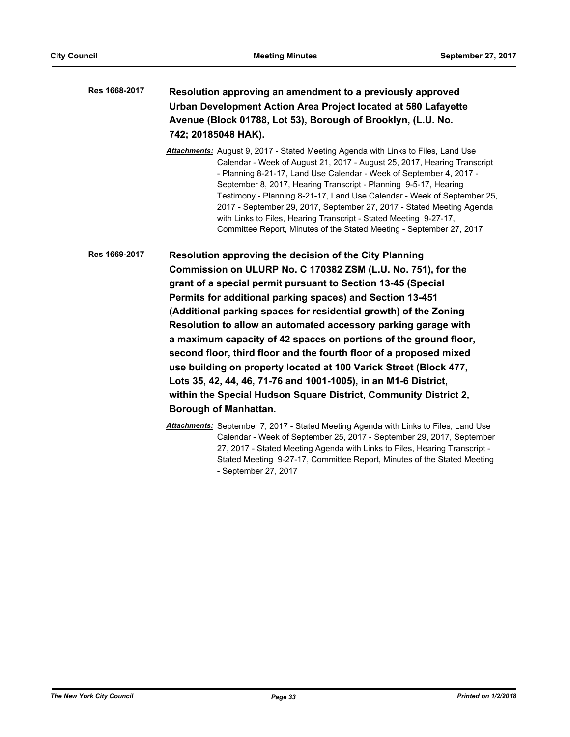**Res 1668-2017** **Resolution approving an amendment to a previously approved Urban Development Action Area Project located at 580 Lafayette Avenue (Block 01788, Lot 53), Borough of Brooklyn, (L.U. No. 742; 20185048 HAK).**

***Attachments:*** August 9, 2017 - Stated Meeting Agenda with Links to Files, Land Use Calendar - Week of August 21, 2017 - August 25, 2017, Hearing Transcript - Planning 8-21-17, Land Use Calendar - Week of September 4, 2017 - September 8, 2017, Hearing Transcript - Planning 9-5-17, Hearing Testimony - Planning 8-21-17, Land Use Calendar - Week of September 25, 2017 - September 29, 2017, September 27, 2017 - Stated Meeting Agenda with Links to Files, Hearing Transcript - Stated Meeting 9-27-17, Committee Report, Minutes of the Stated Meeting - September 27, 2017

**Res 1669-2017** **Resolution approving the decision of the City Planning Commission on ULURP No. C 170382 ZSM (L.U. No. 751), for the grant of a special permit pursuant to Section 13-45 (Special Permits for additional parking spaces) and Section 13-451 (Additional parking spaces for residential growth) of the Zoning Resolution to allow an automated accessory parking garage with a maximum capacity of 42 spaces on portions of the ground floor, second floor, third floor and the fourth floor of a proposed mixed use building on property located at 100 Varick Street (Block 477, Lots 35, 42, 44, 46, 71-76 and 1001-1005), in an M1-6 District, within the Special Hudson Square District, Community District 2, Borough of Manhattan.**

***Attachments:*** September 7, 2017 - Stated Meeting Agenda with Links to Files, Land Use Calendar - Week of September 25, 2017 - September 29, 2017, September 27, 2017 - Stated Meeting Agenda with Links to Files, Hearing Transcript - Stated Meeting 9-27-17, Committee Report, Minutes of the Stated Meeting - September 27, 2017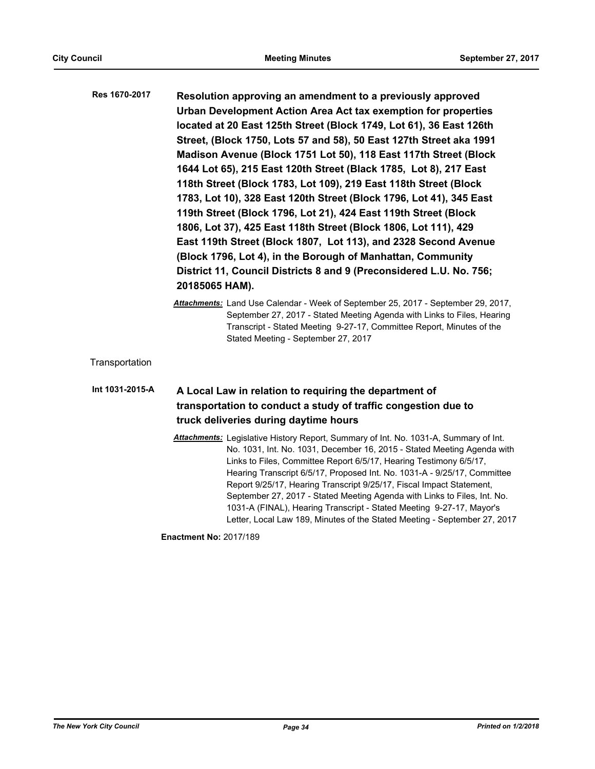**Res 1670-2017** **Resolution approving an amendment to a previously approved Urban Development Action Area Act tax exemption for properties located at 20 East 125th Street (Block 1749, Lot 61), 36 East 126th Street, (Block 1750, Lots 57 and 58), 50 East 127th Street aka 1991 Madison Avenue (Block 1751 Lot 50), 118 East 117th Street (Block 1644 Lot 65), 215 East 120th Street (Black 1785, Lot 8), 217 East 118th Street (Block 1783, Lot 109), 219 East 118th Street (Block 1783, Lot 10), 328 East 120th Street (Block 1796, Lot 41), 345 East 119th Street (Block 1796, Lot 21), 424 East 119th Street (Block 1806, Lot 37), 425 East 118th Street (Block 1806, Lot 111), 429 East 119th Street (Block 1807, Lot 113), and 2328 Second Avenue (Block 1796, Lot 4), in the Borough of Manhattan, Community District 11, Council Districts 8 and 9 (Preconsidered L.U. No. 756; 20185065 HAM).**

***Attachments:*** Land Use Calendar - Week of September 25, 2017 - September 29, 2017, September 27, 2017 - Stated Meeting Agenda with Links to Files, Hearing Transcript - Stated Meeting 9-27-17, Committee Report, Minutes of the Stated Meeting - September 27, 2017

Transportation

**Int 1031-2015-A** **A Local Law in relation to requiring the department of transportation to conduct a study of traffic congestion due to truck deliveries during daytime hours**

***Attachments:*** Legislative History Report, Summary of Int. No. 1031-A, Summary of Int. No. 1031, Int. No. 1031, December 16, 2015 - Stated Meeting Agenda with Links to Files, Committee Report 6/5/17, Hearing Testimony 6/5/17, Hearing Transcript 6/5/17, Proposed Int. No. 1031-A - 9/25/17, Committee Report 9/25/17, Hearing Transcript 9/25/17, Fiscal Impact Statement, September 27, 2017 - Stated Meeting Agenda with Links to Files, Int. No. 1031-A (FINAL), Hearing Transcript - Stated Meeting 9-27-17, Mayor's Letter, Local Law 189, Minutes of the Stated Meeting - September 27, 2017

**Enactment No:** 2017/189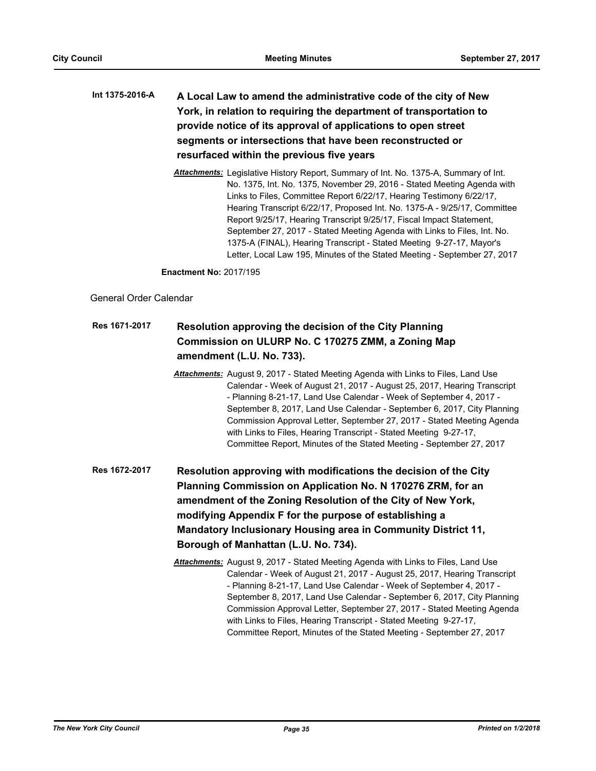**Int 1375-2016-A** **A Local Law to amend the administrative code of the city of New York, in relation to requiring the department of transportation to provide notice of its approval of applications to open street segments or intersections that have been reconstructed or resurfaced within the previous five years**

***Attachments:*** Legislative History Report, Summary of Int. No. 1375-A, Summary of Int. No. 1375, Int. No. 1375, November 29, 2016 - Stated Meeting Agenda with Links to Files, Committee Report 6/22/17, Hearing Testimony 6/22/17, Hearing Transcript 6/22/17, Proposed Int. No. 1375-A - 9/25/17, Committee Report 9/25/17, Hearing Transcript 9/25/17, Fiscal Impact Statement, September 27, 2017 - Stated Meeting Agenda with Links to Files, Int. No. 1375-A (FINAL), Hearing Transcript - Stated Meeting 9-27-17, Mayor's Letter, Local Law 195, Minutes of the Stated Meeting - September 27, 2017

**Enactment No:** 2017/195

General Order Calendar

**Res 1671-2017** **Resolution approving the decision of the City Planning Commission on ULURP No. C 170275 ZMM, a Zoning Map amendment (L.U. No. 733).**

***Attachments:*** August 9, 2017 - Stated Meeting Agenda with Links to Files, Land Use Calendar - Week of August 21, 2017 - August 25, 2017, Hearing Transcript - Planning 8-21-17, Land Use Calendar - Week of September 4, 2017 - September 8, 2017, Land Use Calendar - September 6, 2017, City Planning Commission Approval Letter, September 27, 2017 - Stated Meeting Agenda with Links to Files, Hearing Transcript - Stated Meeting 9-27-17, Committee Report, Minutes of the Stated Meeting - September 27, 2017

**Res 1672-2017** **Resolution approving with modifications the decision of the City Planning Commission on Application No. N 170276 ZRM, for an amendment of the Zoning Resolution of the City of New York, modifying Appendix F for the purpose of establishing a Mandatory Inclusionary Housing area in Community District 11, Borough of Manhattan (L.U. No. 734).**

***Attachments:*** August 9, 2017 - Stated Meeting Agenda with Links to Files, Land Use Calendar - Week of August 21, 2017 - August 25, 2017, Hearing Transcript - Planning 8-21-17, Land Use Calendar - Week of September 4, 2017 - September 8, 2017, Land Use Calendar - September 6, 2017, City Planning Commission Approval Letter, September 27, 2017 - Stated Meeting Agenda with Links to Files, Hearing Transcript - Stated Meeting 9-27-17, Committee Report, Minutes of the Stated Meeting - September 27, 2017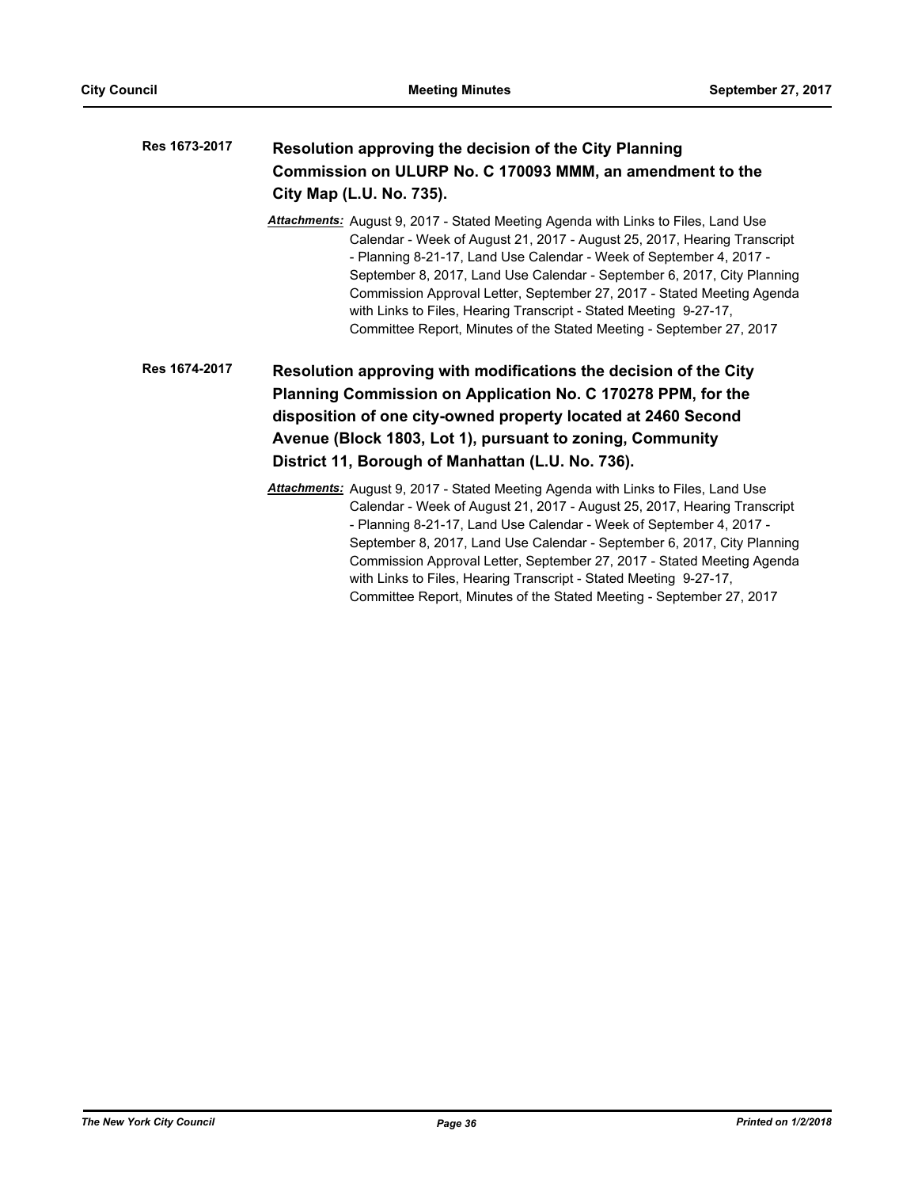**Res 1673-2017** **Resolution approving the decision of the City Planning Commission on ULURP No. C 170093 MMM, an amendment to the City Map (L.U. No. 735).**

*Attachments:* August 9, 2017 - Stated Meeting Agenda with Links to Files, Land Use Calendar - Week of August 21, 2017 - August 25, 2017, Hearing Transcript - Planning 8-21-17, Land Use Calendar - Week of September 4, 2017 - September 8, 2017, Land Use Calendar - September 6, 2017, City Planning Commission Approval Letter, September 27, 2017 - Stated Meeting Agenda with Links to Files, Hearing Transcript - Stated Meeting 9-27-17, Committee Report, Minutes of the Stated Meeting - September 27, 2017

**Res 1674-2017** **Resolution approving with modifications the decision of the City Planning Commission on Application No. C 170278 PPM, for the disposition of one city-owned property located at 2460 Second Avenue (Block 1803, Lot 1), pursuant to zoning, Community District 11, Borough of Manhattan (L.U. No. 736).**

*Attachments:* August 9, 2017 - Stated Meeting Agenda with Links to Files, Land Use Calendar - Week of August 21, 2017 - August 25, 2017, Hearing Transcript - Planning 8-21-17, Land Use Calendar - Week of September 4, 2017 - September 8, 2017, Land Use Calendar - September 6, 2017, City Planning Commission Approval Letter, September 27, 2017 - Stated Meeting Agenda with Links to Files, Hearing Transcript - Stated Meeting 9-27-17, Committee Report, Minutes of the Stated Meeting - September 27, 2017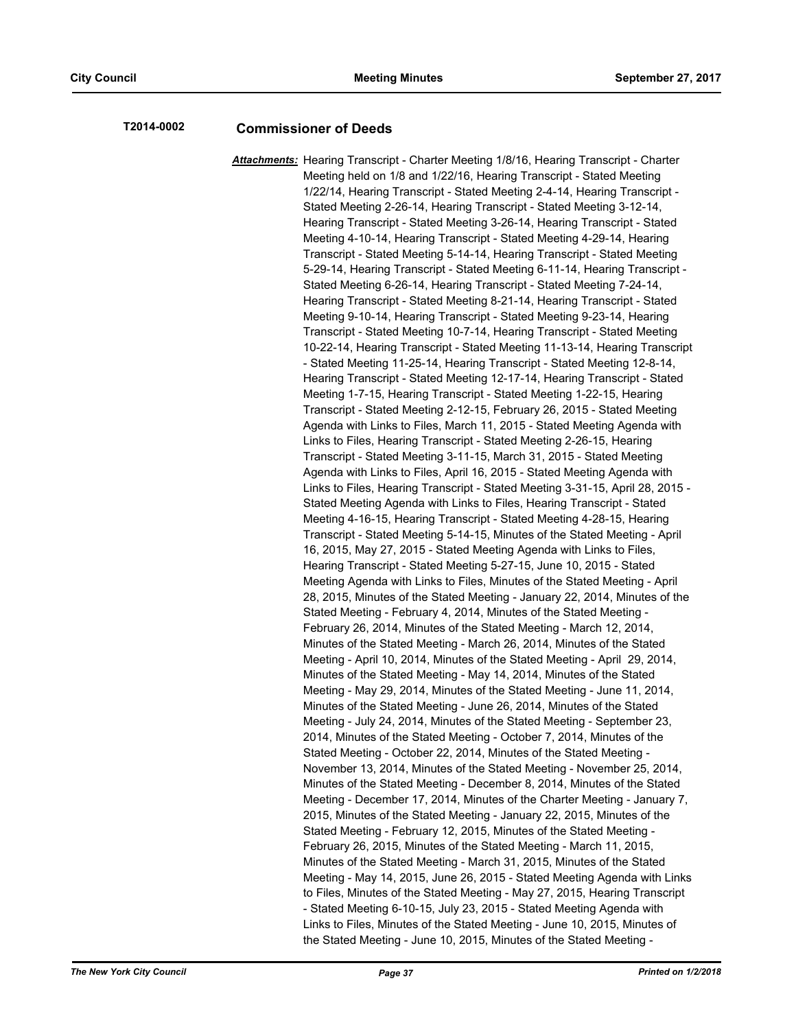**T2014-0002** **Commissioner of Deeds**

***Attachments:*** Hearing Transcript - Charter Meeting 1/8/16, Hearing Transcript - Charter Meeting held on 1/8 and 1/22/16, Hearing Transcript - Stated Meeting 1/22/14, Hearing Transcript - Stated Meeting 2-4-14, Hearing Transcript - Stated Meeting 2-26-14, Hearing Transcript - Stated Meeting 3-12-14, Hearing Transcript - Stated Meeting 3-26-14, Hearing Transcript - Stated Meeting 4-10-14, Hearing Transcript - Stated Meeting 4-29-14, Hearing Transcript - Stated Meeting 5-14-14, Hearing Transcript - Stated Meeting 5-29-14, Hearing Transcript - Stated Meeting 6-11-14, Hearing Transcript - Stated Meeting 6-26-14, Hearing Transcript - Stated Meeting 7-24-14, Hearing Transcript - Stated Meeting 8-21-14, Hearing Transcript - Stated Meeting 9-10-14, Hearing Transcript - Stated Meeting 9-23-14, Hearing Transcript - Stated Meeting 10-7-14, Hearing Transcript - Stated Meeting 10-22-14, Hearing Transcript - Stated Meeting 11-13-14, Hearing Transcript - Stated Meeting 11-25-14, Hearing Transcript - Stated Meeting 12-8-14, Hearing Transcript - Stated Meeting 12-17-14, Hearing Transcript - Stated Meeting 1-7-15, Hearing Transcript - Stated Meeting 1-22-15, Hearing Transcript - Stated Meeting 2-12-15, February 26, 2015 - Stated Meeting Agenda with Links to Files, March 11, 2015 - Stated Meeting Agenda with Links to Files, Hearing Transcript - Stated Meeting 2-26-15, Hearing Transcript - Stated Meeting 3-11-15, March 31, 2015 - Stated Meeting Agenda with Links to Files, April 16, 2015 - Stated Meeting Agenda with Links to Files, Hearing Transcript - Stated Meeting 3-31-15, April 28, 2015 - Stated Meeting Agenda with Links to Files, Hearing Transcript - Stated Meeting 4-16-15, Hearing Transcript - Stated Meeting 4-28-15, Hearing Transcript - Stated Meeting 5-14-15, Minutes of the Stated Meeting - April 16, 2015, May 27, 2015 - Stated Meeting Agenda with Links to Files, Hearing Transcript - Stated Meeting 5-27-15, June 10, 2015 - Stated Meeting Agenda with Links to Files, Minutes of the Stated Meeting - April 28, 2015, Minutes of the Stated Meeting - January 22, 2014, Minutes of the Stated Meeting - February 4, 2014, Minutes of the Stated Meeting - February 26, 2014, Minutes of the Stated Meeting - March 12, 2014, Minutes of the Stated Meeting - March 26, 2014, Minutes of the Stated Meeting - April 10, 2014, Minutes of the Stated Meeting - April 29, 2014, Minutes of the Stated Meeting - May 14, 2014, Minutes of the Stated Meeting - May 29, 2014, Minutes of the Stated Meeting - June 11, 2014, Minutes of the Stated Meeting - June 26, 2014, Minutes of the Stated Meeting - July 24, 2014, Minutes of the Stated Meeting - September 23, 2014, Minutes of the Stated Meeting - October 7, 2014, Minutes of the Stated Meeting - October 22, 2014, Minutes of the Stated Meeting - November 13, 2014, Minutes of the Stated Meeting - November 25, 2014, Minutes of the Stated Meeting - December 8, 2014, Minutes of the Stated Meeting - December 17, 2014, Minutes of the Charter Meeting - January 7, 2015, Minutes of the Stated Meeting - January 22, 2015, Minutes of the Stated Meeting - February 12, 2015, Minutes of the Stated Meeting - February 26, 2015, Minutes of the Stated Meeting - March 11, 2015, Minutes of the Stated Meeting - March 31, 2015, Minutes of the Stated Meeting - May 14, 2015, June 26, 2015 - Stated Meeting Agenda with Links to Files, Minutes of the Stated Meeting - May 27, 2015, Hearing Transcript - Stated Meeting 6-10-15, July 23, 2015 - Stated Meeting Agenda with Links to Files, Minutes of the Stated Meeting - June 10, 2015, Minutes of the Stated Meeting - June 10, 2015, Minutes of the Stated Meeting -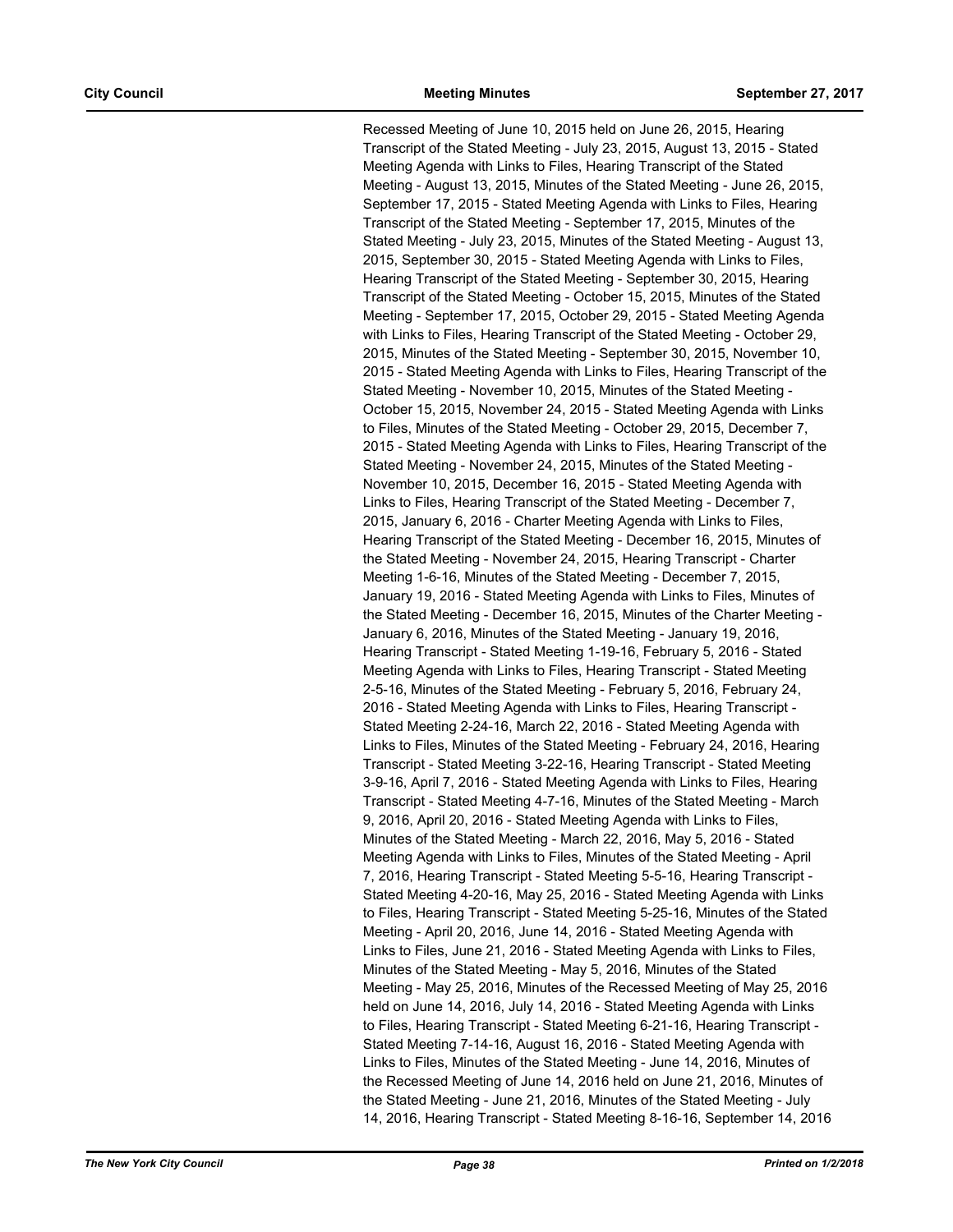Recessed Meeting of June 10, 2015 held on June 26, 2015, Hearing Transcript of the Stated Meeting - July 23, 2015, August 13, 2015 - Stated Meeting Agenda with Links to Files, Hearing Transcript of the Stated Meeting - August 13, 2015, Minutes of the Stated Meeting - June 26, 2015, September 17, 2015 - Stated Meeting Agenda with Links to Files, Hearing Transcript of the Stated Meeting - September 17, 2015, Minutes of the Stated Meeting - July 23, 2015, Minutes of the Stated Meeting - August 13, 2015, September 30, 2015 - Stated Meeting Agenda with Links to Files, Hearing Transcript of the Stated Meeting - September 30, 2015, Hearing Transcript of the Stated Meeting - October 15, 2015, Minutes of the Stated Meeting - September 17, 2015, October 29, 2015 - Stated Meeting Agenda with Links to Files, Hearing Transcript of the Stated Meeting - October 29, 2015, Minutes of the Stated Meeting - September 30, 2015, November 10, 2015 - Stated Meeting Agenda with Links to Files, Hearing Transcript of the Stated Meeting - November 10, 2015, Minutes of the Stated Meeting - October 15, 2015, November 24, 2015 - Stated Meeting Agenda with Links to Files, Minutes of the Stated Meeting - October 29, 2015, December 7, 2015 - Stated Meeting Agenda with Links to Files, Hearing Transcript of the Stated Meeting - November 24, 2015, Minutes of the Stated Meeting - November 10, 2015, December 16, 2015 - Stated Meeting Agenda with Links to Files, Hearing Transcript of the Stated Meeting - December 7, 2015, January 6, 2016 - Charter Meeting Agenda with Links to Files, Hearing Transcript of the Stated Meeting - December 16, 2015, Minutes of the Stated Meeting - November 24, 2015, Hearing Transcript - Charter Meeting 1-6-16, Minutes of the Stated Meeting - December 7, 2015, January 19, 2016 - Stated Meeting Agenda with Links to Files, Minutes of the Stated Meeting - December 16, 2015, Minutes of the Charter Meeting - January 6, 2016, Minutes of the Stated Meeting - January 19, 2016, Hearing Transcript - Stated Meeting 1-19-16, February 5, 2016 - Stated Meeting Agenda with Links to Files, Hearing Transcript - Stated Meeting 2-5-16, Minutes of the Stated Meeting - February 5, 2016, February 24, 2016 - Stated Meeting Agenda with Links to Files, Hearing Transcript - Stated Meeting 2-24-16, March 22, 2016 - Stated Meeting Agenda with Links to Files, Minutes of the Stated Meeting - February 24, 2016, Hearing Transcript - Stated Meeting 3-22-16, Hearing Transcript - Stated Meeting 3-9-16, April 7, 2016 - Stated Meeting Agenda with Links to Files, Hearing Transcript - Stated Meeting 4-7-16, Minutes of the Stated Meeting - March 9, 2016, April 20, 2016 - Stated Meeting Agenda with Links to Files, Minutes of the Stated Meeting - March 22, 2016, May 5, 2016 - Stated Meeting Agenda with Links to Files, Minutes of the Stated Meeting - April 7, 2016, Hearing Transcript - Stated Meeting 5-5-16, Hearing Transcript - Stated Meeting 4-20-16, May 25, 2016 - Stated Meeting Agenda with Links to Files, Hearing Transcript - Stated Meeting 5-25-16, Minutes of the Stated Meeting - April 20, 2016, June 14, 2016 - Stated Meeting Agenda with Links to Files, June 21, 2016 - Stated Meeting Agenda with Links to Files, Minutes of the Stated Meeting - May 5, 2016, Minutes of the Stated Meeting - May 25, 2016, Minutes of the Recessed Meeting of May 25, 2016 held on June 14, 2016, July 14, 2016 - Stated Meeting Agenda with Links to Files, Hearing Transcript - Stated Meeting 6-21-16, Hearing Transcript - Stated Meeting 7-14-16, August 16, 2016 - Stated Meeting Agenda with Links to Files, Minutes of the Stated Meeting - June 14, 2016, Minutes of the Recessed Meeting of June 14, 2016 held on June 21, 2016, Minutes of the Stated Meeting - June 21, 2016, Minutes of the Stated Meeting - July 14, 2016, Hearing Transcript - Stated Meeting 8-16-16, September 14, 2016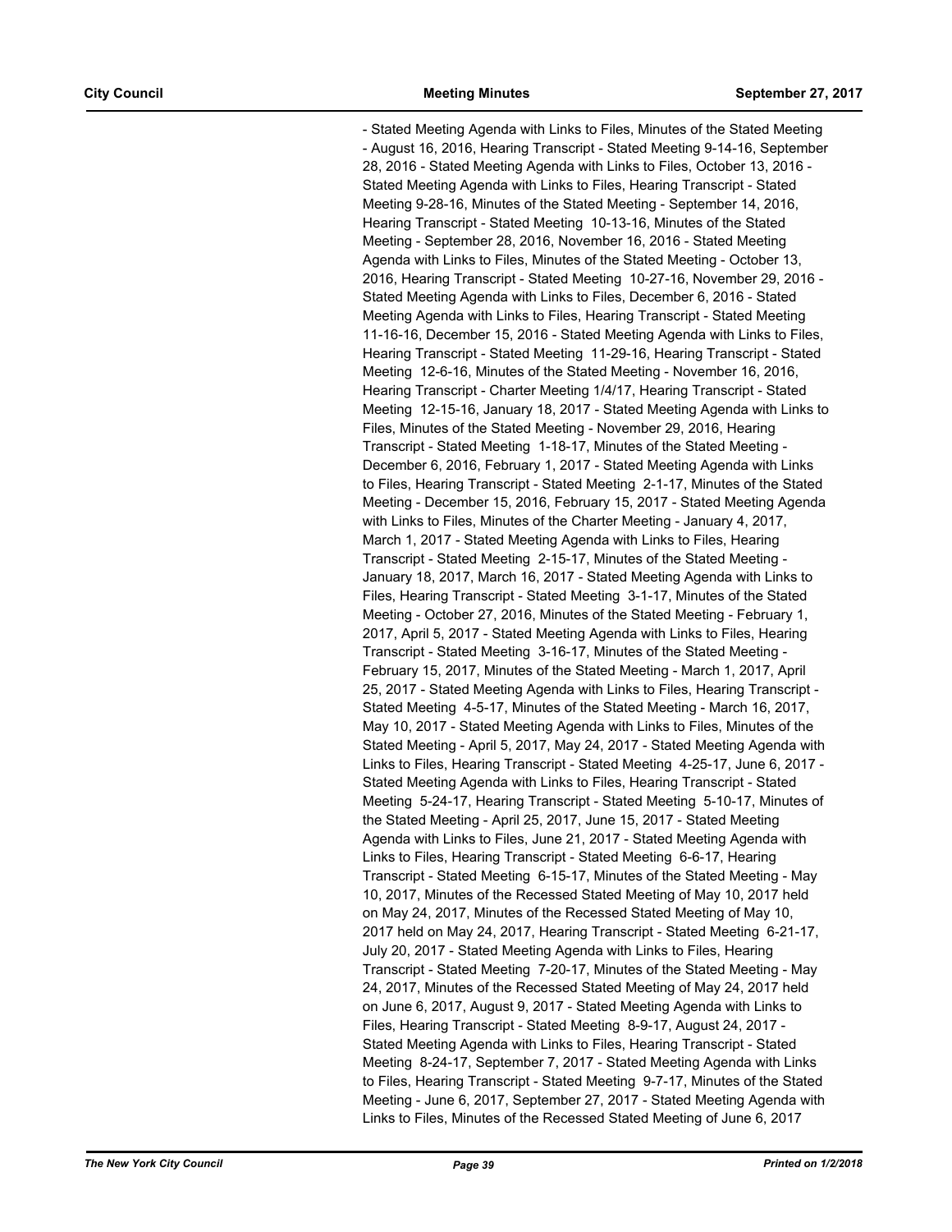- Stated Meeting Agenda with Links to Files, Minutes of the Stated Meeting - August 16, 2016, Hearing Transcript - Stated Meeting 9-14-16, September 28, 2016 - Stated Meeting Agenda with Links to Files, October 13, 2016 - Stated Meeting Agenda with Links to Files, Hearing Transcript - Stated Meeting 9-28-16, Minutes of the Stated Meeting - September 14, 2016, Hearing Transcript - Stated Meeting 10-13-16, Minutes of the Stated Meeting - September 28, 2016, November 16, 2016 - Stated Meeting Agenda with Links to Files, Minutes of the Stated Meeting - October 13, 2016, Hearing Transcript - Stated Meeting 10-27-16, November 29, 2016 - Stated Meeting Agenda with Links to Files, December 6, 2016 - Stated Meeting Agenda with Links to Files, Hearing Transcript - Stated Meeting 11-16-16, December 15, 2016 - Stated Meeting Agenda with Links to Files, Hearing Transcript - Stated Meeting 11-29-16, Hearing Transcript - Stated Meeting 12-6-16, Minutes of the Stated Meeting - November 16, 2016, Hearing Transcript - Charter Meeting 1/4/17, Hearing Transcript - Stated Meeting 12-15-16, January 18, 2017 - Stated Meeting Agenda with Links to Files, Minutes of the Stated Meeting - November 29, 2016, Hearing Transcript - Stated Meeting 1-18-17, Minutes of the Stated Meeting - December 6, 2016, February 1, 2017 - Stated Meeting Agenda with Links to Files, Hearing Transcript - Stated Meeting 2-1-17, Minutes of the Stated Meeting - December 15, 2016, February 15, 2017 - Stated Meeting Agenda with Links to Files, Minutes of the Charter Meeting - January 4, 2017, March 1, 2017 - Stated Meeting Agenda with Links to Files, Hearing Transcript - Stated Meeting 2-15-17, Minutes of the Stated Meeting - January 18, 2017, March 16, 2017 - Stated Meeting Agenda with Links to Files, Hearing Transcript - Stated Meeting 3-1-17, Minutes of the Stated Meeting - October 27, 2016, Minutes of the Stated Meeting - February 1, 2017, April 5, 2017 - Stated Meeting Agenda with Links to Files, Hearing Transcript - Stated Meeting 3-16-17, Minutes of the Stated Meeting - February 15, 2017, Minutes of the Stated Meeting - March 1, 2017, April 25, 2017 - Stated Meeting Agenda with Links to Files, Hearing Transcript - Stated Meeting 4-5-17, Minutes of the Stated Meeting - March 16, 2017, May 10, 2017 - Stated Meeting Agenda with Links to Files, Minutes of the Stated Meeting - April 5, 2017, May 24, 2017 - Stated Meeting Agenda with Links to Files, Hearing Transcript - Stated Meeting 4-25-17, June 6, 2017 - Stated Meeting Agenda with Links to Files, Hearing Transcript - Stated Meeting 5-24-17, Hearing Transcript - Stated Meeting 5-10-17, Minutes of the Stated Meeting - April 25, 2017, June 15, 2017 - Stated Meeting Agenda with Links to Files, June 21, 2017 - Stated Meeting Agenda with Links to Files, Hearing Transcript - Stated Meeting 6-6-17, Hearing Transcript - Stated Meeting 6-15-17, Minutes of the Stated Meeting - May 10, 2017, Minutes of the Recessed Stated Meeting of May 10, 2017 held on May 24, 2017, Minutes of the Recessed Stated Meeting of May 10, 2017 held on May 24, 2017, Hearing Transcript - Stated Meeting 6-21-17, July 20, 2017 - Stated Meeting Agenda with Links to Files, Hearing Transcript - Stated Meeting 7-20-17, Minutes of the Stated Meeting - May 24, 2017, Minutes of the Recessed Stated Meeting of May 24, 2017 held on June 6, 2017, August 9, 2017 - Stated Meeting Agenda with Links to Files, Hearing Transcript - Stated Meeting 8-9-17, August 24, 2017 - Stated Meeting Agenda with Links to Files, Hearing Transcript - Stated Meeting 8-24-17, September 7, 2017 - Stated Meeting Agenda with Links to Files, Hearing Transcript - Stated Meeting 9-7-17, Minutes of the Stated Meeting - June 6, 2017, September 27, 2017 - Stated Meeting Agenda with Links to Files, Minutes of the Recessed Stated Meeting of June 6, 2017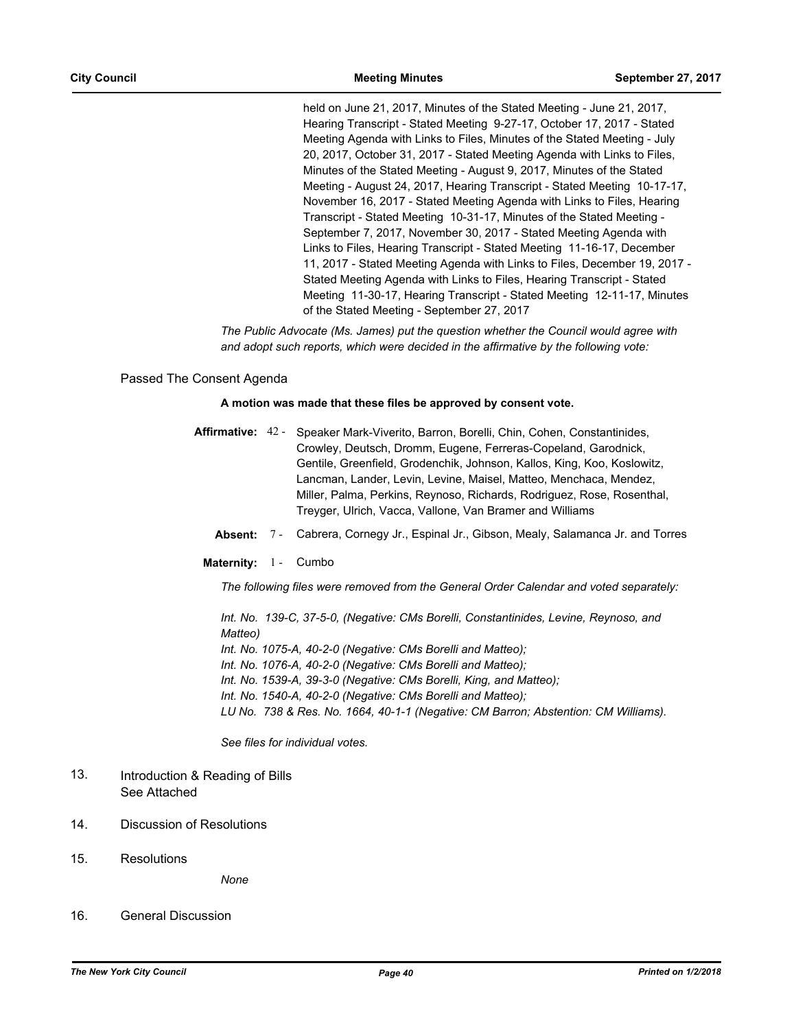held on June 21, 2017, Minutes of the Stated Meeting - June 21, 2017, Hearing Transcript - Stated Meeting 9-27-17, October 17, 2017 - Stated Meeting Agenda with Links to Files, Minutes of the Stated Meeting - July 20, 2017, October 31, 2017 - Stated Meeting Agenda with Links to Files, Minutes of the Stated Meeting - August 9, 2017, Minutes of the Stated Meeting - August 24, 2017, Hearing Transcript - Stated Meeting 10-17-17, November 16, 2017 - Stated Meeting Agenda with Links to Files, Hearing Transcript - Stated Meeting 10-31-17, Minutes of the Stated Meeting - September 7, 2017, November 30, 2017 - Stated Meeting Agenda with Links to Files, Hearing Transcript - Stated Meeting 11-16-17, December 11, 2017 - Stated Meeting Agenda with Links to Files, December 19, 2017 - Stated Meeting Agenda with Links to Files, Hearing Transcript - Stated Meeting 11-30-17, Hearing Transcript - Stated Meeting 12-11-17, Minutes of the Stated Meeting - September 27, 2017

*The Public Advocate (Ms. James) put the question whether the Council would agree with and adopt such reports, which were decided in the affirmative by the following vote:*

Passed The Consent Agenda

**A motion was made that these files be approved by consent vote.**

**Affirmative:** 42 - Speaker Mark-Viverito, Barron, Borelli, Chin, Cohen, Constantinides, Crowley, Deutsch, Dromm, Eugene, Ferreras-Copeland, Garodnick, Gentile, Greenfield, Grodenchik, Johnson, Kallos, King, Koo, Koslowitz, Lancman, Lander, Levin, Levine, Maisel, Matteo, Menchaca, Mendez, Miller, Palma, Perkins, Reynoso, Richards, Rodriguez, Rose, Rosenthal, Treyger, Ulrich, Vacca, Vallone, Van Bramer and Williams

**Absent:** 7 - Cabrera, Cornegy Jr., Espinal Jr., Gibson, Mealy, Salamanca Jr. and Torres

**Maternity:** 1 - Cumbo

*The following files were removed from the General Order Calendar and voted separately:*

*Int. No. 139-C, 37-5-0, (Negative: CMs Borelli, Constantinides, Levine, Reynoso, and Matteo)*
*Int. No. 1075-A, 40-2-0 (Negative: CMs Borelli and Matteo);*
*Int. No. 1076-A, 40-2-0 (Negative: CMs Borelli and Matteo);*
*Int. No. 1539-A, 39-3-0 (Negative: CMs Borelli, King, and Matteo);*
*Int. No. 1540-A, 40-2-0 (Negative: CMs Borelli and Matteo);*
*LU No. 738 & Res. No. 1664, 40-1-1 (Negative: CM Barron; Abstention: CM Williams).*

*See files for individual votes.*

13. Introduction & Reading of Bills
See Attached

14. Discussion of Resolutions

15. Resolutions

*None*

16. General Discussion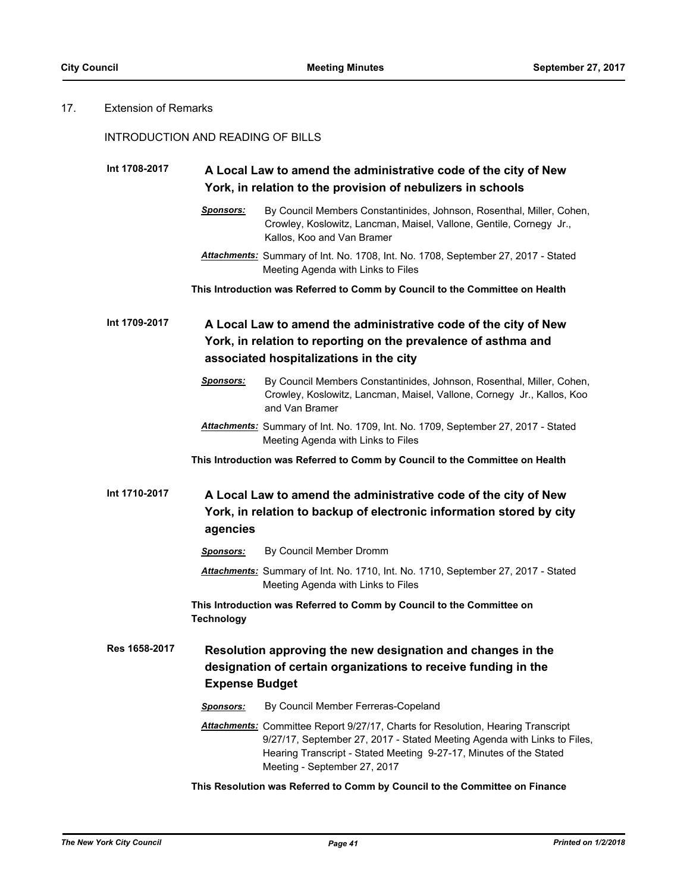17. Extension of Remarks

INTRODUCTION AND READING OF BILLS

**Int 1708-2017** **A Local Law to amend the administrative code of the city of New York, in relation to the provision of nebulizers in schools**

***Sponsors:*** By Council Members Constantinides, Johnson, Rosenthal, Miller, Cohen, Crowley, Koslowitz, Lancman, Maisel, Vallone, Gentile, Cornegy Jr., Kallos, Koo and Van Bramer

***Attachments:*** Summary of Int. No. 1708, Int. No. 1708, September 27, 2017 - Stated Meeting Agenda with Links to Files

**This Introduction was Referred to Comm by Council to the Committee on Health**

**Int 1709-2017** **A Local Law to amend the administrative code of the city of New York, in relation to reporting on the prevalence of asthma and associated hospitalizations in the city**

***Sponsors:*** By Council Members Constantinides, Johnson, Rosenthal, Miller, Cohen, Crowley, Koslowitz, Lancman, Maisel, Vallone, Cornegy Jr., Kallos, Koo and Van Bramer

***Attachments:*** Summary of Int. No. 1709, Int. No. 1709, September 27, 2017 - Stated Meeting Agenda with Links to Files

**This Introduction was Referred to Comm by Council to the Committee on Health**

**Int 1710-2017** **A Local Law to amend the administrative code of the city of New York, in relation to backup of electronic information stored by city agencies**

***Sponsors:*** By Council Member Dromm

***Attachments:*** Summary of Int. No. 1710, Int. No. 1710, September 27, 2017 - Stated Meeting Agenda with Links to Files

**This Introduction was Referred to Comm by Council to the Committee on Technology**

**Res 1658-2017** **Resolution approving the new designation and changes in the designation of certain organizations to receive funding in the Expense Budget**

***Sponsors:*** By Council Member Ferreras-Copeland

***Attachments:*** Committee Report 9/27/17, Charts for Resolution, Hearing Transcript 9/27/17, September 27, 2017 - Stated Meeting Agenda with Links to Files, Hearing Transcript - Stated Meeting 9-27-17, Minutes of the Stated Meeting - September 27, 2017

**This Resolution was Referred to Comm by Council to the Committee on Finance**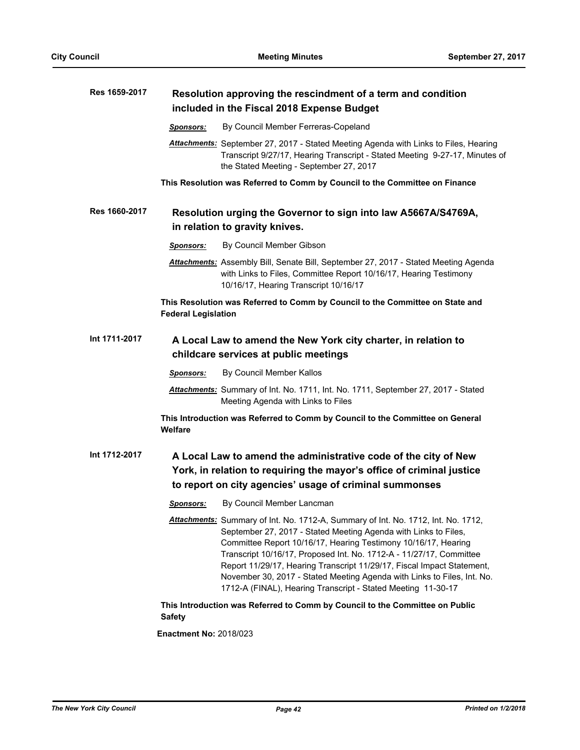**Res 1659-2017** **Resolution approving the rescindment of a term and condition included in the Fiscal 2018 Expense Budget**

***Sponsors:*** By Council Member Ferreras-Copeland

***Attachments:*** September 27, 2017 - Stated Meeting Agenda with Links to Files, Hearing Transcript 9/27/17, Hearing Transcript - Stated Meeting 9-27-17, Minutes of the Stated Meeting - September 27, 2017

**This Resolution was Referred to Comm by Council to the Committee on Finance**

**Res 1660-2017** **Resolution urging the Governor to sign into law A5667A/S4769A, in relation to gravity knives.**

***Sponsors:*** By Council Member Gibson

***Attachments:*** Assembly Bill, Senate Bill, September 27, 2017 - Stated Meeting Agenda with Links to Files, Committee Report 10/16/17, Hearing Testimony 10/16/17, Hearing Transcript 10/16/17

**This Resolution was Referred to Comm by Council to the Committee on State and Federal Legislation**

**Int 1711-2017** **A Local Law to amend the New York city charter, in relation to childcare services at public meetings**

***Sponsors:*** By Council Member Kallos

***Attachments:*** Summary of Int. No. 1711, Int. No. 1711, September 27, 2017 - Stated Meeting Agenda with Links to Files

**This Introduction was Referred to Comm by Council to the Committee on General Welfare**

**Int 1712-2017** **A Local Law to amend the administrative code of the city of New York, in relation to requiring the mayor's office of criminal justice to report on city agencies' usage of criminal summonses**

***Sponsors:*** By Council Member Lancman

***Attachments:*** Summary of Int. No. 1712-A, Summary of Int. No. 1712, Int. No. 1712, September 27, 2017 - Stated Meeting Agenda with Links to Files, Committee Report 10/16/17, Hearing Testimony 10/16/17, Hearing Transcript 10/16/17, Proposed Int. No. 1712-A - 11/27/17, Committee Report 11/29/17, Hearing Transcript 11/29/17, Fiscal Impact Statement, November 30, 2017 - Stated Meeting Agenda with Links to Files, Int. No. 1712-A (FINAL), Hearing Transcript - Stated Meeting 11-30-17

**This Introduction was Referred to Comm by Council to the Committee on Public Safety**

**Enactment No:** 2018/023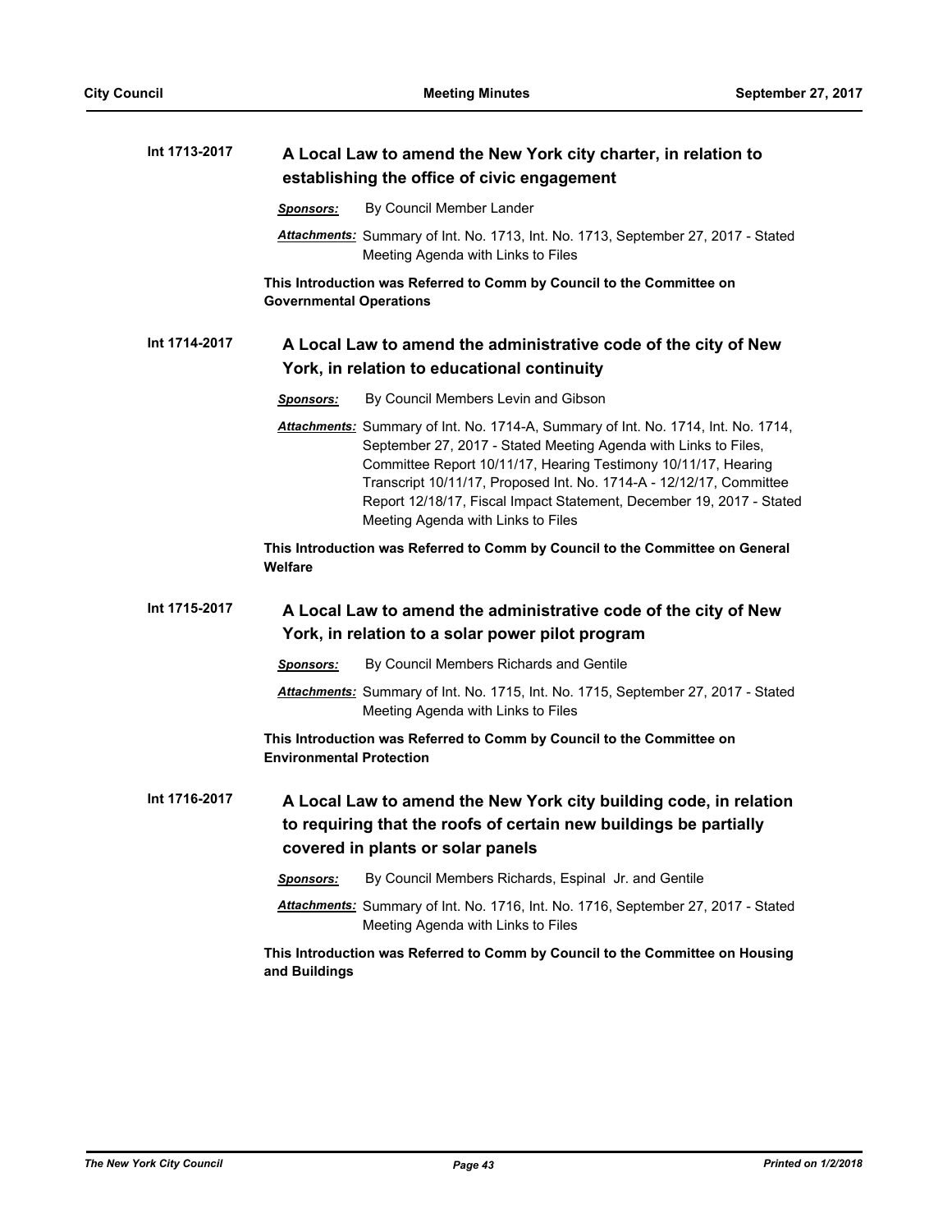**Int 1713-2017** **A Local Law to amend the New York city charter, in relation to establishing the office of civic engagement**

***Sponsors:*** By Council Member Lander

***Attachments:*** Summary of Int. No. 1713, Int. No. 1713, September 27, 2017 - Stated Meeting Agenda with Links to Files

**This Introduction was Referred to Comm by Council to the Committee on Governmental Operations**

**Int 1714-2017** **A Local Law to amend the administrative code of the city of New York, in relation to educational continuity**

***Sponsors:*** By Council Members Levin and Gibson

***Attachments:*** Summary of Int. No. 1714-A, Summary of Int. No. 1714, Int. No. 1714, September 27, 2017 - Stated Meeting Agenda with Links to Files, Committee Report 10/11/17, Hearing Testimony 10/11/17, Hearing Transcript 10/11/17, Proposed Int. No. 1714-A - 12/12/17, Committee Report 12/18/17, Fiscal Impact Statement, December 19, 2017 - Stated Meeting Agenda with Links to Files

**This Introduction was Referred to Comm by Council to the Committee on General Welfare**

**Int 1715-2017** **A Local Law to amend the administrative code of the city of New York, in relation to a solar power pilot program**

***Sponsors:*** By Council Members Richards and Gentile

***Attachments:*** Summary of Int. No. 1715, Int. No. 1715, September 27, 2017 - Stated Meeting Agenda with Links to Files

**This Introduction was Referred to Comm by Council to the Committee on Environmental Protection**

**Int 1716-2017** **A Local Law to amend the New York city building code, in relation to requiring that the roofs of certain new buildings be partially covered in plants or solar panels**

***Sponsors:*** By Council Members Richards, Espinal Jr. and Gentile

***Attachments:*** Summary of Int. No. 1716, Int. No. 1716, September 27, 2017 - Stated Meeting Agenda with Links to Files

**This Introduction was Referred to Comm by Council to the Committee on Housing and Buildings**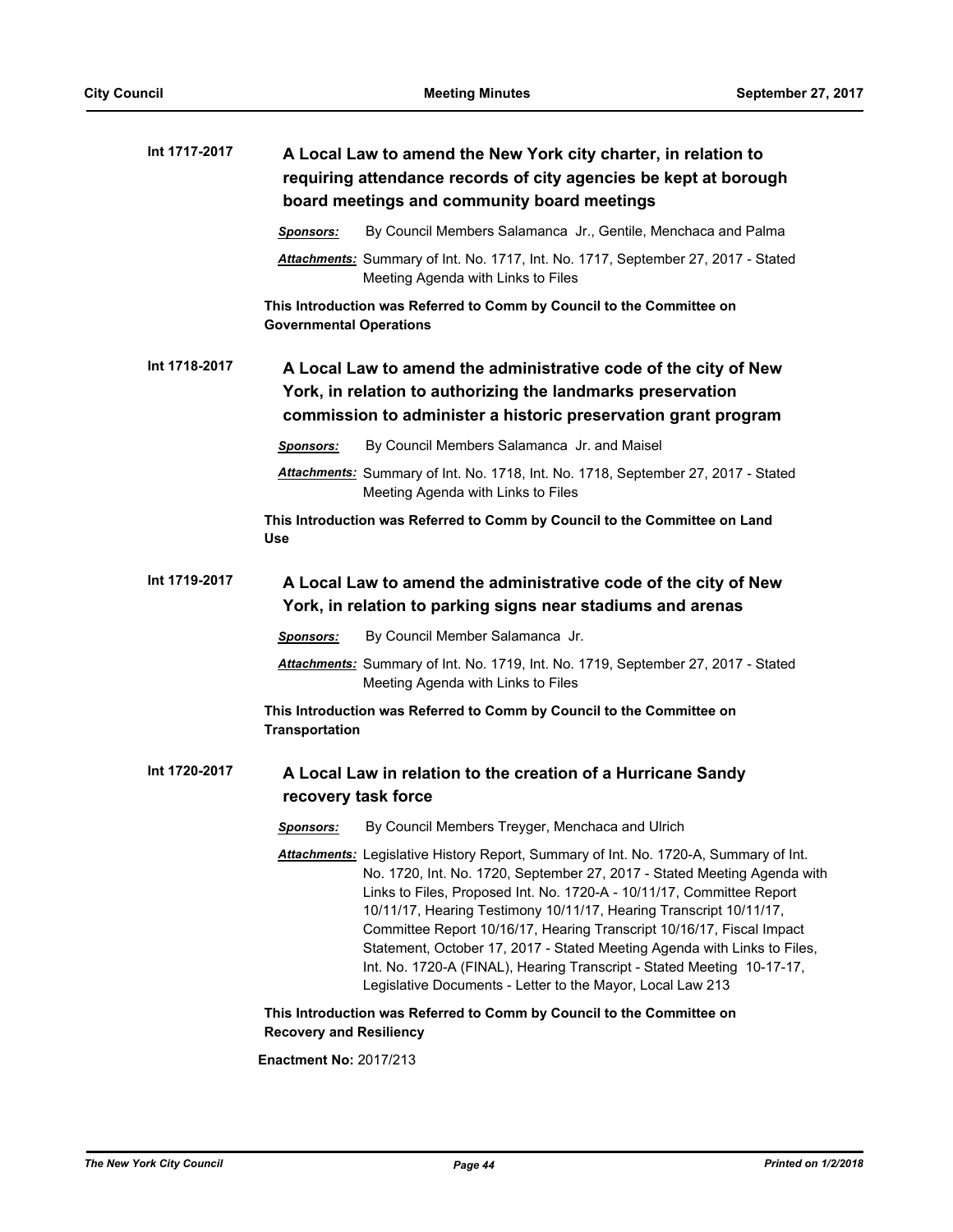**Int 1717-2017**

## A Local Law to amend the New York city charter, in relation to requiring attendance records of city agencies be kept at borough board meetings and community board meetings

***Sponsors:*** By Council Members Salamanca Jr., Gentile, Menchaca and Palma

***Attachments:*** Summary of Int. No. 1717, Int. No. 1717, September 27, 2017 - Stated Meeting Agenda with Links to Files

**This Introduction was Referred to Comm by Council to the Committee on Governmental Operations**

**Int 1718-2017**

## A Local Law to amend the administrative code of the city of New York, in relation to authorizing the landmarks preservation commission to administer a historic preservation grant program

***Sponsors:*** By Council Members Salamanca Jr. and Maisel

***Attachments:*** Summary of Int. No. 1718, Int. No. 1718, September 27, 2017 - Stated Meeting Agenda with Links to Files

**This Introduction was Referred to Comm by Council to the Committee on Land Use**

**Int 1719-2017**

## A Local Law to amend the administrative code of the city of New York, in relation to parking signs near stadiums and arenas

***Sponsors:*** By Council Member Salamanca Jr.

***Attachments:*** Summary of Int. No. 1719, Int. No. 1719, September 27, 2017 - Stated Meeting Agenda with Links to Files

**This Introduction was Referred to Comm by Council to the Committee on Transportation**

**Int 1720-2017**

## A Local Law in relation to the creation of a Hurricane Sandy recovery task force

***Sponsors:*** By Council Members Treyger, Menchaca and Ulrich

***Attachments:*** Legislative History Report, Summary of Int. No. 1720-A, Summary of Int. No. 1720, Int. No. 1720, September 27, 2017 - Stated Meeting Agenda with Links to Files, Proposed Int. No. 1720-A - 10/11/17, Committee Report 10/11/17, Hearing Testimony 10/11/17, Hearing Transcript 10/11/17, Committee Report 10/16/17, Hearing Transcript 10/16/17, Fiscal Impact Statement, October 17, 2017 - Stated Meeting Agenda with Links to Files, Int. No. 1720-A (FINAL), Hearing Transcript - Stated Meeting 10-17-17, Legislative Documents - Letter to the Mayor, Local Law 213

**This Introduction was Referred to Comm by Council to the Committee on Recovery and Resiliency**

**Enactment No:** 2017/213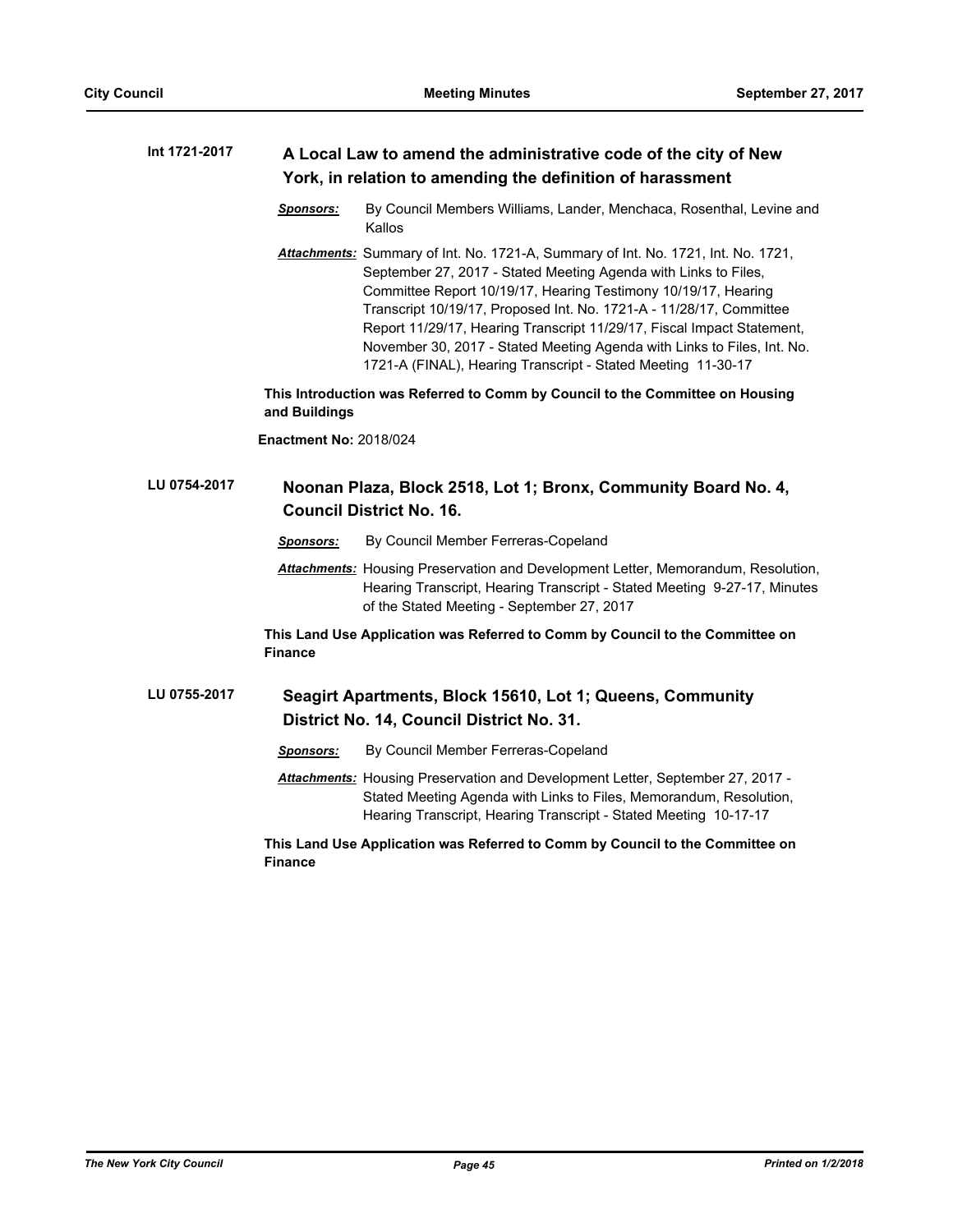**Int 1721-2017** **A Local Law to amend the administrative code of the city of New York, in relation to amending the definition of harassment**

***Sponsors:*** By Council Members Williams, Lander, Menchaca, Rosenthal, Levine and Kallos

***Attachments:*** Summary of Int. No. 1721-A, Summary of Int. No. 1721, Int. No. 1721, September 27, 2017 - Stated Meeting Agenda with Links to Files, Committee Report 10/19/17, Hearing Testimony 10/19/17, Hearing Transcript 10/19/17, Proposed Int. No. 1721-A - 11/28/17, Committee Report 11/29/17, Hearing Transcript 11/29/17, Fiscal Impact Statement, November 30, 2017 - Stated Meeting Agenda with Links to Files, Int. No. 1721-A (FINAL), Hearing Transcript - Stated Meeting 11-30-17

**This Introduction was Referred to Comm by Council to the Committee on Housing and Buildings**

**Enactment No:** 2018/024

**LU 0754-2017** **Noonan Plaza, Block 2518, Lot 1; Bronx, Community Board No. 4, Council District No. 16.**

***Sponsors:*** By Council Member Ferreras-Copeland

***Attachments:*** Housing Preservation and Development Letter, Memorandum, Resolution, Hearing Transcript, Hearing Transcript - Stated Meeting 9-27-17, Minutes of the Stated Meeting - September 27, 2017

**This Land Use Application was Referred to Comm by Council to the Committee on Finance**

**LU 0755-2017** **Seagirt Apartments, Block 15610, Lot 1; Queens, Community District No. 14, Council District No. 31.**

***Sponsors:*** By Council Member Ferreras-Copeland

***Attachments:*** Housing Preservation and Development Letter, September 27, 2017 - Stated Meeting Agenda with Links to Files, Memorandum, Resolution, Hearing Transcript, Hearing Transcript - Stated Meeting 10-17-17

**This Land Use Application was Referred to Comm by Council to the Committee on Finance**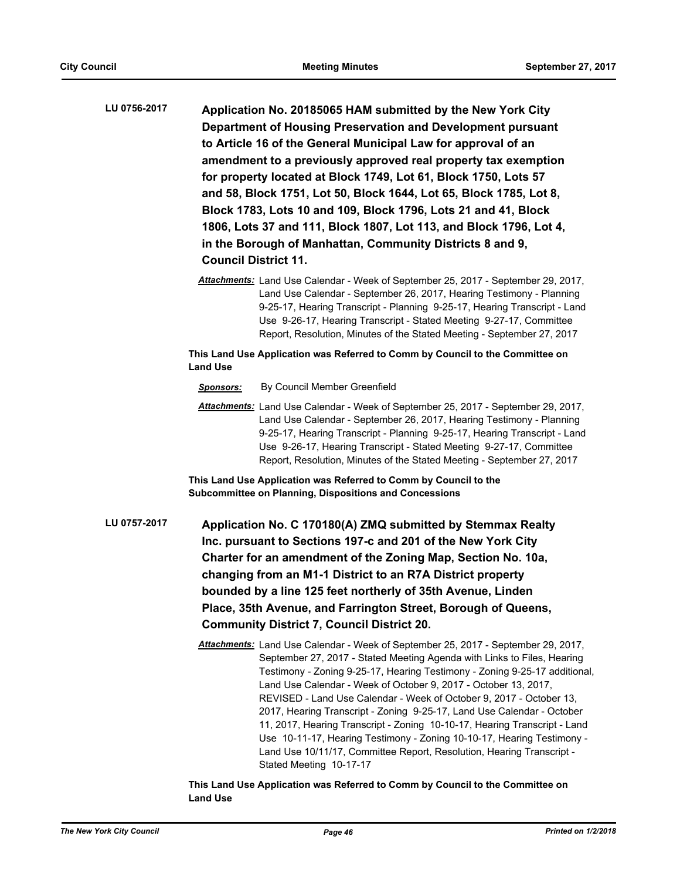**LU 0756-2017** **Application No. 20185065 HAM submitted by the New York City Department of Housing Preservation and Development pursuant to Article 16 of the General Municipal Law for approval of an amendment to a previously approved real property tax exemption for property located at Block 1749, Lot 61, Block 1750, Lots 57 and 58, Block 1751, Lot 50, Block 1644, Lot 65, Block 1785, Lot 8, Block 1783, Lots 10 and 109, Block 1796, Lots 21 and 41, Block 1806, Lots 37 and 111, Block 1807, Lot 113, and Block 1796, Lot 4, in the Borough of Manhattan, Community Districts 8 and 9, Council District 11.**

***Attachments:*** Land Use Calendar - Week of September 25, 2017 - September 29, 2017, Land Use Calendar - September 26, 2017, Hearing Testimony - Planning 9-25-17, Hearing Transcript - Planning 9-25-17, Hearing Transcript - Land Use 9-26-17, Hearing Transcript - Stated Meeting 9-27-17, Committee Report, Resolution, Minutes of the Stated Meeting - September 27, 2017

**This Land Use Application was Referred to Comm by Council to the Committee on Land Use**

***Sponsors:*** By Council Member Greenfield

***Attachments:*** Land Use Calendar - Week of September 25, 2017 - September 29, 2017, Land Use Calendar - September 26, 2017, Hearing Testimony - Planning 9-25-17, Hearing Transcript - Planning 9-25-17, Hearing Transcript - Land Use 9-26-17, Hearing Transcript - Stated Meeting 9-27-17, Committee Report, Resolution, Minutes of the Stated Meeting - September 27, 2017

**This Land Use Application was Referred to Comm by Council to the Subcommittee on Planning, Dispositions and Concessions**

**LU 0757-2017** **Application No. C 170180(A) ZMQ submitted by Stemmax Realty Inc. pursuant to Sections 197-c and 201 of the New York City Charter for an amendment of the Zoning Map, Section No. 10a, changing from an M1-1 District to an R7A District property bounded by a line 125 feet northerly of 35th Avenue, Linden Place, 35th Avenue, and Farrington Street, Borough of Queens, Community District 7, Council District 20.**

***Attachments:*** Land Use Calendar - Week of September 25, 2017 - September 29, 2017, September 27, 2017 - Stated Meeting Agenda with Links to Files, Hearing Testimony - Zoning 9-25-17, Hearing Testimony - Zoning 9-25-17 additional, Land Use Calendar - Week of October 9, 2017 - October 13, 2017, REVISED - Land Use Calendar - Week of October 9, 2017 - October 13, 2017, Hearing Transcript - Zoning 9-25-17, Land Use Calendar - October 11, 2017, Hearing Transcript - Zoning 10-10-17, Hearing Transcript - Land Use 10-11-17, Hearing Testimony - Zoning 10-10-17, Hearing Testimony - Land Use 10/11/17, Committee Report, Resolution, Hearing Transcript - Stated Meeting 10-17-17

**This Land Use Application was Referred to Comm by Council to the Committee on Land Use**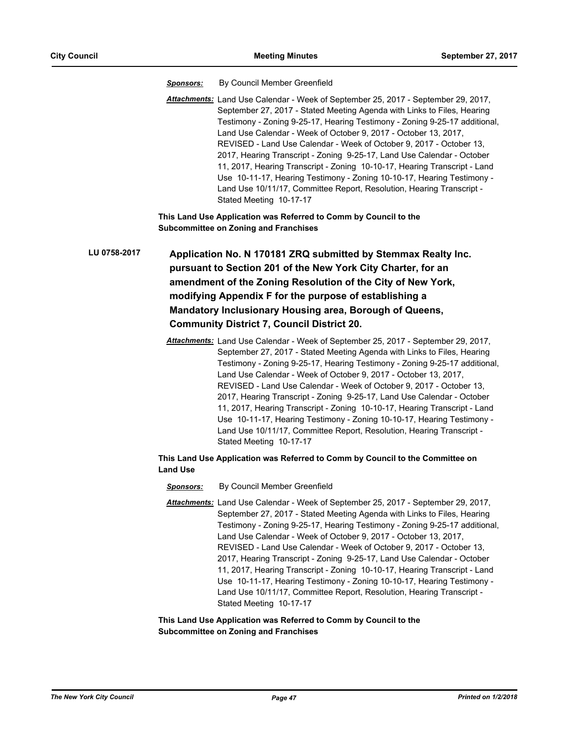***Sponsors:*** By Council Member Greenfield

***Attachments:*** Land Use Calendar - Week of September 25, 2017 - September 29, 2017, September 27, 2017 - Stated Meeting Agenda with Links to Files, Hearing Testimony - Zoning 9-25-17, Hearing Testimony - Zoning 9-25-17 additional, Land Use Calendar - Week of October 9, 2017 - October 13, 2017, REVISED - Land Use Calendar - Week of October 9, 2017 - October 13, 2017, Hearing Transcript - Zoning 9-25-17, Land Use Calendar - October 11, 2017, Hearing Transcript - Zoning 10-10-17, Hearing Transcript - Land Use 10-11-17, Hearing Testimony - Zoning 10-10-17, Hearing Testimony - Land Use 10/11/17, Committee Report, Resolution, Hearing Transcript - Stated Meeting 10-17-17

**This Land Use Application was Referred to Comm by Council to the Subcommittee on Zoning and Franchises**

**LU 0758-2017**

## Application No. N 170181 ZRQ submitted by Stemmax Realty Inc. pursuant to Section 201 of the New York City Charter, for an amendment of the Zoning Resolution of the City of New York, modifying Appendix F for the purpose of establishing a Mandatory Inclusionary Housing area, Borough of Queens, Community District 7, Council District 20.

***Attachments:*** Land Use Calendar - Week of September 25, 2017 - September 29, 2017, September 27, 2017 - Stated Meeting Agenda with Links to Files, Hearing Testimony - Zoning 9-25-17, Hearing Testimony - Zoning 9-25-17 additional, Land Use Calendar - Week of October 9, 2017 - October 13, 2017, REVISED - Land Use Calendar - Week of October 9, 2017 - October 13, 2017, Hearing Transcript - Zoning 9-25-17, Land Use Calendar - October 11, 2017, Hearing Transcript - Zoning 10-10-17, Hearing Transcript - Land Use 10-11-17, Hearing Testimony - Zoning 10-10-17, Hearing Testimony - Land Use 10/11/17, Committee Report, Resolution, Hearing Transcript - Stated Meeting 10-17-17

**This Land Use Application was Referred to Comm by Council to the Committee on Land Use**

***Sponsors:*** By Council Member Greenfield

***Attachments:*** Land Use Calendar - Week of September 25, 2017 - September 29, 2017, September 27, 2017 - Stated Meeting Agenda with Links to Files, Hearing Testimony - Zoning 9-25-17, Hearing Testimony - Zoning 9-25-17 additional, Land Use Calendar - Week of October 9, 2017 - October 13, 2017, REVISED - Land Use Calendar - Week of October 9, 2017 - October 13, 2017, Hearing Transcript - Zoning 9-25-17, Land Use Calendar - October 11, 2017, Hearing Transcript - Zoning 10-10-17, Hearing Transcript - Land Use 10-11-17, Hearing Testimony - Zoning 10-10-17, Hearing Testimony - Land Use 10/11/17, Committee Report, Resolution, Hearing Transcript - Stated Meeting 10-17-17

**This Land Use Application was Referred to Comm by Council to the Subcommittee on Zoning and Franchises**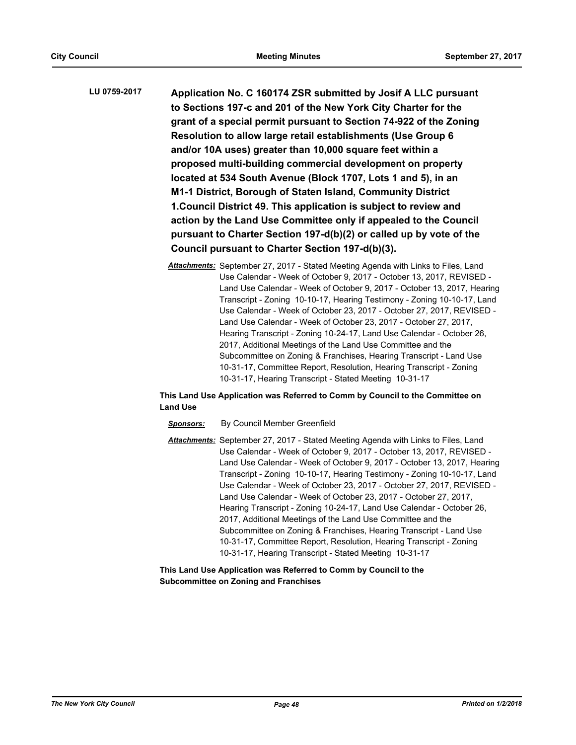**LU 0759-2017** **Application No. C 160174 ZSR submitted by Josif A LLC pursuant to Sections 197-c and 201 of the New York City Charter for the grant of a special permit pursuant to Section 74-922 of the Zoning Resolution to allow large retail establishments (Use Group 6 and/or 10A uses) greater than 10,000 square feet within a proposed multi-building commercial development on property located at 534 South Avenue (Block 1707, Lots 1 and 5), in an M1-1 District, Borough of Staten Island, Community District 1.Council District 49. This application is subject to review and action by the Land Use Committee only if appealed to the Council pursuant to Charter Section 197-d(b)(2) or called up by vote of the Council pursuant to Charter Section 197-d(b)(3).**

***Attachments:*** September 27, 2017 - Stated Meeting Agenda with Links to Files, Land Use Calendar - Week of October 9, 2017 - October 13, 2017, REVISED - Land Use Calendar - Week of October 9, 2017 - October 13, 2017, Hearing Transcript - Zoning 10-10-17, Hearing Testimony - Zoning 10-10-17, Land Use Calendar - Week of October 23, 2017 - October 27, 2017, REVISED - Land Use Calendar - Week of October 23, 2017 - October 27, 2017, Hearing Transcript - Zoning 10-24-17, Land Use Calendar - October 26, 2017, Additional Meetings of the Land Use Committee and the Subcommittee on Zoning & Franchises, Hearing Transcript - Land Use 10-31-17, Committee Report, Resolution, Hearing Transcript - Zoning 10-31-17, Hearing Transcript - Stated Meeting 10-31-17

**This Land Use Application was Referred to Comm by Council to the Committee on Land Use**

***Sponsors:*** By Council Member Greenfield

***Attachments:*** September 27, 2017 - Stated Meeting Agenda with Links to Files, Land Use Calendar - Week of October 9, 2017 - October 13, 2017, REVISED - Land Use Calendar - Week of October 9, 2017 - October 13, 2017, Hearing Transcript - Zoning 10-10-17, Hearing Testimony - Zoning 10-10-17, Land Use Calendar - Week of October 23, 2017 - October 27, 2017, REVISED - Land Use Calendar - Week of October 23, 2017 - October 27, 2017, Hearing Transcript - Zoning 10-24-17, Land Use Calendar - October 26, 2017, Additional Meetings of the Land Use Committee and the Subcommittee on Zoning & Franchises, Hearing Transcript - Land Use 10-31-17, Committee Report, Resolution, Hearing Transcript - Zoning 10-31-17, Hearing Transcript - Stated Meeting 10-31-17

**This Land Use Application was Referred to Comm by Council to the Subcommittee on Zoning and Franchises**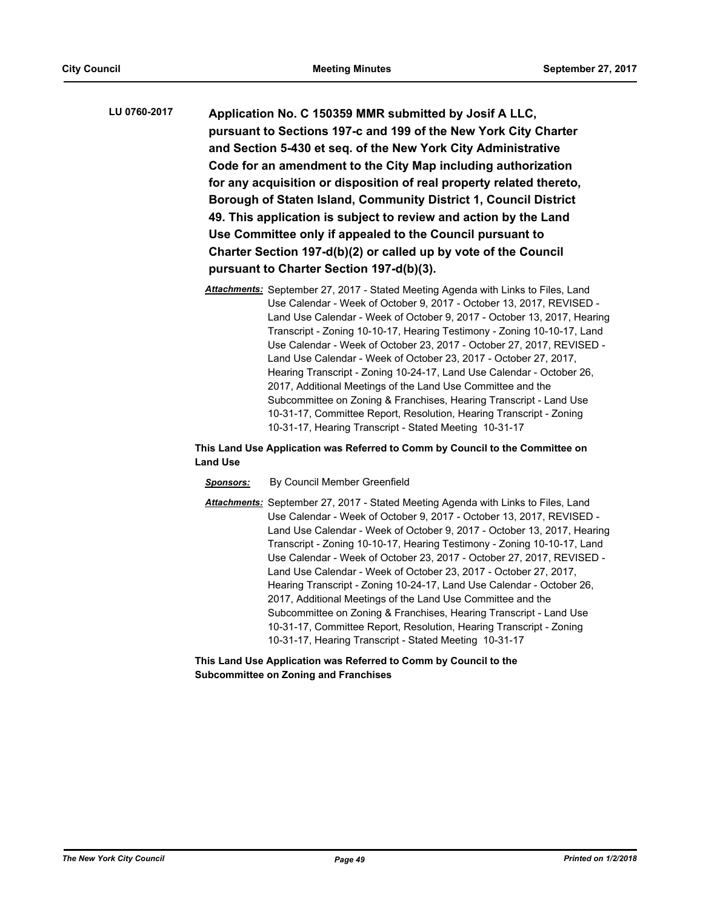**LU 0760-2017** **Application No. C 150359 MMR submitted by Josif A LLC, pursuant to Sections 197-c and 199 of the New York City Charter and Section 5-430 et seq. of the New York City Administrative Code for an amendment to the City Map including authorization for any acquisition or disposition of real property related thereto, Borough of Staten Island, Community District 1, Council District 49. This application is subject to review and action by the Land Use Committee only if appealed to the Council pursuant to Charter Section 197-d(b)(2) or called up by vote of the Council pursuant to Charter Section 197-d(b)(3).**

***Attachments:*** September 27, 2017 - Stated Meeting Agenda with Links to Files, Land Use Calendar - Week of October 9, 2017 - October 13, 2017, REVISED - Land Use Calendar - Week of October 9, 2017 - October 13, 2017, Hearing Transcript - Zoning 10-10-17, Hearing Testimony - Zoning 10-10-17, Land Use Calendar - Week of October 23, 2017 - October 27, 2017, REVISED - Land Use Calendar - Week of October 23, 2017 - October 27, 2017, Hearing Transcript - Zoning 10-24-17, Land Use Calendar - October 26, 2017, Additional Meetings of the Land Use Committee and the Subcommittee on Zoning & Franchises, Hearing Transcript - Land Use 10-31-17, Committee Report, Resolution, Hearing Transcript - Zoning 10-31-17, Hearing Transcript - Stated Meeting 10-31-17

**This Land Use Application was Referred to Comm by Council to the Committee on Land Use**

***Sponsors:*** By Council Member Greenfield

***Attachments:*** September 27, 2017 - Stated Meeting Agenda with Links to Files, Land Use Calendar - Week of October 9, 2017 - October 13, 2017, REVISED - Land Use Calendar - Week of October 9, 2017 - October 13, 2017, Hearing Transcript - Zoning 10-10-17, Hearing Testimony - Zoning 10-10-17, Land Use Calendar - Week of October 23, 2017 - October 27, 2017, REVISED - Land Use Calendar - Week of October 23, 2017 - October 27, 2017, Hearing Transcript - Zoning 10-24-17, Land Use Calendar - October 26, 2017, Additional Meetings of the Land Use Committee and the Subcommittee on Zoning & Franchises, Hearing Transcript - Land Use 10-31-17, Committee Report, Resolution, Hearing Transcript - Zoning 10-31-17, Hearing Transcript - Stated Meeting 10-31-17

**This Land Use Application was Referred to Comm by Council to the Subcommittee on Zoning and Franchises**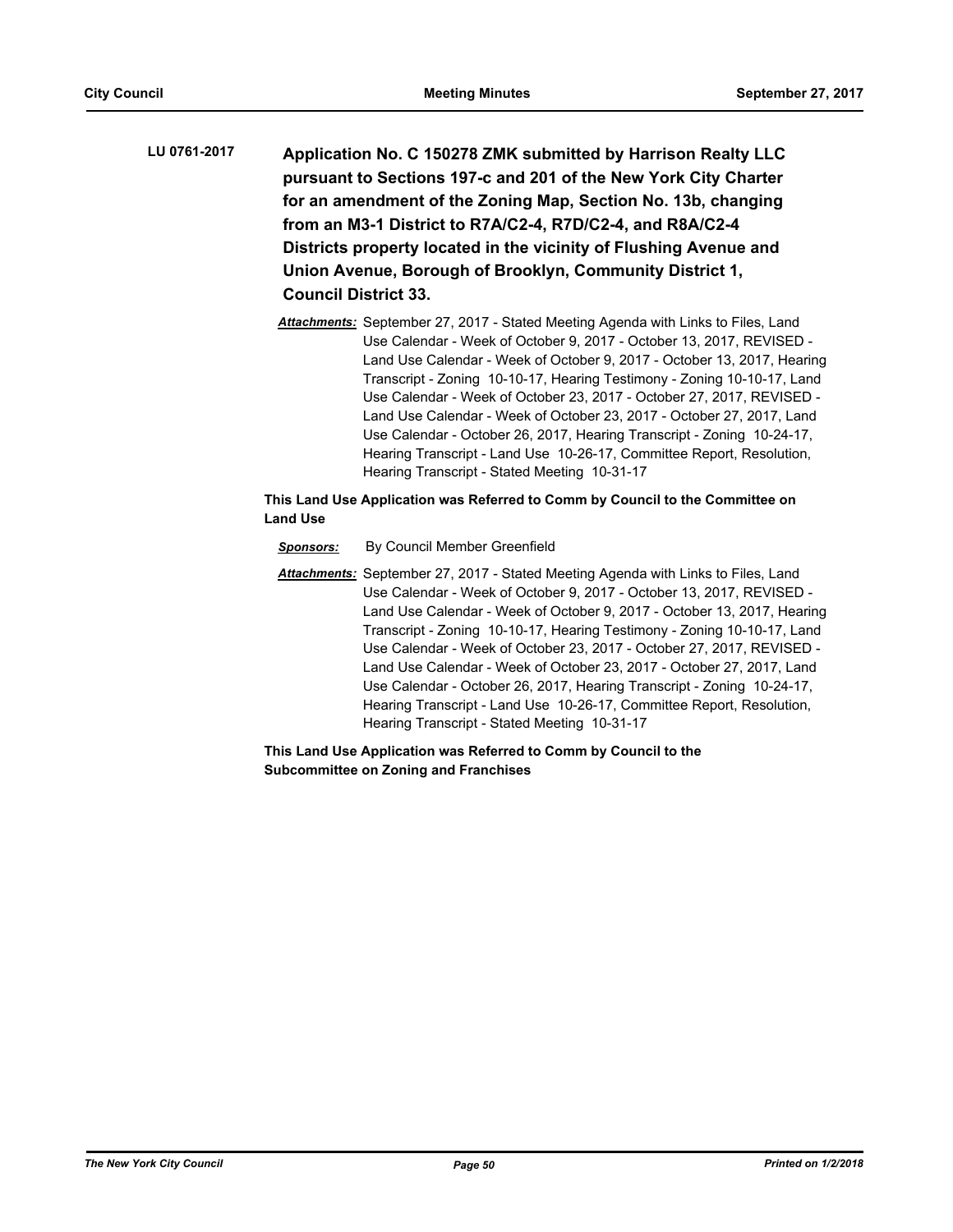**LU 0761-2017** **Application No. C 150278 ZMK submitted by Harrison Realty LLC pursuant to Sections 197-c and 201 of the New York City Charter for an amendment of the Zoning Map, Section No. 13b, changing from an M3-1 District to R7A/C2-4, R7D/C2-4, and R8A/C2-4 Districts property located in the vicinity of Flushing Avenue and Union Avenue, Borough of Brooklyn, Community District 1, Council District 33.**

***Attachments:*** September 27, 2017 - Stated Meeting Agenda with Links to Files, Land Use Calendar - Week of October 9, 2017 - October 13, 2017, REVISED - Land Use Calendar - Week of October 9, 2017 - October 13, 2017, Hearing Transcript - Zoning 10-10-17, Hearing Testimony - Zoning 10-10-17, Land Use Calendar - Week of October 23, 2017 - October 27, 2017, REVISED - Land Use Calendar - Week of October 23, 2017 - October 27, 2017, Land Use Calendar - October 26, 2017, Hearing Transcript - Zoning 10-24-17, Hearing Transcript - Land Use 10-26-17, Committee Report, Resolution, Hearing Transcript - Stated Meeting 10-31-17

**This Land Use Application was Referred to Comm by Council to the Committee on Land Use**

***Sponsors:*** By Council Member Greenfield

***Attachments:*** September 27, 2017 - Stated Meeting Agenda with Links to Files, Land Use Calendar - Week of October 9, 2017 - October 13, 2017, REVISED - Land Use Calendar - Week of October 9, 2017 - October 13, 2017, Hearing Transcript - Zoning 10-10-17, Hearing Testimony - Zoning 10-10-17, Land Use Calendar - Week of October 23, 2017 - October 27, 2017, REVISED - Land Use Calendar - Week of October 23, 2017 - October 27, 2017, Land Use Calendar - October 26, 2017, Hearing Transcript - Zoning 10-24-17, Hearing Transcript - Land Use 10-26-17, Committee Report, Resolution, Hearing Transcript - Stated Meeting 10-31-17

**This Land Use Application was Referred to Comm by Council to the Subcommittee on Zoning and Franchises**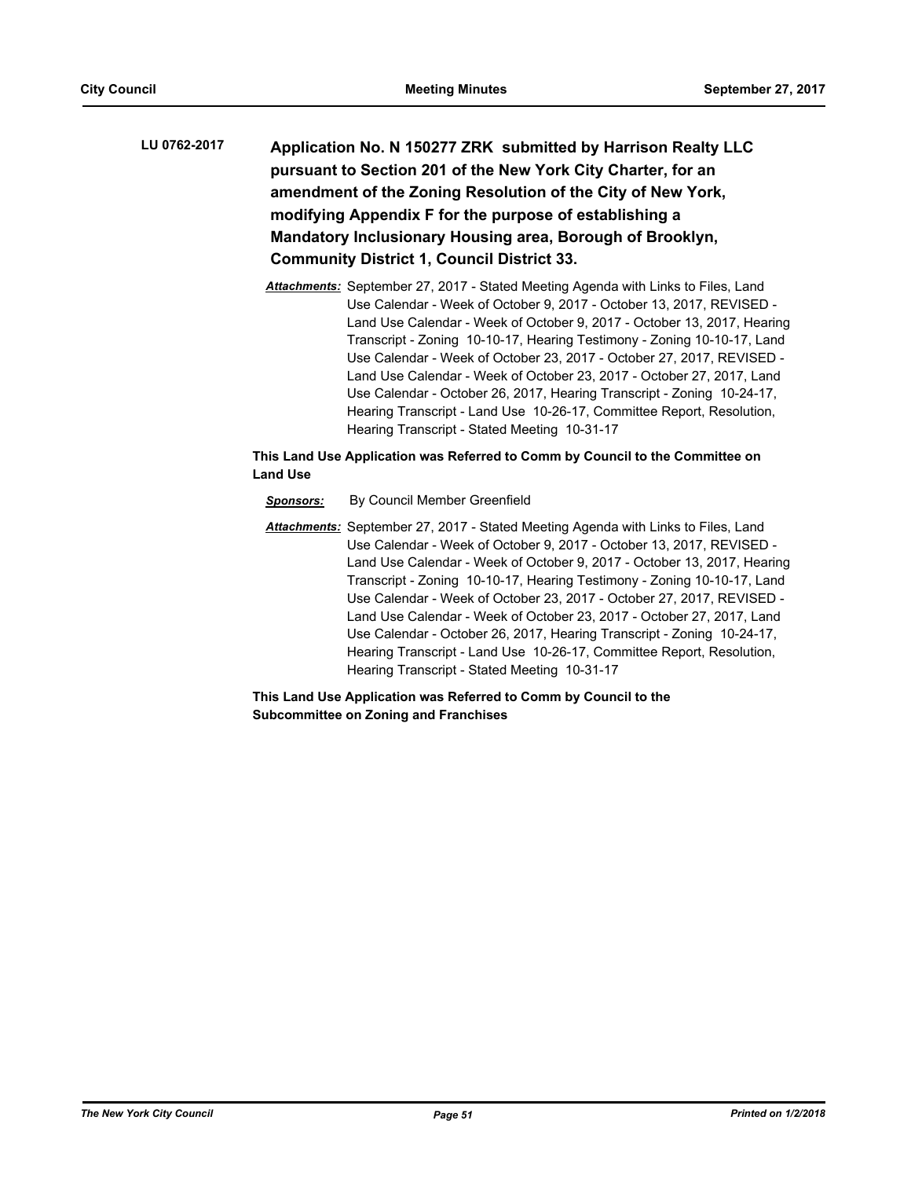**LU 0762-2017** **Application No. N 150277 ZRK submitted by Harrison Realty LLC pursuant to Section 201 of the New York City Charter, for an amendment of the Zoning Resolution of the City of New York, modifying Appendix F for the purpose of establishing a Mandatory Inclusionary Housing area, Borough of Brooklyn, Community District 1, Council District 33.**

***Attachments:*** September 27, 2017 - Stated Meeting Agenda with Links to Files, Land Use Calendar - Week of October 9, 2017 - October 13, 2017, REVISED - Land Use Calendar - Week of October 9, 2017 - October 13, 2017, Hearing Transcript - Zoning 10-10-17, Hearing Testimony - Zoning 10-10-17, Land Use Calendar - Week of October 23, 2017 - October 27, 2017, REVISED - Land Use Calendar - Week of October 23, 2017 - October 27, 2017, Land Use Calendar - October 26, 2017, Hearing Transcript - Zoning 10-24-17, Hearing Transcript - Land Use 10-26-17, Committee Report, Resolution, Hearing Transcript - Stated Meeting 10-31-17

**This Land Use Application was Referred to Comm by Council to the Committee on Land Use**

***Sponsors:*** By Council Member Greenfield

***Attachments:*** September 27, 2017 - Stated Meeting Agenda with Links to Files, Land Use Calendar - Week of October 9, 2017 - October 13, 2017, REVISED - Land Use Calendar - Week of October 9, 2017 - October 13, 2017, Hearing Transcript - Zoning 10-10-17, Hearing Testimony - Zoning 10-10-17, Land Use Calendar - Week of October 23, 2017 - October 27, 2017, REVISED - Land Use Calendar - Week of October 23, 2017 - October 27, 2017, Land Use Calendar - October 26, 2017, Hearing Transcript - Zoning 10-24-17, Hearing Transcript - Land Use 10-26-17, Committee Report, Resolution, Hearing Transcript - Stated Meeting 10-31-17

**This Land Use Application was Referred to Comm by Council to the Subcommittee on Zoning and Franchises**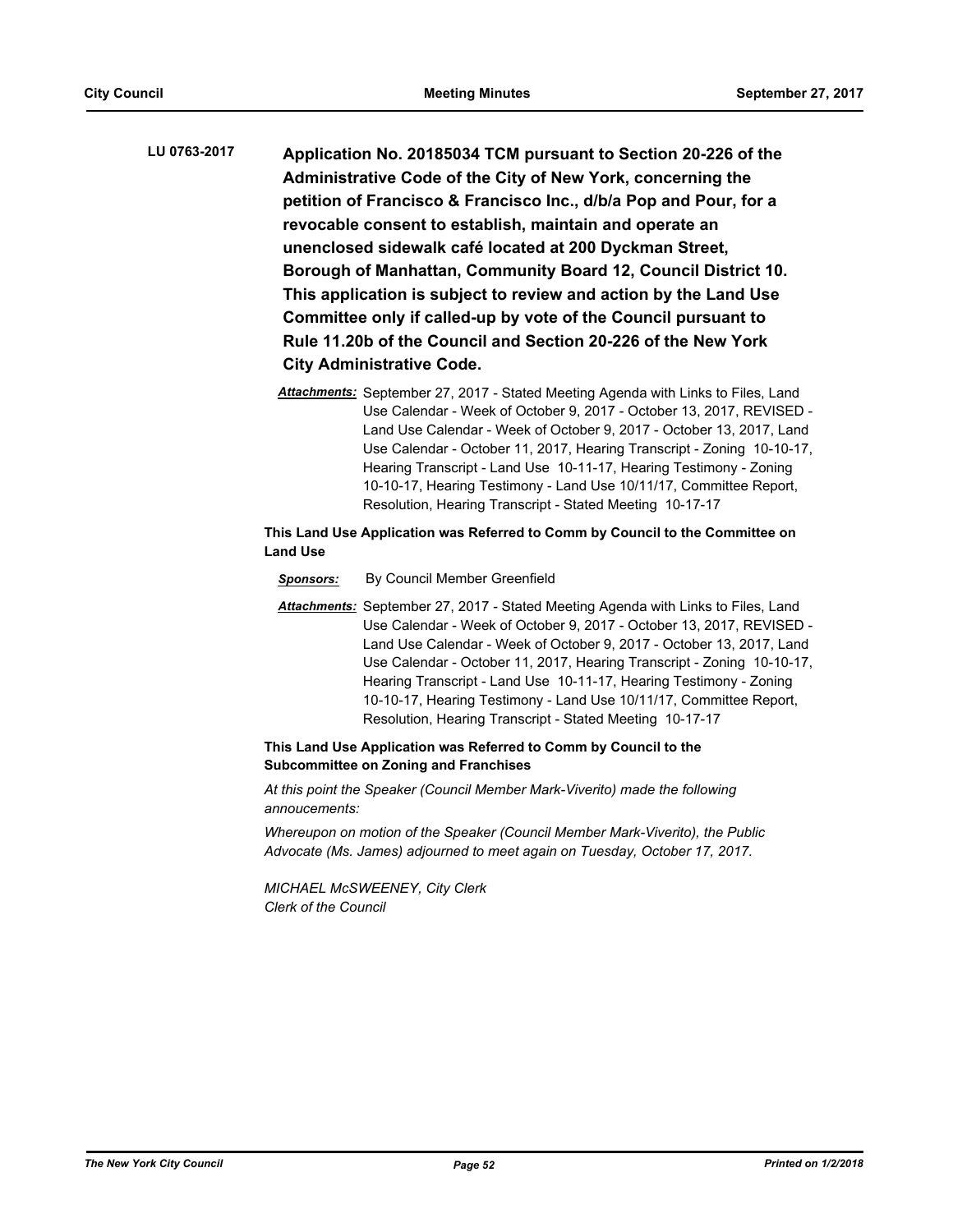**LU 0763-2017** **Application No. 20185034 TCM pursuant to Section 20-226 of the Administrative Code of the City of New York, concerning the petition of Francisco & Francisco Inc., d/b/a Pop and Pour, for a revocable consent to establish, maintain and operate an unenclosed sidewalk café located at 200 Dyckman Street, Borough of Manhattan, Community Board 12, Council District 10. This application is subject to review and action by the Land Use Committee only if called-up by vote of the Council pursuant to Rule 11.20b of the Council and Section 20-226 of the New York City Administrative Code.**

***Attachments:*** September 27, 2017 - Stated Meeting Agenda with Links to Files, Land Use Calendar - Week of October 9, 2017 - October 13, 2017, REVISED - Land Use Calendar - Week of October 9, 2017 - October 13, 2017, Land Use Calendar - October 11, 2017, Hearing Transcript - Zoning 10-10-17, Hearing Transcript - Land Use 10-11-17, Hearing Testimony - Zoning 10-10-17, Hearing Testimony - Land Use 10/11/17, Committee Report, Resolution, Hearing Transcript - Stated Meeting 10-17-17

**This Land Use Application was Referred to Comm by Council to the Committee on Land Use**

***Sponsors:*** By Council Member Greenfield

***Attachments:*** September 27, 2017 - Stated Meeting Agenda with Links to Files, Land Use Calendar - Week of October 9, 2017 - October 13, 2017, REVISED - Land Use Calendar - Week of October 9, 2017 - October 13, 2017, Land Use Calendar - October 11, 2017, Hearing Transcript - Zoning 10-10-17, Hearing Transcript - Land Use 10-11-17, Hearing Testimony - Zoning 10-10-17, Hearing Testimony - Land Use 10/11/17, Committee Report, Resolution, Hearing Transcript - Stated Meeting 10-17-17

**This Land Use Application was Referred to Comm by Council to the Subcommittee on Zoning and Franchises**

*At this point the Speaker (Council Member Mark-Viverito) made the following annoucements:*

*Whereupon on motion of the Speaker (Council Member Mark-Viverito), the Public Advocate (Ms. James) adjourned to meet again on Tuesday, October 17, 2017.*

*MICHAEL McSWEENEY, City Clerk*
*Clerk of the Council*